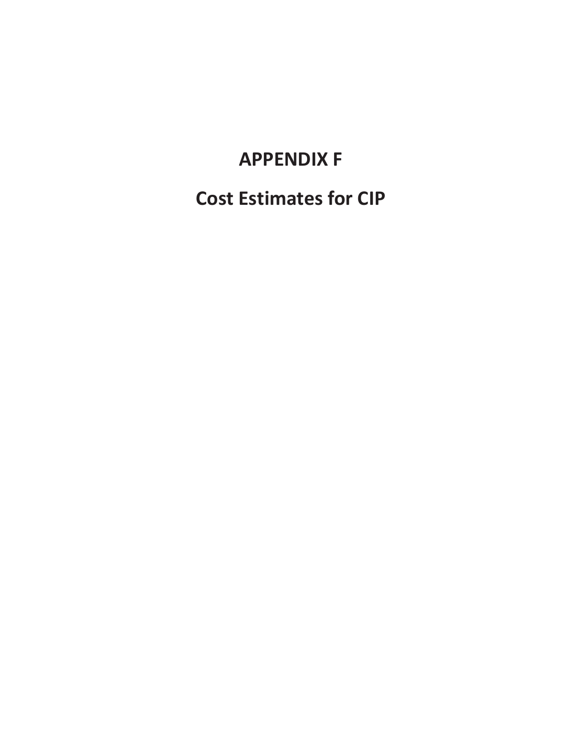# APPENDIX F

# Cost Estimates for CIP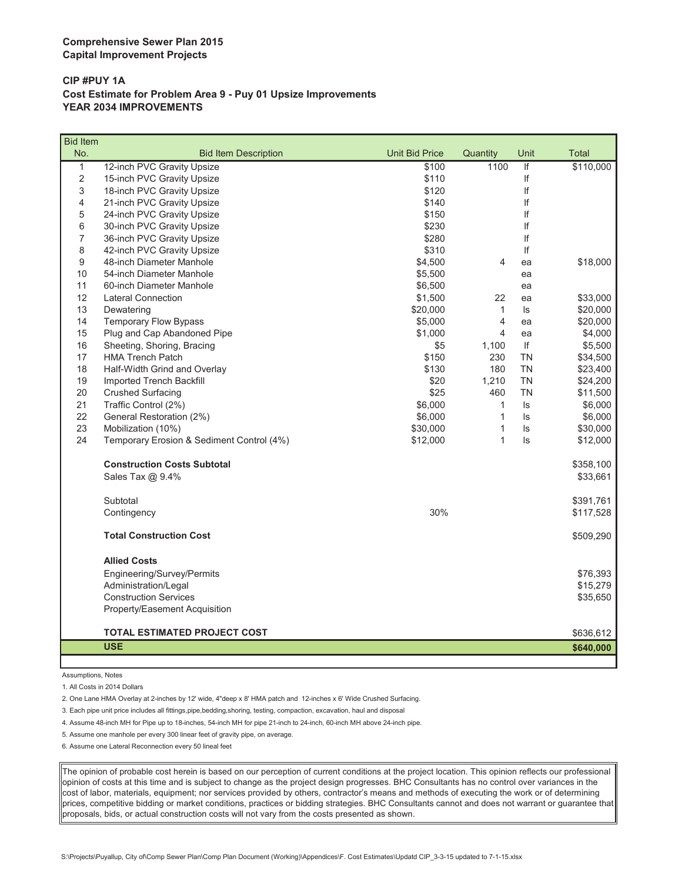**Comprehensive Sewer Plan 2015**
**Capital Improvement Projects**

**CIP #PUY 1A**
**Cost Estimate for Problem Area 9 - Puy 01 Upsize Improvements**
**YEAR 2034 IMPROVEMENTS**

| Bid Item No. | Bid Item Description | Unit Bid Price | Quantity | Unit | Total |
|---|---|---|---|---|---|
| 1 | 12-inch PVC Gravity Upsize | $100 | 1100 | lf | $110,000 |
| 2 | 15-inch PVC Gravity Upsize | $110 | | lf | |
| 3 | 18-inch PVC Gravity Upsize | $120 | | lf | |
| 4 | 21-inch PVC Gravity Upsize | $140 | | lf | |
| 5 | 24-inch PVC Gravity Upsize | $150 | | lf | |
| 6 | 30-inch PVC Gravity Upsize | $230 | | lf | |
| 7 | 36-inch PVC Gravity Upsize | $280 | | lf | |
| 8 | 42-inch PVC Gravity Upsize | $310 | | lf | |
| 9 | 48-inch Diameter Manhole | $4,500 | 4 | ea | $18,000 |
| 10 | 54-inch Diameter Manhole | $5,500 | | ea | |
| 11 | 60-inch Diameter Manhole | $6,500 | | ea | |
| 12 | Lateral Connection | $1,500 | 22 | ea | $33,000 |
| 13 | Dewatering | $20,000 | 1 | ls | $20,000 |
| 14 | Temporary Flow Bypass | $5,000 | 4 | ea | $20,000 |
| 15 | Plug and Cap Abandoned Pipe | $1,000 | 4 | ea | $4,000 |
| 16 | Sheeting, Shoring, Bracing | $5 | 1,100 | lf | $5,500 |
| 17 | HMA Trench Patch | $150 | 230 | TN | $34,500 |
| 18 | Half-Width Grind and Overlay | $130 | 180 | TN | $23,400 |
| 19 | Imported Trench Backfill | $20 | 1,210 | TN | $24,200 |
| 20 | Crushed Surfacing | $25 | 460 | TN | $11,500 |
| 21 | Traffic Control (2%) | $6,000 | 1 | ls | $6,000 |
| 22 | General Restoration (2%) | $6,000 | 1 | ls | $6,000 |
| 23 | Mobilization (10%) | $30,000 | 1 | ls | $30,000 |
| 24 | Temporary Erosion & Sediment Control (4%) | $12,000 | 1 | ls | $12,000 |
| | **Construction Costs Subtotal** | | | | $358,100 |
| | Sales Tax @ 9.4% | | | | $33,661 |
| | Subtotal | | | | $391,761 |
| | Contingency | 30% | | | $117,528 |
| | **Total Construction Cost** | | | | $509,290 |
| | **Allied Costs** | | | | |
| | Engineering/Survey/Permits | | | | $76,393 |
| | Administration/Legal | | | | $15,279 |
| | Construction Services | | | | $35,650 |
| | Property/Easement Acquisition | | | | |
| | **TOTAL ESTIMATED PROJECT COST** | | | | $636,612 |
| | **USE** | | | | **$640,000** |

Assumptions, Notes

1. All Costs in 2014 Dollars
2. One Lane HMA Overlay at 2-inches by 12' wide, 4"deep x 8' HMA patch and 12-inches x 6' Wide Crushed Surfacing.
3. Each pipe unit price includes all fittings,pipe,bedding,shoring, testing, compaction, excavation, haul and disposal
4. Assume 48-inch MH for Pipe up to 18-inches, 54-inch MH for pipe 21-inch to 24-inch, 60-inch MH above 24-inch pipe.
5. Assume one manhole per every 300 linear feet of gravity pipe, on average.
6. Assume one Lateral Reconnection every 50 lineal feet

The opinion of probable cost herein is based on our perception of current conditions at the project location. This opinion reflects our professional opinion of costs at this time and is subject to change as the project design progresses. BHC Consultants has no control over variances in the cost of labor, materials, equipment; nor services provided by others, contractor's means and methods of executing the work or of determining prices, competitive bidding or market conditions, practices or bidding strategies. BHC Consultants cannot and does not warrant or guarantee that proposals, bids, or actual construction costs will not vary from the costs presented as shown.

S:\Projects\Puyallup, City of\Comp Sewer Plan\Comp Plan Document (Working)\Appendices\F. Cost Estimates\Updatd CIP_3-3-15 updated to 7-1-15.xlsx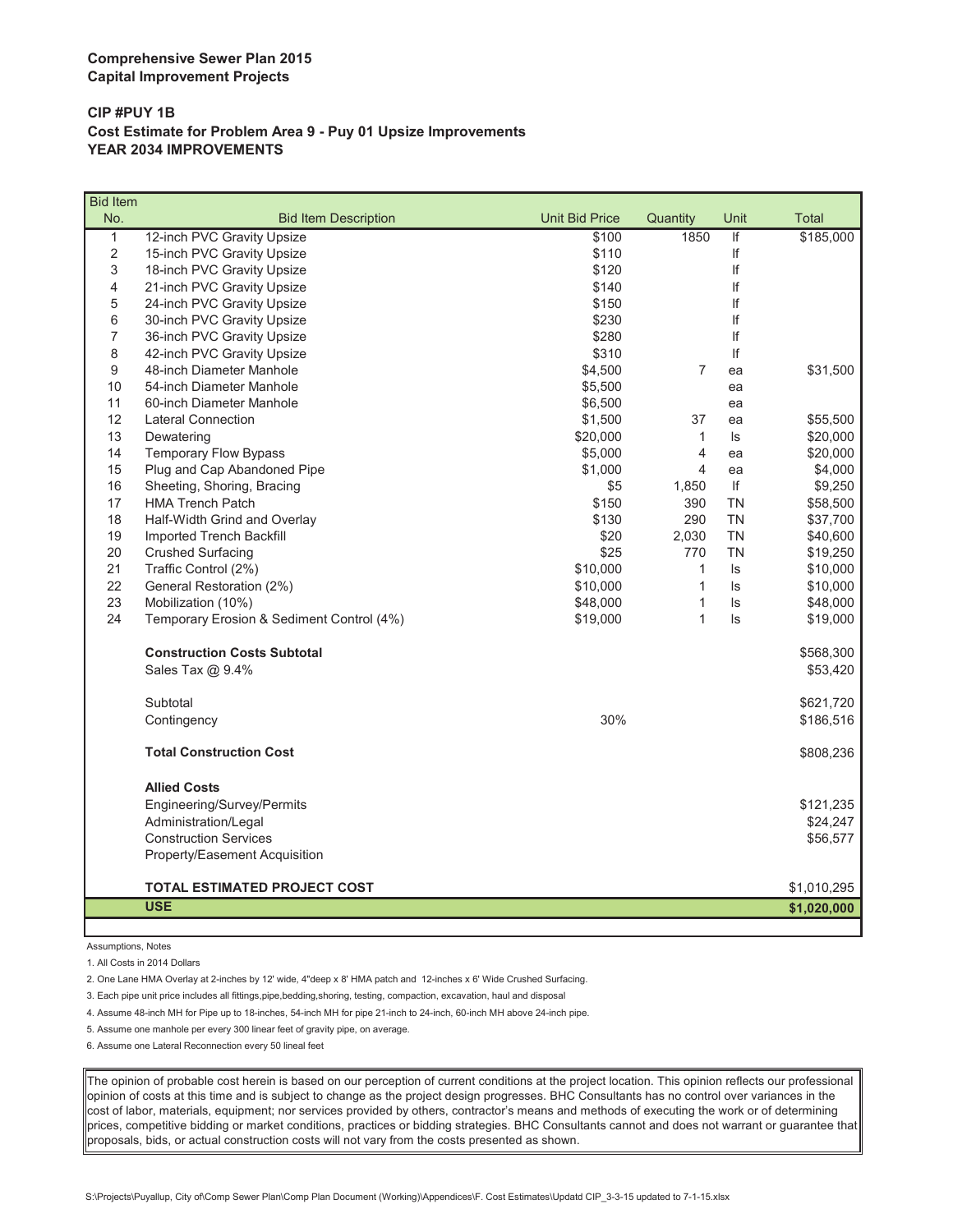**Comprehensive Sewer Plan 2015**
**Capital Improvement Projects**

**CIP #PUY 1B**
**Cost Estimate for Problem Area 9 - Puy 01 Upsize Improvements**
**YEAR 2034 IMPROVEMENTS**

| Bid Item No. | Bid Item Description | Unit Bid Price | Quantity | Unit | Total |
|---|---|---|---|---|---|
| 1 | 12-inch PVC Gravity Upsize | $100 | 1850 | lf | $185,000 |
| 2 | 15-inch PVC Gravity Upsize | $110 | | lf | |
| 3 | 18-inch PVC Gravity Upsize | $120 | | lf | |
| 4 | 21-inch PVC Gravity Upsize | $140 | | lf | |
| 5 | 24-inch PVC Gravity Upsize | $150 | | lf | |
| 6 | 30-inch PVC Gravity Upsize | $230 | | lf | |
| 7 | 36-inch PVC Gravity Upsize | $280 | | lf | |
| 8 | 42-inch PVC Gravity Upsize | $310 | | lf | |
| 9 | 48-inch Diameter Manhole | $4,500 | 7 | ea | $31,500 |
| 10 | 54-inch Diameter Manhole | $5,500 | | ea | |
| 11 | 60-inch Diameter Manhole | $6,500 | | ea | |
| 12 | Lateral Connection | $1,500 | 37 | ea | $55,500 |
| 13 | Dewatering | $20,000 | 1 | ls | $20,000 |
| 14 | Temporary Flow Bypass | $5,000 | 4 | ea | $20,000 |
| 15 | Plug and Cap Abandoned Pipe | $1,000 | 4 | ea | $4,000 |
| 16 | Sheeting, Shoring, Bracing | $5 | 1,850 | lf | $9,250 |
| 17 | HMA Trench Patch | $150 | 390 | TN | $58,500 |
| 18 | Half-Width Grind and Overlay | $130 | 290 | TN | $37,700 |
| 19 | Imported Trench Backfill | $20 | 2,030 | TN | $40,600 |
| 20 | Crushed Surfacing | $25 | 770 | TN | $19,250 |
| 21 | Traffic Control (2%) | $10,000 | 1 | ls | $10,000 |
| 22 | General Restoration (2%) | $10,000 | 1 | ls | $10,000 |
| 23 | Mobilization (10%) | $48,000 | 1 | ls | $48,000 |
| 24 | Temporary Erosion & Sediment Control (4%) | $19,000 | 1 | ls | $19,000 |
| | **Construction Costs Subtotal** | | | | $568,300 |
| | Sales Tax @ 9.4% | | | | $53,420 |
| | Subtotal | | | | $621,720 |
| | Contingency | 30% | | | $186,516 |
| | **Total Construction Cost** | | | | $808,236 |
| | **Allied Costs** | | | | |
| | Engineering/Survey/Permits | | | | $121,235 |
| | Administration/Legal | | | | $24,247 |
| | Construction Services | | | | $56,577 |
| | Property/Easement Acquisition | | | | |
| | **TOTAL ESTIMATED PROJECT COST** | | | | $1,010,295 |
| | **USE** | | | | **$1,020,000** |

Assumptions, Notes

1. All Costs in 2014 Dollars
2. One Lane HMA Overlay at 2-inches by 12' wide, 4"deep x 8' HMA patch and 12-inches x 6' Wide Crushed Surfacing.
3. Each pipe unit price includes all fittings,pipe,bedding,shoring, testing, compaction, excavation, haul and disposal
4. Assume 48-inch MH for Pipe up to 18-inches, 54-inch MH for pipe 21-inch to 24-inch, 60-inch MH above 24-inch pipe.
5. Assume one manhole per every 300 linear feet of gravity pipe, on average.
6. Assume one Lateral Reconnection every 50 lineal feet

The opinion of probable cost herein is based on our perception of current conditions at the project location. This opinion reflects our professional opinion of costs at this time and is subject to change as the project design progresses. BHC Consultants has no control over variances in the cost of labor, materials, equipment; nor services provided by others, contractor's means and methods of executing the work or of determining prices, competitive bidding or market conditions, practices or bidding strategies. BHC Consultants cannot and does not warrant or guarantee that proposals, bids, or actual construction costs will not vary from the costs presented as shown.

S:\Projects\Puyallup, City of\Comp Sewer Plan\Comp Plan Document (Working)\Appendices\F. Cost Estimates\Updatd CIP_3-3-15 updated to 7-1-15.xlsx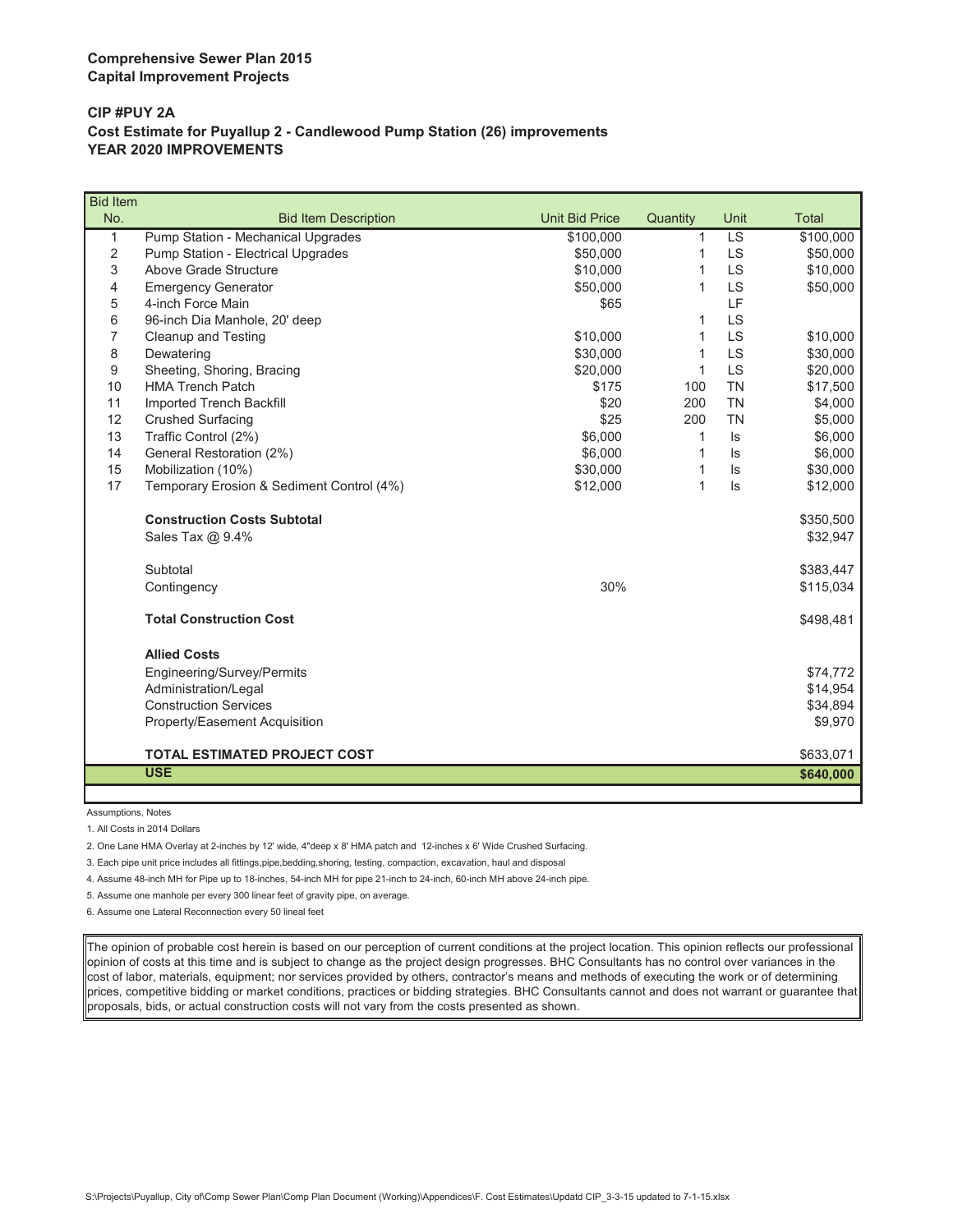**Comprehensive Sewer Plan 2015**
**Capital Improvement Projects**

**CIP #PUY 2A**
**Cost Estimate for Puyallup 2 - Candlewood Pump Station (26) improvements**
**YEAR 2020 IMPROVEMENTS**

| Bid Item No. | Bid Item Description | Unit Bid Price | Quantity | Unit | Total |
|---|---|---|---|---|---|
| 1 | Pump Station - Mechanical Upgrades | $100,000 | 1 | LS | $100,000 |
| 2 | Pump Station - Electrical Upgrades | $50,000 | 1 | LS | $50,000 |
| 3 | Above Grade Structure | $10,000 | 1 | LS | $10,000 |
| 4 | Emergency Generator | $50,000 | 1 | LS | $50,000 |
| 5 | 4-inch Force Main | $65 | | LF | |
| 6 | 96-inch Dia Manhole, 20' deep | | 1 | LS | |
| 7 | Cleanup and Testing | $10,000 | 1 | LS | $10,000 |
| 8 | Dewatering | $30,000 | 1 | LS | $30,000 |
| 9 | Sheeting, Shoring, Bracing | $20,000 | 1 | LS | $20,000 |
| 10 | HMA Trench Patch | $175 | 100 | TN | $17,500 |
| 11 | Imported Trench Backfill | $20 | 200 | TN | $4,000 |
| 12 | Crushed Surfacing | $25 | 200 | TN | $5,000 |
| 13 | Traffic Control (2%) | $6,000 | 1 | ls | $6,000 |
| 14 | General Restoration (2%) | $6,000 | 1 | ls | $6,000 |
| 15 | Mobilization (10%) | $30,000 | 1 | ls | $30,000 |
| 17 | Temporary Erosion & Sediment Control (4%) | $12,000 | 1 | ls | $12,000 |
| | **Construction Costs Subtotal** | | | | $350,500 |
| | Sales Tax @ 9.4% | | | | $32,947 |
| | Subtotal | | | | $383,447 |
| | Contingency | 30% | | | $115,034 |
| | **Total Construction Cost** | | | | $498,481 |
| | **Allied Costs** | | | | |
| | Engineering/Survey/Permits | | | | $74,772 |
| | Administration/Legal | | | | $14,954 |
| | Construction Services | | | | $34,894 |
| | Property/Easement Acquisition | | | | $9,970 |
| | **TOTAL ESTIMATED PROJECT COST** | | | | $633,071 |
| | **USE** | | | | **$640,000** |

Assumptions, Notes

1. All Costs in 2014 Dollars
2. One Lane HMA Overlay at 2-inches by 12' wide, 4"deep x 8' HMA patch and 12-inches x 6' Wide Crushed Surfacing.
3. Each pipe unit price includes all fittings,pipe,bedding,shoring, testing, compaction, excavation, haul and disposal
4. Assume 48-inch MH for Pipe up to 18-inches, 54-inch MH for pipe 21-inch to 24-inch, 60-inch MH above 24-inch pipe.
5. Assume one manhole per every 300 linear feet of gravity pipe, on average.
6. Assume one Lateral Reconnection every 50 lineal feet

The opinion of probable cost herein is based on our perception of current conditions at the project location. This opinion reflects our professional opinion of costs at this time and is subject to change as the project design progresses. BHC Consultants has no control over variances in the cost of labor, materials, equipment; nor services provided by others, contractor's means and methods of executing the work or of determining prices, competitive bidding or market conditions, practices or bidding strategies. BHC Consultants cannot and does not warrant or guarantee that proposals, bids, or actual construction costs will not vary from the costs presented as shown.

S:\Projects\Puyallup, City of\Comp Sewer Plan\Comp Plan Document (Working)\Appendices\F. Cost Estimates\Updatd CIP_3-3-15 updated to 7-1-15.xlsx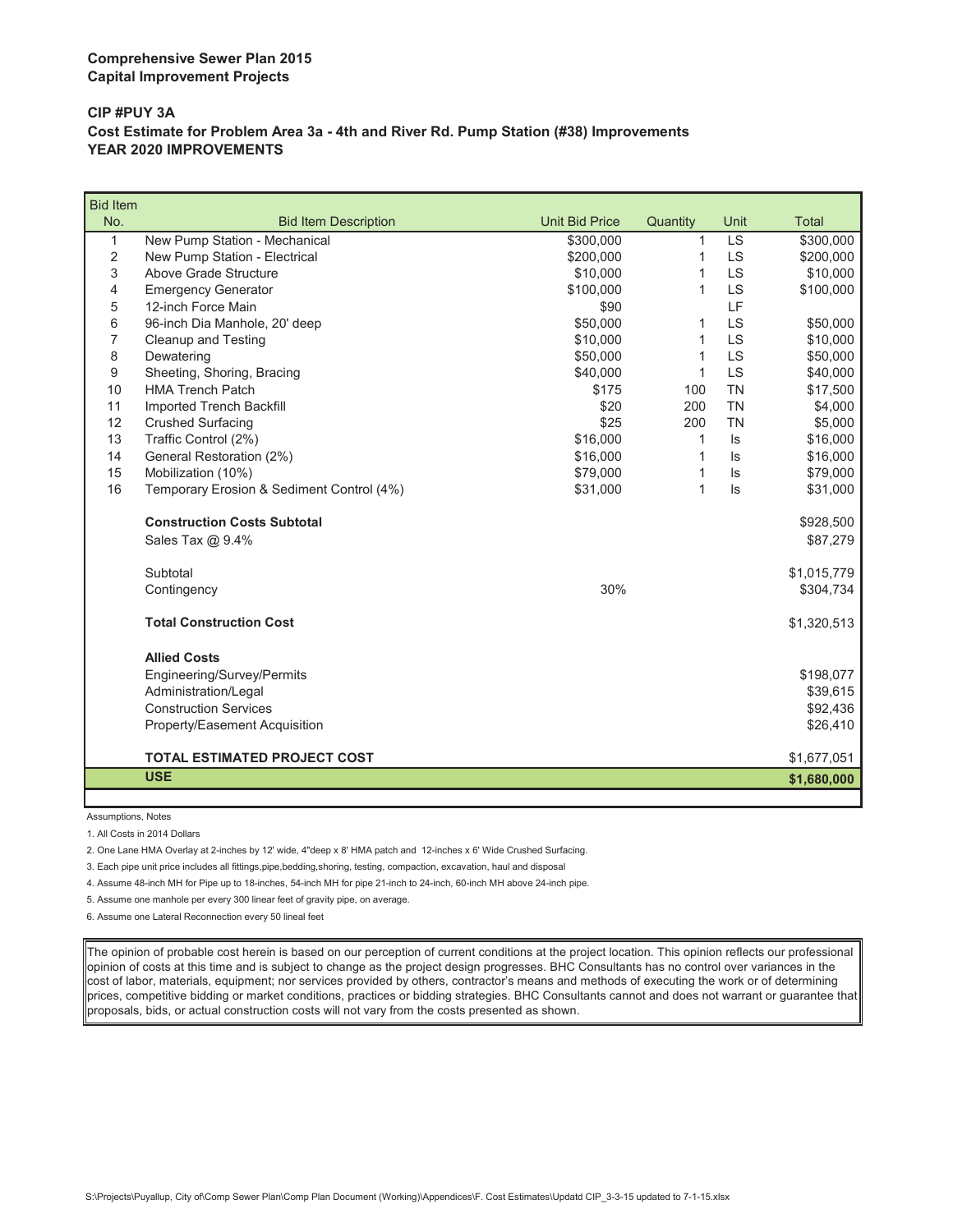**Comprehensive Sewer Plan 2015**
**Capital Improvement Projects**

**CIP #PUY 3A**
**Cost Estimate for Problem Area 3a - 4th and River Rd. Pump Station (#38) Improvements**
**YEAR 2020 IMPROVEMENTS**

| Bid Item No. | Bid Item Description | Unit Bid Price | Quantity | Unit | Total |
|---|---|---|---|---|---|
| 1 | New Pump Station - Mechanical | $300,000 | 1 | LS | $300,000 |
| 2 | New Pump Station - Electrical | $200,000 | 1 | LS | $200,000 |
| 3 | Above Grade Structure | $10,000 | 1 | LS | $10,000 |
| 4 | Emergency Generator | $100,000 | 1 | LS | $100,000 |
| 5 | 12-inch Force Main | $90 | | LF | |
| 6 | 96-inch Dia Manhole, 20' deep | $50,000 | 1 | LS | $50,000 |
| 7 | Cleanup and Testing | $10,000 | 1 | LS | $10,000 |
| 8 | Dewatering | $50,000 | 1 | LS | $50,000 |
| 9 | Sheeting, Shoring, Bracing | $40,000 | 1 | LS | $40,000 |
| 10 | HMA Trench Patch | $175 | 100 | TN | $17,500 |
| 11 | Imported Trench Backfill | $20 | 200 | TN | $4,000 |
| 12 | Crushed Surfacing | $25 | 200 | TN | $5,000 |
| 13 | Traffic Control (2%) | $16,000 | 1 | ls | $16,000 |
| 14 | General Restoration (2%) | $16,000 | 1 | ls | $16,000 |
| 15 | Mobilization (10%) | $79,000 | 1 | ls | $79,000 |
| 16 | Temporary Erosion & Sediment Control (4%) | $31,000 | 1 | ls | $31,000 |
| | **Construction Costs Subtotal** | | | | $928,500 |
| | Sales Tax @ 9.4% | | | | $87,279 |
| | Subtotal | | | | $1,015,779 |
| | Contingency | 30% | | | $304,734 |
| | **Total Construction Cost** | | | | $1,320,513 |
| | **Allied Costs** | | | | |
| | Engineering/Survey/Permits | | | | $198,077 |
| | Administration/Legal | | | | $39,615 |
| | Construction Services | | | | $92,436 |
| | Property/Easement Acquisition | | | | $26,410 |
| | **TOTAL ESTIMATED PROJECT COST** | | | | $1,677,051 |
| | **USE** | | | | **$1,680,000** |

Assumptions, Notes

1. All Costs in 2014 Dollars
2. One Lane HMA Overlay at 2-inches by 12' wide, 4"deep x 8' HMA patch and 12-inches x 6' Wide Crushed Surfacing.
3. Each pipe unit price includes all fittings,pipe,bedding,shoring, testing, compaction, excavation, haul and disposal
4. Assume 48-inch MH for Pipe up to 18-inches, 54-inch MH for pipe 21-inch to 24-inch, 60-inch MH above 24-inch pipe.
5. Assume one manhole per every 300 linear feet of gravity pipe, on average.
6. Assume one Lateral Reconnection every 50 lineal feet

The opinion of probable cost herein is based on our perception of current conditions at the project location. This opinion reflects our professional opinion of costs at this time and is subject to change as the project design progresses. BHC Consultants has no control over variances in the cost of labor, materials, equipment; nor services provided by others, contractor's means and methods of executing the work or of determining prices, competitive bidding or market conditions, practices or bidding strategies. BHC Consultants cannot and does not warrant or guarantee that proposals, bids, or actual construction costs will not vary from the costs presented as shown.

S:\Projects\Puyallup, City of\Comp Sewer Plan\Comp Plan Document (Working)\Appendices\F. Cost Estimates\Updatd CIP_3-3-15 updated to 7-1-15.xlsx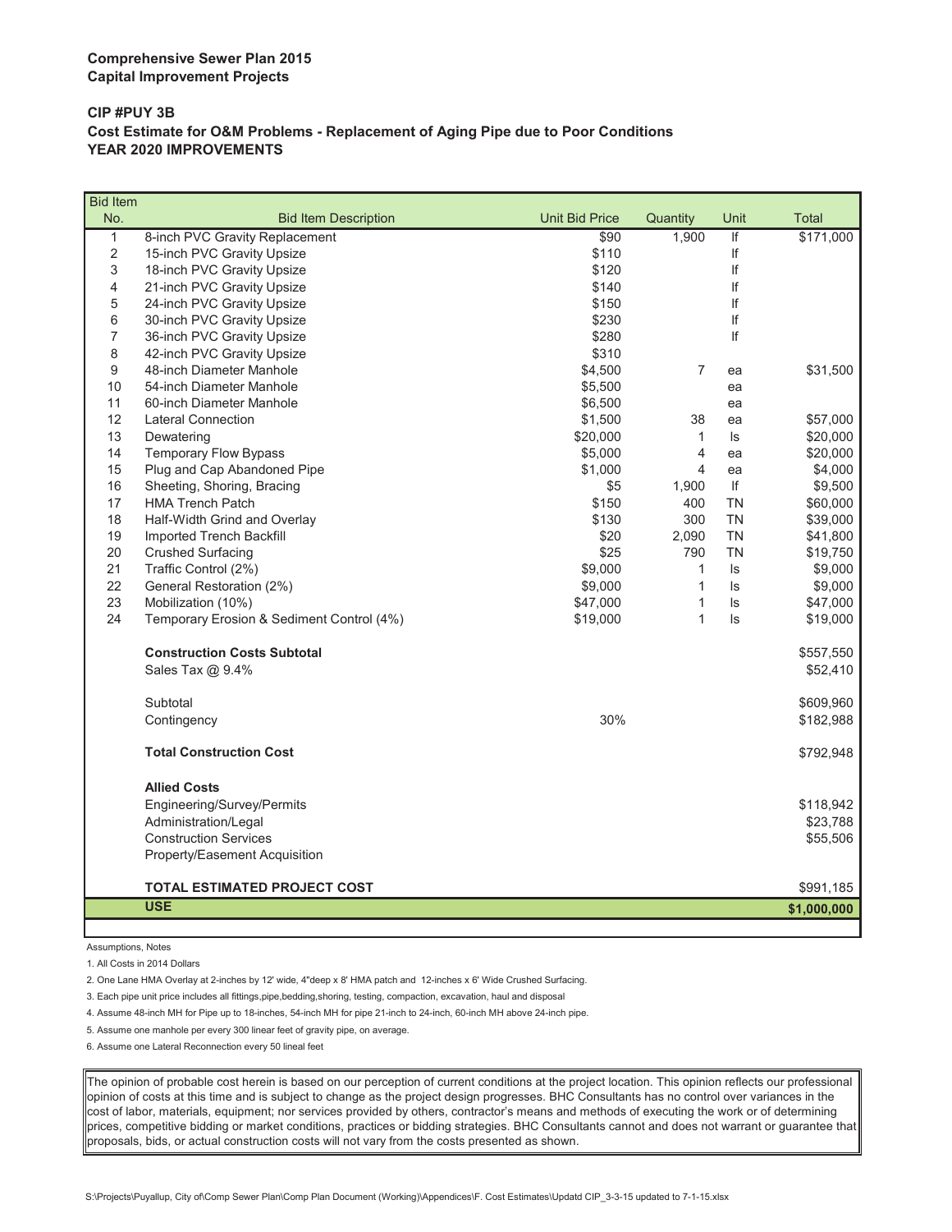**Comprehensive Sewer Plan 2015**
**Capital Improvement Projects**

**CIP #PUY 3B**
**Cost Estimate for O&M Problems - Replacement of Aging Pipe due to Poor Conditions**
**YEAR 2020 IMPROVEMENTS**

| Bid Item No. | Bid Item Description | Unit Bid Price | Quantity | Unit | Total |
|---|---|---|---|---|---|
| 1 | 8-inch PVC Gravity Replacement | $90 | 1,900 | lf | $171,000 |
| 2 | 15-inch PVC Gravity Upsize | $110 | | lf | |
| 3 | 18-inch PVC Gravity Upsize | $120 | | lf | |
| 4 | 21-inch PVC Gravity Upsize | $140 | | lf | |
| 5 | 24-inch PVC Gravity Upsize | $150 | | lf | |
| 6 | 30-inch PVC Gravity Upsize | $230 | | lf | |
| 7 | 36-inch PVC Gravity Upsize | $280 | | lf | |
| 8 | 42-inch PVC Gravity Upsize | $310 | | | |
| 9 | 48-inch Diameter Manhole | $4,500 | 7 | ea | $31,500 |
| 10 | 54-inch Diameter Manhole | $5,500 | | ea | |
| 11 | 60-inch Diameter Manhole | $6,500 | | ea | |
| 12 | Lateral Connection | $1,500 | 38 | ea | $57,000 |
| 13 | Dewatering | $20,000 | 1 | ls | $20,000 |
| 14 | Temporary Flow Bypass | $5,000 | 4 | ea | $20,000 |
| 15 | Plug and Cap Abandoned Pipe | $1,000 | 4 | ea | $4,000 |
| 16 | Sheeting, Shoring, Bracing | $5 | 1,900 | lf | $9,500 |
| 17 | HMA Trench Patch | $150 | 400 | TN | $60,000 |
| 18 | Half-Width Grind and Overlay | $130 | 300 | TN | $39,000 |
| 19 | Imported Trench Backfill | $20 | 2,090 | TN | $41,800 |
| 20 | Crushed Surfacing | $25 | 790 | TN | $19,750 |
| 21 | Traffic Control (2%) | $9,000 | 1 | ls | $9,000 |
| 22 | General Restoration (2%) | $9,000 | 1 | ls | $9,000 |
| 23 | Mobilization (10%) | $47,000 | 1 | ls | $47,000 |
| 24 | Temporary Erosion & Sediment Control (4%) | $19,000 | 1 | ls | $19,000 |
| | **Construction Costs Subtotal** | | | | $557,550 |
| | Sales Tax @ 9.4% | | | | $52,410 |
| | Subtotal | | | | $609,960 |
| | Contingency | 30% | | | $182,988 |
| | **Total Construction Cost** | | | | $792,948 |
| | **Allied Costs** | | | | |
| | Engineering/Survey/Permits | | | | $118,942 |
| | Administration/Legal | | | | $23,788 |
| | Construction Services | | | | $55,506 |
| | Property/Easement Acquisition | | | | |
| | **TOTAL ESTIMATED PROJECT COST** | | | | $991,185 |
| | **USE** | | | | **$1,000,000** |

Assumptions, Notes

1. All Costs in 2014 Dollars
2. One Lane HMA Overlay at 2-inches by 12' wide, 4"deep x 8' HMA patch and 12-inches x 6' Wide Crushed Surfacing.
3. Each pipe unit price includes all fittings,pipe,bedding,shoring, testing, compaction, excavation, haul and disposal
4. Assume 48-inch MH for Pipe up to 18-inches, 54-inch MH for pipe 21-inch to 24-inch, 60-inch MH above 24-inch pipe.
5. Assume one manhole per every 300 linear feet of gravity pipe, on average.
6. Assume one Lateral Reconnection every 50 lineal feet

The opinion of probable cost herein is based on our perception of current conditions at the project location. This opinion reflects our professional opinion of costs at this time and is subject to change as the project design progresses. BHC Consultants has no control over variances in the cost of labor, materials, equipment; nor services provided by others, contractor's means and methods of executing the work or of determining prices, competitive bidding or market conditions, practices or bidding strategies. BHC Consultants cannot and does not warrant or guarantee that proposals, bids, or actual construction costs will not vary from the costs presented as shown.

S:\Projects\Puyallup, City of\Comp Sewer Plan\Comp Plan Document (Working)\Appendices\F. Cost Estimates\Updatd CIP_3-3-15 updated to 7-1-15.xlsx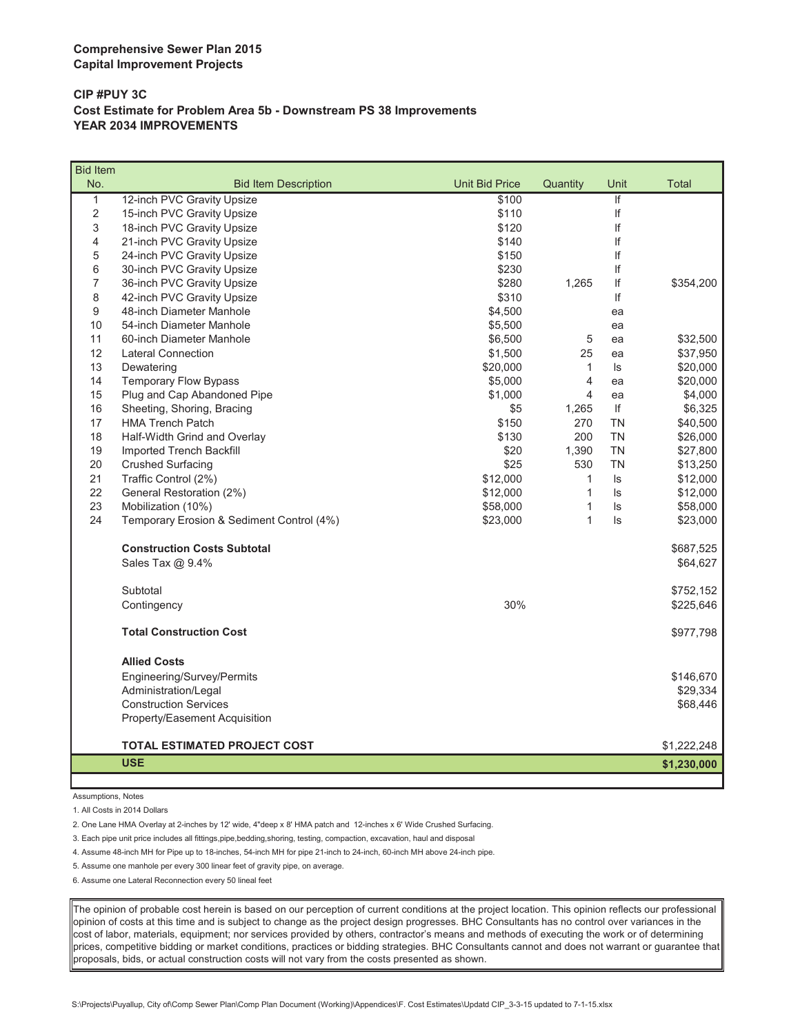**Comprehensive Sewer Plan 2015**
**Capital Improvement Projects**

**CIP #PUY 3C**
**Cost Estimate for Problem Area 5b - Downstream PS 38 Improvements**
**YEAR 2034 IMPROVEMENTS**

| Bid Item No. | Bid Item Description | Unit Bid Price | Quantity | Unit | Total |
|---|---|---|---|---|---|
| 1 | 12-inch PVC Gravity Upsize | $100 | | lf | |
| 2 | 15-inch PVC Gravity Upsize | $110 | | lf | |
| 3 | 18-inch PVC Gravity Upsize | $120 | | lf | |
| 4 | 21-inch PVC Gravity Upsize | $140 | | lf | |
| 5 | 24-inch PVC Gravity Upsize | $150 | | lf | |
| 6 | 30-inch PVC Gravity Upsize | $230 | | lf | |
| 7 | 36-inch PVC Gravity Upsize | $280 | 1,265 | lf | $354,200 |
| 8 | 42-inch PVC Gravity Upsize | $310 | | lf | |
| 9 | 48-inch Diameter Manhole | $4,500 | | ea | |
| 10 | 54-inch Diameter Manhole | $5,500 | | ea | |
| 11 | 60-inch Diameter Manhole | $6,500 | 5 | ea | $32,500 |
| 12 | Lateral Connection | $1,500 | 25 | ea | $37,950 |
| 13 | Dewatering | $20,000 | 1 | ls | $20,000 |
| 14 | Temporary Flow Bypass | $5,000 | 4 | ea | $20,000 |
| 15 | Plug and Cap Abandoned Pipe | $1,000 | 4 | ea | $4,000 |
| 16 | Sheeting, Shoring, Bracing | $5 | 1,265 | lf | $6,325 |
| 17 | HMA Trench Patch | $150 | 270 | TN | $40,500 |
| 18 | Half-Width Grind and Overlay | $130 | 200 | TN | $26,000 |
| 19 | Imported Trench Backfill | $20 | 1,390 | TN | $27,800 |
| 20 | Crushed Surfacing | $25 | 530 | TN | $13,250 |
| 21 | Traffic Control (2%) | $12,000 | 1 | ls | $12,000 |
| 22 | General Restoration (2%) | $12,000 | 1 | ls | $12,000 |
| 23 | Mobilization (10%) | $58,000 | 1 | ls | $58,000 |
| 24 | Temporary Erosion & Sediment Control (4%) | $23,000 | 1 | ls | $23,000 |
| | **Construction Costs Subtotal** | | | | $687,525 |
| | Sales Tax @ 9.4% | | | | $64,627 |
| | Subtotal | | | | $752,152 |
| | Contingency | 30% | | | $225,646 |
| | **Total Construction Cost** | | | | $977,798 |
| | **Allied Costs** | | | | |
| | Engineering/Survey/Permits | | | | $146,670 |
| | Administration/Legal | | | | $29,334 |
| | Construction Services | | | | $68,446 |
| | Property/Easement Acquisition | | | | |
| | **TOTAL ESTIMATED PROJECT COST** | | | | $1,222,248 |
| | **USE** | | | | **$1,230,000** |

Assumptions, Notes

1. All Costs in 2014 Dollars
2. One Lane HMA Overlay at 2-inches by 12' wide, 4"deep x 8' HMA patch and 12-inches x 6' Wide Crushed Surfacing.
3. Each pipe unit price includes all fittings,pipe,bedding,shoring, testing, compaction, excavation, haul and disposal
4. Assume 48-inch MH for Pipe up to 18-inches, 54-inch MH for pipe 21-inch to 24-inch, 60-inch MH above 24-inch pipe.
5. Assume one manhole per every 300 linear feet of gravity pipe, on average.
6. Assume one Lateral Reconnection every 50 lineal feet

The opinion of probable cost herein is based on our perception of current conditions at the project location. This opinion reflects our professional opinion of costs at this time and is subject to change as the project design progresses. BHC Consultants has no control over variances in the cost of labor, materials, equipment; nor services provided by others, contractor's means and methods of executing the work or of determining prices, competitive bidding or market conditions, practices or bidding strategies. BHC Consultants cannot and does not warrant or guarantee that proposals, bids, or actual construction costs will not vary from the costs presented as shown.

S:\Projects\Puyallup, City of\Comp Sewer Plan\Comp Plan Document (Working)\Appendices\F. Cost Estimates\Updatd CIP_3-3-15 updated to 7-1-15.xlsx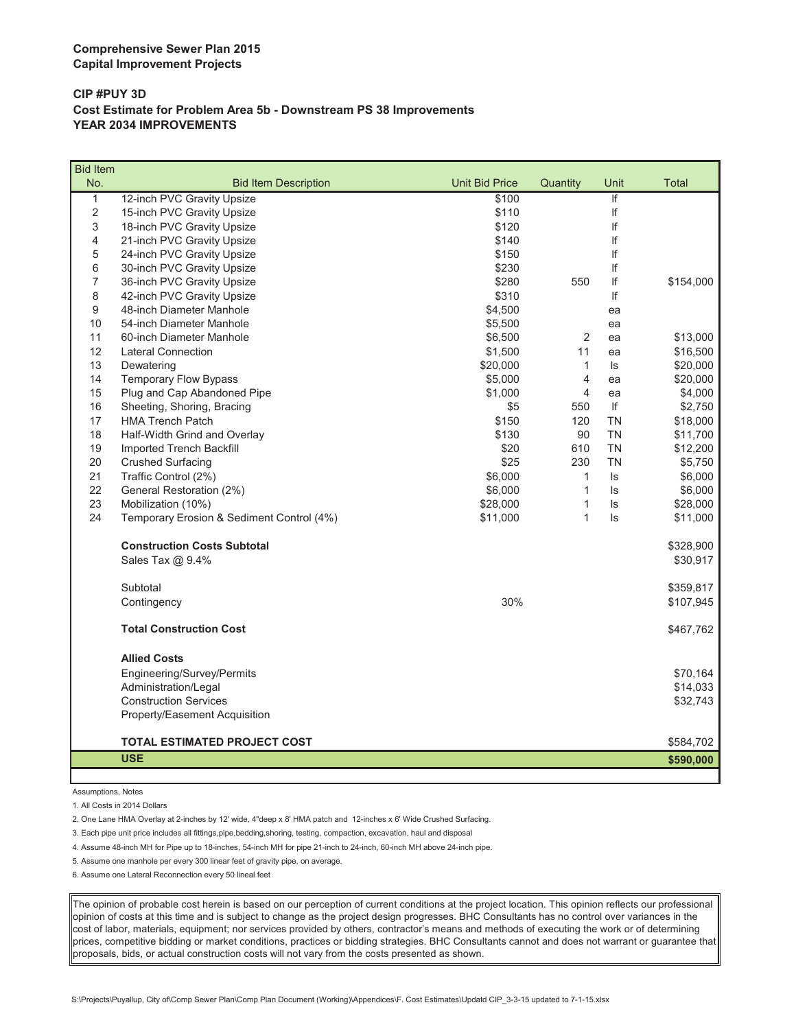**Comprehensive Sewer Plan 2015**
**Capital Improvement Projects**

**CIP #PUY 3D**
**Cost Estimate for Problem Area 5b - Downstream PS 38 Improvements**
**YEAR 2034 IMPROVEMENTS**

| Bid Item No. | Bid Item Description | Unit Bid Price | Quantity | Unit | Total |
|---|---|---|---|---|---|
| 1 | 12-inch PVC Gravity Upsize | $100 | | lf | |
| 2 | 15-inch PVC Gravity Upsize | $110 | | lf | |
| 3 | 18-inch PVC Gravity Upsize | $120 | | lf | |
| 4 | 21-inch PVC Gravity Upsize | $140 | | lf | |
| 5 | 24-inch PVC Gravity Upsize | $150 | | lf | |
| 6 | 30-inch PVC Gravity Upsize | $230 | | lf | |
| 7 | 36-inch PVC Gravity Upsize | $280 | 550 | lf | $154,000 |
| 8 | 42-inch PVC Gravity Upsize | $310 | | lf | |
| 9 | 48-inch Diameter Manhole | $4,500 | | ea | |
| 10 | 54-inch Diameter Manhole | $5,500 | | ea | |
| 11 | 60-inch Diameter Manhole | $6,500 | 2 | ea | $13,000 |
| 12 | Lateral Connection | $1,500 | 11 | ea | $16,500 |
| 13 | Dewatering | $20,000 | 1 | ls | $20,000 |
| 14 | Temporary Flow Bypass | $5,000 | 4 | ea | $20,000 |
| 15 | Plug and Cap Abandoned Pipe | $1,000 | 4 | ea | $4,000 |
| 16 | Sheeting, Shoring, Bracing | $5 | 550 | lf | $2,750 |
| 17 | HMA Trench Patch | $150 | 120 | TN | $18,000 |
| 18 | Half-Width Grind and Overlay | $130 | 90 | TN | $11,700 |
| 19 | Imported Trench Backfill | $20 | 610 | TN | $12,200 |
| 20 | Crushed Surfacing | $25 | 230 | TN | $5,750 |
| 21 | Traffic Control (2%) | $6,000 | 1 | ls | $6,000 |
| 22 | General Restoration (2%) | $6,000 | 1 | ls | $6,000 |
| 23 | Mobilization (10%) | $28,000 | 1 | ls | $28,000 |
| 24 | Temporary Erosion & Sediment Control (4%) | $11,000 | 1 | ls | $11,000 |
| | **Construction Costs Subtotal** | | | | $328,900 |
| | Sales Tax @ 9.4% | | | | $30,917 |
| | Subtotal | | | | $359,817 |
| | Contingency | 30% | | | $107,945 |
| | **Total Construction Cost** | | | | $467,762 |
| | **Allied Costs** | | | | |
| | Engineering/Survey/Permits | | | | $70,164 |
| | Administration/Legal | | | | $14,033 |
| | Construction Services | | | | $32,743 |
| | Property/Easement Acquisition | | | | |
| | **TOTAL ESTIMATED PROJECT COST** | | | | $584,702 |
| | **USE** | | | | **$590,000** |

Assumptions, Notes

1. All Costs in 2014 Dollars
2. One Lane HMA Overlay at 2-inches by 12' wide, 4"deep x 8' HMA patch and 12-inches x 6' Wide Crushed Surfacing.
3. Each pipe unit price includes all fittings,pipe,bedding,shoring, testing, compaction, excavation, haul and disposal
4. Assume 48-inch MH for Pipe up to 18-inches, 54-inch MH for pipe 21-inch to 24-inch, 60-inch MH above 24-inch pipe.
5. Assume one manhole per every 300 linear feet of gravity pipe, on average.
6. Assume one Lateral Reconnection every 50 lineal feet

The opinion of probable cost herein is based on our perception of current conditions at the project location. This opinion reflects our professional opinion of costs at this time and is subject to change as the project design progresses. BHC Consultants has no control over variances in the cost of labor, materials, equipment; nor services provided by others, contractor's means and methods of executing the work or of determining prices, competitive bidding or market conditions, practices or bidding strategies. BHC Consultants cannot and does not warrant or guarantee that proposals, bids, or actual construction costs will not vary from the costs presented as shown.

S:\Projects\Puyallup, City of\Comp Sewer Plan\Comp Plan Document (Working)\Appendices\F. Cost Estimates\Updatd CIP_3-3-15 updated to 7-1-15.xlsx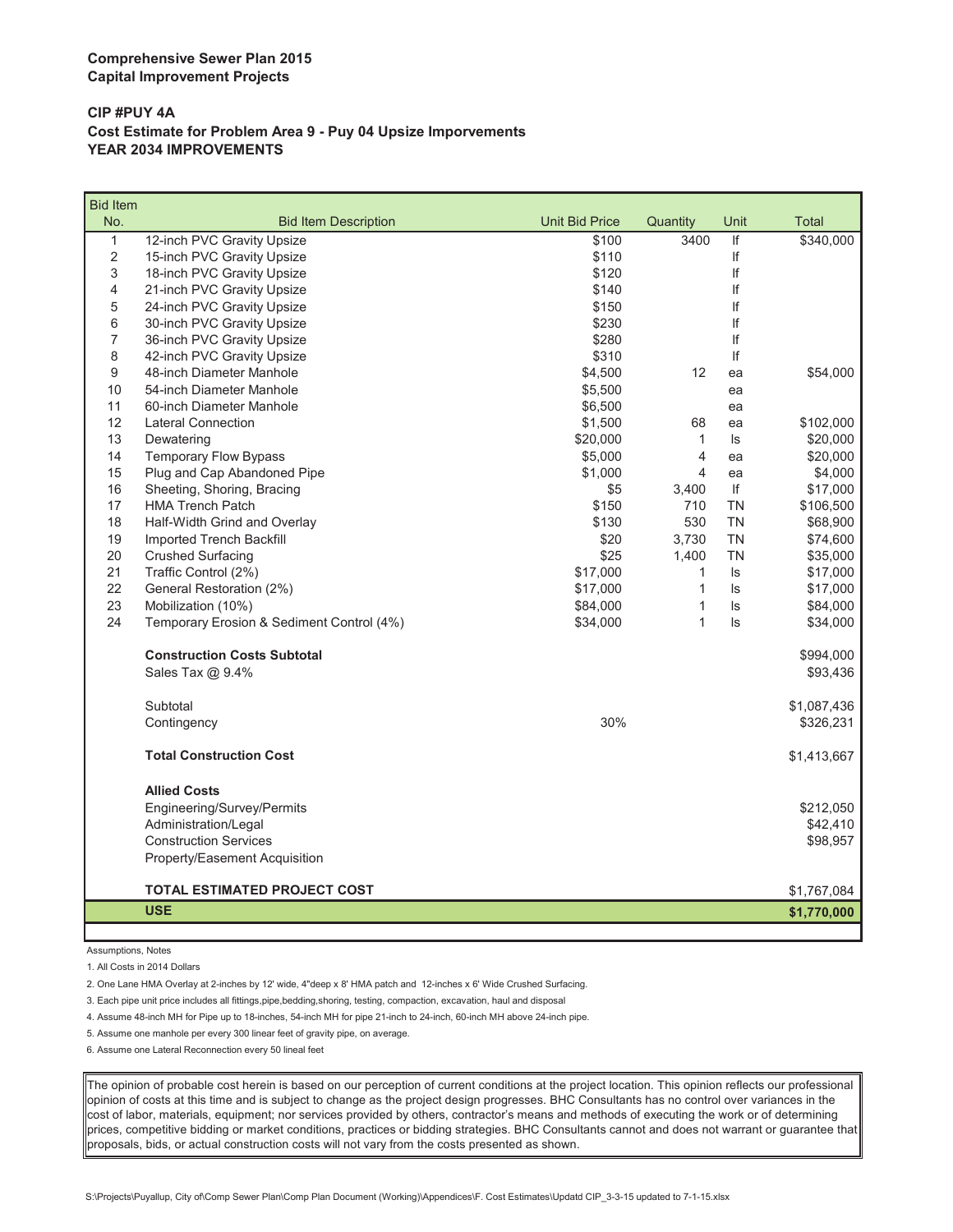**Comprehensive Sewer Plan 2015**
**Capital Improvement Projects**

**CIP #PUY 4A**
**Cost Estimate for Problem Area 9 - Puy 04 Upsize Imporvements**
**YEAR 2034 IMPROVEMENTS**

| Bid Item No. | Bid Item Description | Unit Bid Price | Quantity | Unit | Total |
|---|---|---|---|---|---|
| 1 | 12-inch PVC Gravity Upsize | $100 | 3400 | lf | $340,000 |
| 2 | 15-inch PVC Gravity Upsize | $110 | | lf | |
| 3 | 18-inch PVC Gravity Upsize | $120 | | lf | |
| 4 | 21-inch PVC Gravity Upsize | $140 | | lf | |
| 5 | 24-inch PVC Gravity Upsize | $150 | | lf | |
| 6 | 30-inch PVC Gravity Upsize | $230 | | lf | |
| 7 | 36-inch PVC Gravity Upsize | $280 | | lf | |
| 8 | 42-inch PVC Gravity Upsize | $310 | | lf | |
| 9 | 48-inch Diameter Manhole | $4,500 | 12 | ea | $54,000 |
| 10 | 54-inch Diameter Manhole | $5,500 | | ea | |
| 11 | 60-inch Diameter Manhole | $6,500 | | ea | |
| 12 | Lateral Connection | $1,500 | 68 | ea | $102,000 |
| 13 | Dewatering | $20,000 | 1 | ls | $20,000 |
| 14 | Temporary Flow Bypass | $5,000 | 4 | ea | $20,000 |
| 15 | Plug and Cap Abandoned Pipe | $1,000 | 4 | ea | $4,000 |
| 16 | Sheeting, Shoring, Bracing | $5 | 3,400 | lf | $17,000 |
| 17 | HMA Trench Patch | $150 | 710 | TN | $106,500 |
| 18 | Half-Width Grind and Overlay | $130 | 530 | TN | $68,900 |
| 19 | Imported Trench Backfill | $20 | 3,730 | TN | $74,600 |
| 20 | Crushed Surfacing | $25 | 1,400 | TN | $35,000 |
| 21 | Traffic Control (2%) | $17,000 | 1 | ls | $17,000 |
| 22 | General Restoration (2%) | $17,000 | 1 | ls | $17,000 |
| 23 | Mobilization (10%) | $84,000 | 1 | ls | $84,000 |
| 24 | Temporary Erosion & Sediment Control (4%) | $34,000 | 1 | ls | $34,000 |
| | **Construction Costs Subtotal** | | | | $994,000 |
| | Sales Tax @ 9.4% | | | | $93,436 |
| | Subtotal | | | | $1,087,436 |
| | Contingency | 30% | | | $326,231 |
| | **Total Construction Cost** | | | | $1,413,667 |
| | **Allied Costs** | | | | |
| | Engineering/Survey/Permits | | | | $212,050 |
| | Administration/Legal | | | | $42,410 |
| | Construction Services | | | | $98,957 |
| | Property/Easement Acquisition | | | | |
| | **TOTAL ESTIMATED PROJECT COST** | | | | $1,767,084 |
| | **USE** | | | | **$1,770,000** |

Assumptions, Notes

1. All Costs in 2014 Dollars
2. One Lane HMA Overlay at 2-inches by 12' wide, 4"deep x 8' HMA patch and 12-inches x 6' Wide Crushed Surfacing.
3. Each pipe unit price includes all fittings,pipe,bedding,shoring, testing, compaction, excavation, haul and disposal
4. Assume 48-inch MH for Pipe up to 18-inches, 54-inch MH for pipe 21-inch to 24-inch, 60-inch MH above 24-inch pipe.
5. Assume one manhole per every 300 linear feet of gravity pipe, on average.
6. Assume one Lateral Reconnection every 50 lineal feet

The opinion of probable cost herein is based on our perception of current conditions at the project location. This opinion reflects our professional opinion of costs at this time and is subject to change as the project design progresses. BHC Consultants has no control over variances in the cost of labor, materials, equipment; nor services provided by others, contractor's means and methods of executing the work or of determining prices, competitive bidding or market conditions, practices or bidding strategies. BHC Consultants cannot and does not warrant or guarantee that proposals, bids, or actual construction costs will not vary from the costs presented as shown.

S:\Projects\Puyallup, City of\Comp Sewer Plan\Comp Plan Document (Working)\Appendices\F. Cost Estimates\Updatd CIP_3-3-15 updated to 7-1-15.xlsx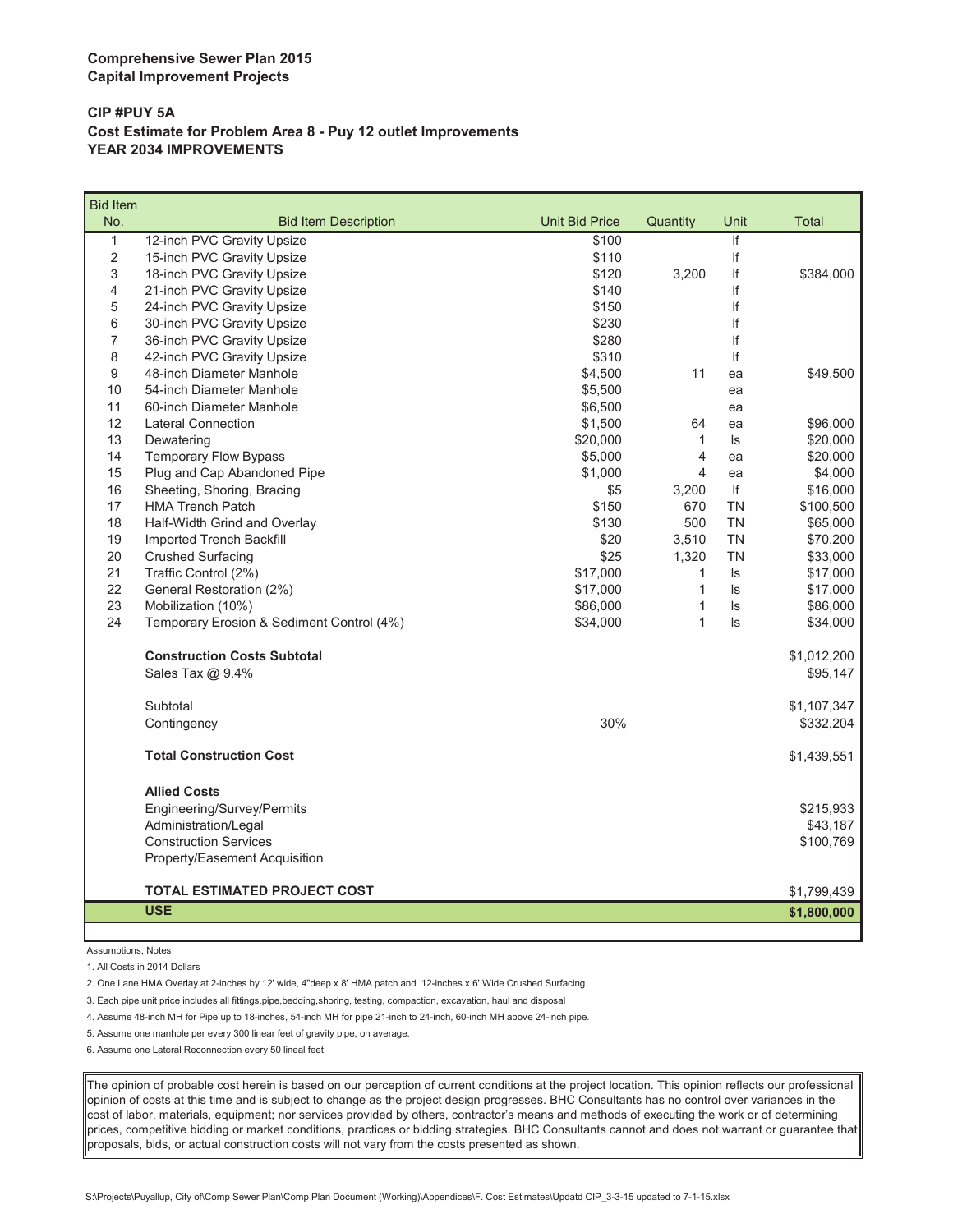**Comprehensive Sewer Plan 2015**
**Capital Improvement Projects**

**CIP #PUY 5A**
**Cost Estimate for Problem Area 8 - Puy 12 outlet Improvements**
**YEAR 2034 IMPROVEMENTS**

| Bid Item No. | Bid Item Description | Unit Bid Price | Quantity | Unit | Total |
|---|---|---|---|---|---|
| 1 | 12-inch PVC Gravity Upsize | $100 | | lf | |
| 2 | 15-inch PVC Gravity Upsize | $110 | | lf | |
| 3 | 18-inch PVC Gravity Upsize | $120 | 3,200 | lf | $384,000 |
| 4 | 21-inch PVC Gravity Upsize | $140 | | lf | |
| 5 | 24-inch PVC Gravity Upsize | $150 | | lf | |
| 6 | 30-inch PVC Gravity Upsize | $230 | | lf | |
| 7 | 36-inch PVC Gravity Upsize | $280 | | lf | |
| 8 | 42-inch PVC Gravity Upsize | $310 | | lf | |
| 9 | 48-inch Diameter Manhole | $4,500 | 11 | ea | $49,500 |
| 10 | 54-inch Diameter Manhole | $5,500 | | ea | |
| 11 | 60-inch Diameter Manhole | $6,500 | | ea | |
| 12 | Lateral Connection | $1,500 | 64 | ea | $96,000 |
| 13 | Dewatering | $20,000 | 1 | ls | $20,000 |
| 14 | Temporary Flow Bypass | $5,000 | 4 | ea | $20,000 |
| 15 | Plug and Cap Abandoned Pipe | $1,000 | 4 | ea | $4,000 |
| 16 | Sheeting, Shoring, Bracing | $5 | 3,200 | lf | $16,000 |
| 17 | HMA Trench Patch | $150 | 670 | TN | $100,500 |
| 18 | Half-Width Grind and Overlay | $130 | 500 | TN | $65,000 |
| 19 | Imported Trench Backfill | $20 | 3,510 | TN | $70,200 |
| 20 | Crushed Surfacing | $25 | 1,320 | TN | $33,000 |
| 21 | Traffic Control (2%) | $17,000 | 1 | ls | $17,000 |
| 22 | General Restoration (2%) | $17,000 | 1 | ls | $17,000 |
| 23 | Mobilization (10%) | $86,000 | 1 | ls | $86,000 |
| 24 | Temporary Erosion & Sediment Control (4%) | $34,000 | 1 | ls | $34,000 |
| | **Construction Costs Subtotal** | | | | $1,012,200 |
| | Sales Tax @ 9.4% | | | | $95,147 |
| | Subtotal | | | | $1,107,347 |
| | Contingency | 30% | | | $332,204 |
| | **Total Construction Cost** | | | | $1,439,551 |
| | **Allied Costs** | | | | |
| | Engineering/Survey/Permits | | | | $215,933 |
| | Administration/Legal | | | | $43,187 |
| | Construction Services | | | | $100,769 |
| | Property/Easement Acquisition | | | | |
| | **TOTAL ESTIMATED PROJECT COST** | | | | $1,799,439 |
| | **USE** | | | | **$1,800,000** |

Assumptions, Notes

1. All Costs in 2014 Dollars
2. One Lane HMA Overlay at 2-inches by 12' wide, 4"deep x 8' HMA patch and 12-inches x 6' Wide Crushed Surfacing.
3. Each pipe unit price includes all fittings,pipe,bedding,shoring, testing, compaction, excavation, haul and disposal
4. Assume 48-inch MH for Pipe up to 18-inches, 54-inch MH for pipe 21-inch to 24-inch, 60-inch MH above 24-inch pipe.
5. Assume one manhole per every 300 linear feet of gravity pipe, on average.
6. Assume one Lateral Reconnection every 50 lineal feet

The opinion of probable cost herein is based on our perception of current conditions at the project location. This opinion reflects our professional opinion of costs at this time and is subject to change as the project design progresses. BHC Consultants has no control over variances in the cost of labor, materials, equipment; nor services provided by others, contractor's means and methods of executing the work or of determining prices, competitive bidding or market conditions, practices or bidding strategies. BHC Consultants cannot and does not warrant or guarantee that proposals, bids, or actual construction costs will not vary from the costs presented as shown.

S:\Projects\Puyallup, City of\Comp Sewer Plan\Comp Plan Document (Working)\Appendices\F. Cost Estimates\Updatd CIP_3-3-15 updated to 7-1-15.xlsx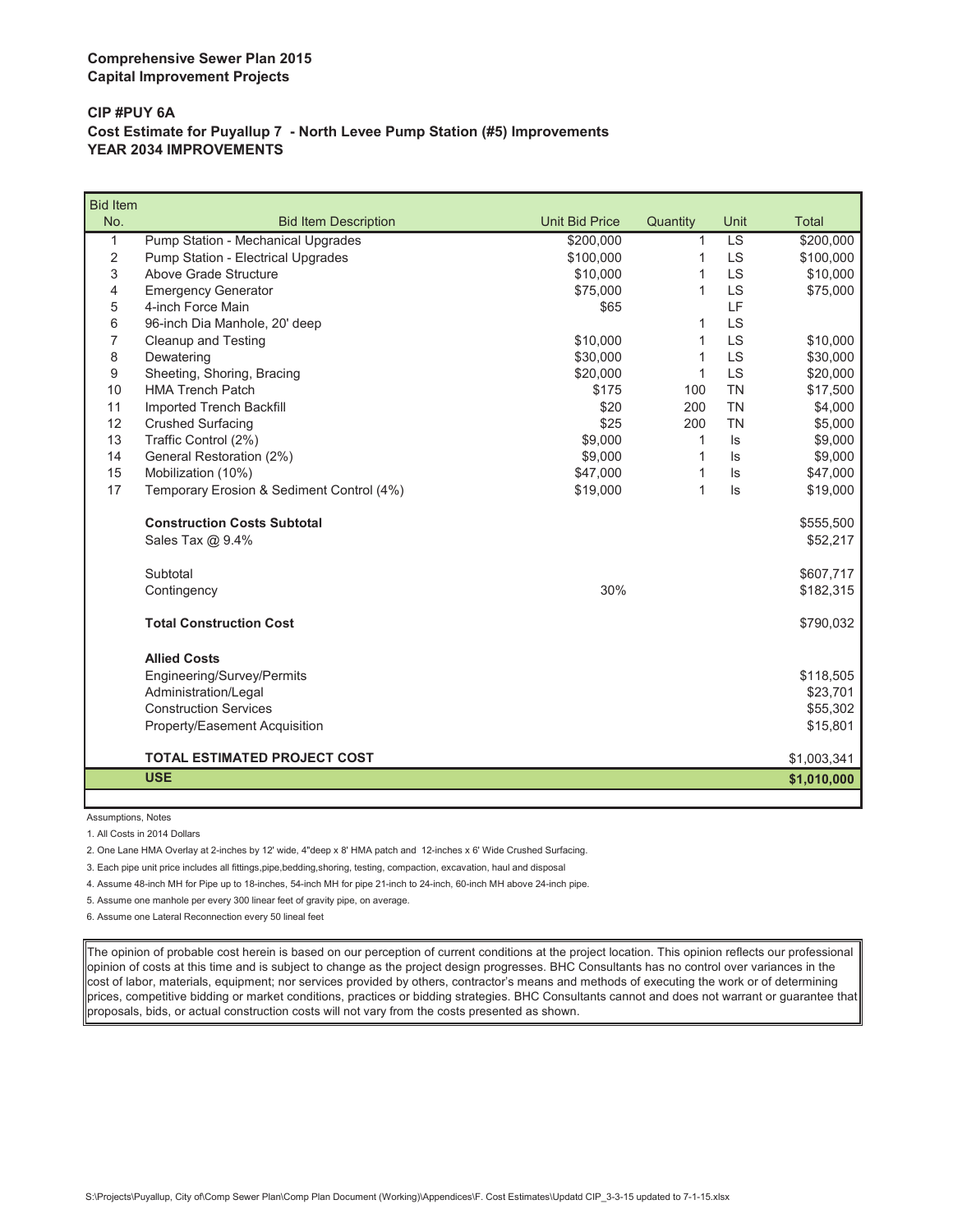**Comprehensive Sewer Plan 2015**
**Capital Improvement Projects**

**CIP #PUY 6A**
**Cost Estimate for Puyallup 7 - North Levee Pump Station (#5) Improvements**
**YEAR 2034 IMPROVEMENTS**

| Bid Item No. | Bid Item Description | Unit Bid Price | Quantity | Unit | Total |
|---|---|---|---|---|---|
| 1 | Pump Station - Mechanical Upgrades | $200,000 | 1 | LS | $200,000 |
| 2 | Pump Station - Electrical Upgrades | $100,000 | 1 | LS | $100,000 |
| 3 | Above Grade Structure | $10,000 | 1 | LS | $10,000 |
| 4 | Emergency Generator | $75,000 | 1 | LS | $75,000 |
| 5 | 4-inch Force Main | $65 | | LF | |
| 6 | 96-inch Dia Manhole, 20' deep | | 1 | LS | |
| 7 | Cleanup and Testing | $10,000 | 1 | LS | $10,000 |
| 8 | Dewatering | $30,000 | 1 | LS | $30,000 |
| 9 | Sheeting, Shoring, Bracing | $20,000 | 1 | LS | $20,000 |
| 10 | HMA Trench Patch | $175 | 100 | TN | $17,500 |
| 11 | Imported Trench Backfill | $20 | 200 | TN | $4,000 |
| 12 | Crushed Surfacing | $25 | 200 | TN | $5,000 |
| 13 | Traffic Control (2%) | $9,000 | 1 | ls | $9,000 |
| 14 | General Restoration (2%) | $9,000 | 1 | ls | $9,000 |
| 15 | Mobilization (10%) | $47,000 | 1 | ls | $47,000 |
| 17 | Temporary Erosion & Sediment Control (4%) | $19,000 | 1 | ls | $19,000 |
| | **Construction Costs Subtotal** | | | | $555,500 |
| | Sales Tax @ 9.4% | | | | $52,217 |
| | Subtotal | | | | $607,717 |
| | Contingency | 30% | | | $182,315 |
| | **Total Construction Cost** | | | | $790,032 |
| | **Allied Costs** | | | | |
| | Engineering/Survey/Permits | | | | $118,505 |
| | Administration/Legal | | | | $23,701 |
| | Construction Services | | | | $55,302 |
| | Property/Easement Acquisition | | | | $15,801 |
| | **TOTAL ESTIMATED PROJECT COST** | | | | $1,003,341 |
| | **USE** | | | | **$1,010,000** |

Assumptions, Notes

1. All Costs in 2014 Dollars
2. One Lane HMA Overlay at 2-inches by 12' wide, 4"deep x 8' HMA patch and 12-inches x 6' Wide Crushed Surfacing.
3. Each pipe unit price includes all fittings,pipe,bedding,shoring, testing, compaction, excavation, haul and disposal
4. Assume 48-inch MH for Pipe up to 18-inches, 54-inch MH for pipe 21-inch to 24-inch, 60-inch MH above 24-inch pipe.
5. Assume one manhole per every 300 linear feet of gravity pipe, on average.
6. Assume one Lateral Reconnection every 50 lineal feet

The opinion of probable cost herein is based on our perception of current conditions at the project location. This opinion reflects our professional opinion of costs at this time and is subject to change as the project design progresses. BHC Consultants has no control over variances in the cost of labor, materials, equipment; nor services provided by others, contractor's means and methods of executing the work or of determining prices, competitive bidding or market conditions, practices or bidding strategies. BHC Consultants cannot and does not warrant or guarantee that proposals, bids, or actual construction costs will not vary from the costs presented as shown.

S:\Projects\Puyallup, City of\Comp Sewer Plan\Comp Plan Document (Working)\Appendices\F. Cost Estimates\Updatd CIP_3-3-15 updated to 7-1-15.xlsx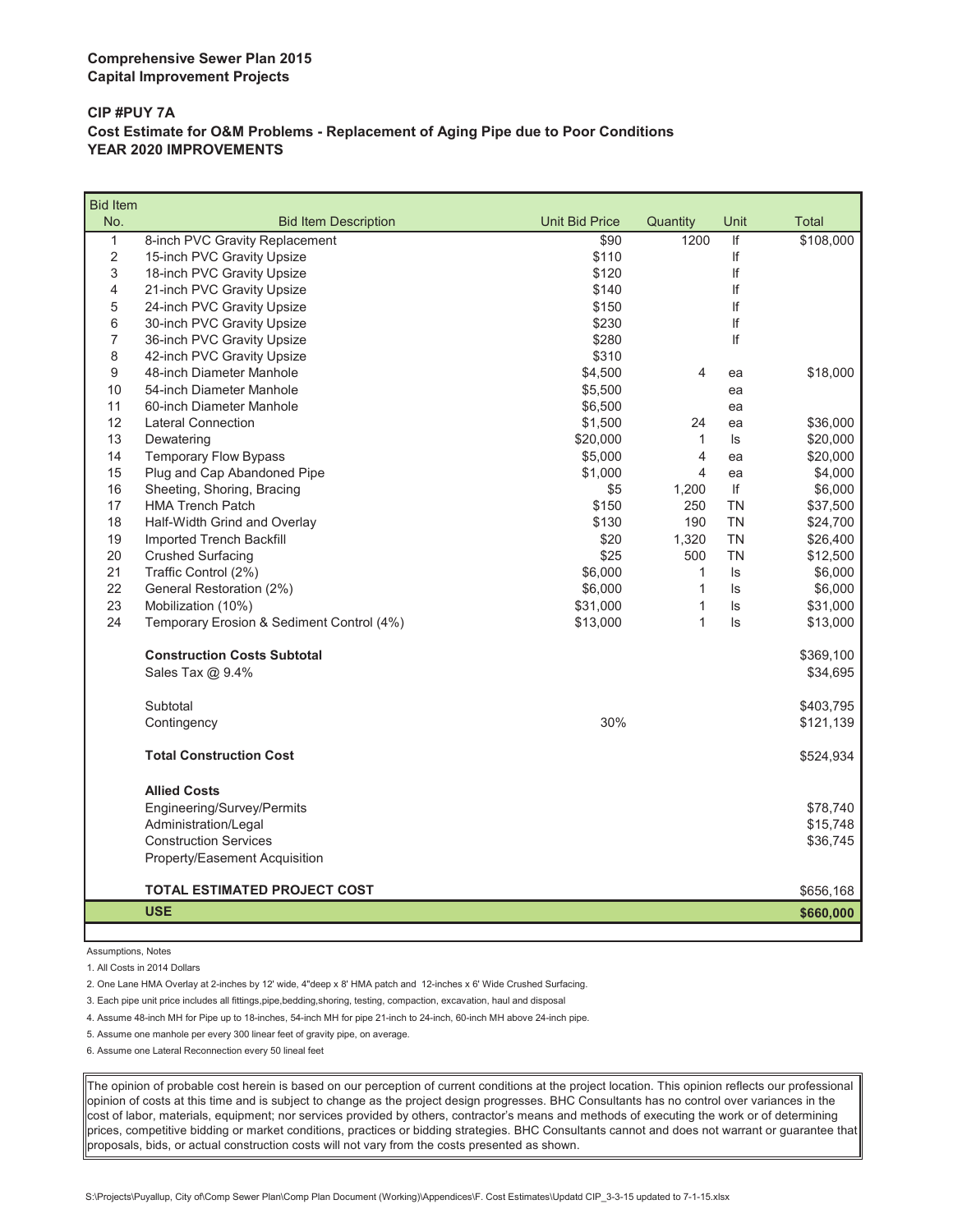**Comprehensive Sewer Plan 2015**
**Capital Improvement Projects**

**CIP #PUY 7A**
**Cost Estimate for O&M Problems - Replacement of Aging Pipe due to Poor Conditions**
**YEAR 2020 IMPROVEMENTS**

| Bid Item No. | Bid Item Description | Unit Bid Price | Quantity | Unit | Total |
|---|---|---|---|---|---|
| 1 | 8-inch PVC Gravity Replacement | $90 | 1200 | lf | $108,000 |
| 2 | 15-inch PVC Gravity Upsize | $110 | | lf | |
| 3 | 18-inch PVC Gravity Upsize | $120 | | lf | |
| 4 | 21-inch PVC Gravity Upsize | $140 | | lf | |
| 5 | 24-inch PVC Gravity Upsize | $150 | | lf | |
| 6 | 30-inch PVC Gravity Upsize | $230 | | lf | |
| 7 | 36-inch PVC Gravity Upsize | $280 | | lf | |
| 8 | 42-inch PVC Gravity Upsize | $310 | | | |
| 9 | 48-inch Diameter Manhole | $4,500 | 4 | ea | $18,000 |
| 10 | 54-inch Diameter Manhole | $5,500 | | ea | |
| 11 | 60-inch Diameter Manhole | $6,500 | | ea | |
| 12 | Lateral Connection | $1,500 | 24 | ea | $36,000 |
| 13 | Dewatering | $20,000 | 1 | ls | $20,000 |
| 14 | Temporary Flow Bypass | $5,000 | 4 | ea | $20,000 |
| 15 | Plug and Cap Abandoned Pipe | $1,000 | 4 | ea | $4,000 |
| 16 | Sheeting, Shoring, Bracing | $5 | 1,200 | lf | $6,000 |
| 17 | HMA Trench Patch | $150 | 250 | TN | $37,500 |
| 18 | Half-Width Grind and Overlay | $130 | 190 | TN | $24,700 |
| 19 | Imported Trench Backfill | $20 | 1,320 | TN | $26,400 |
| 20 | Crushed Surfacing | $25 | 500 | TN | $12,500 |
| 21 | Traffic Control (2%) | $6,000 | 1 | ls | $6,000 |
| 22 | General Restoration (2%) | $6,000 | 1 | ls | $6,000 |
| 23 | Mobilization (10%) | $31,000 | 1 | ls | $31,000 |
| 24 | Temporary Erosion & Sediment Control (4%) | $13,000 | 1 | ls | $13,000 |
| | **Construction Costs Subtotal** | | | | $369,100 |
| | Sales Tax @ 9.4% | | | | $34,695 |
| | Subtotal | | | | $403,795 |
| | Contingency | 30% | | | $121,139 |
| | **Total Construction Cost** | | | | $524,934 |
| | **Allied Costs** | | | | |
| | Engineering/Survey/Permits | | | | $78,740 |
| | Administration/Legal | | | | $15,748 |
| | Construction Services | | | | $36,745 |
| | Property/Easement Acquisition | | | | |
| | **TOTAL ESTIMATED PROJECT COST** | | | | $656,168 |
| | **USE** | | | | **$660,000** |

Assumptions, Notes

1. All Costs in 2014 Dollars
2. One Lane HMA Overlay at 2-inches by 12' wide, 4"deep x 8' HMA patch and 12-inches x 6' Wide Crushed Surfacing.
3. Each pipe unit price includes all fittings,pipe,bedding,shoring, testing, compaction, excavation, haul and disposal
4. Assume 48-inch MH for Pipe up to 18-inches, 54-inch MH for pipe 21-inch to 24-inch, 60-inch MH above 24-inch pipe.
5. Assume one manhole per every 300 linear feet of gravity pipe, on average.
6. Assume one Lateral Reconnection every 50 lineal feet

The opinion of probable cost herein is based on our perception of current conditions at the project location. This opinion reflects our professional opinion of costs at this time and is subject to change as the project design progresses. BHC Consultants has no control over variances in the cost of labor, materials, equipment; nor services provided by others, contractor's means and methods of executing the work or of determining prices, competitive bidding or market conditions, practices or bidding strategies. BHC Consultants cannot and does not warrant or guarantee that proposals, bids, or actual construction costs will not vary from the costs presented as shown.

S:\Projects\Puyallup, City of\Comp Sewer Plan\Comp Plan Document (Working)\Appendices\F. Cost Estimates\Updatd CIP_3-3-15 updated to 7-1-15.xlsx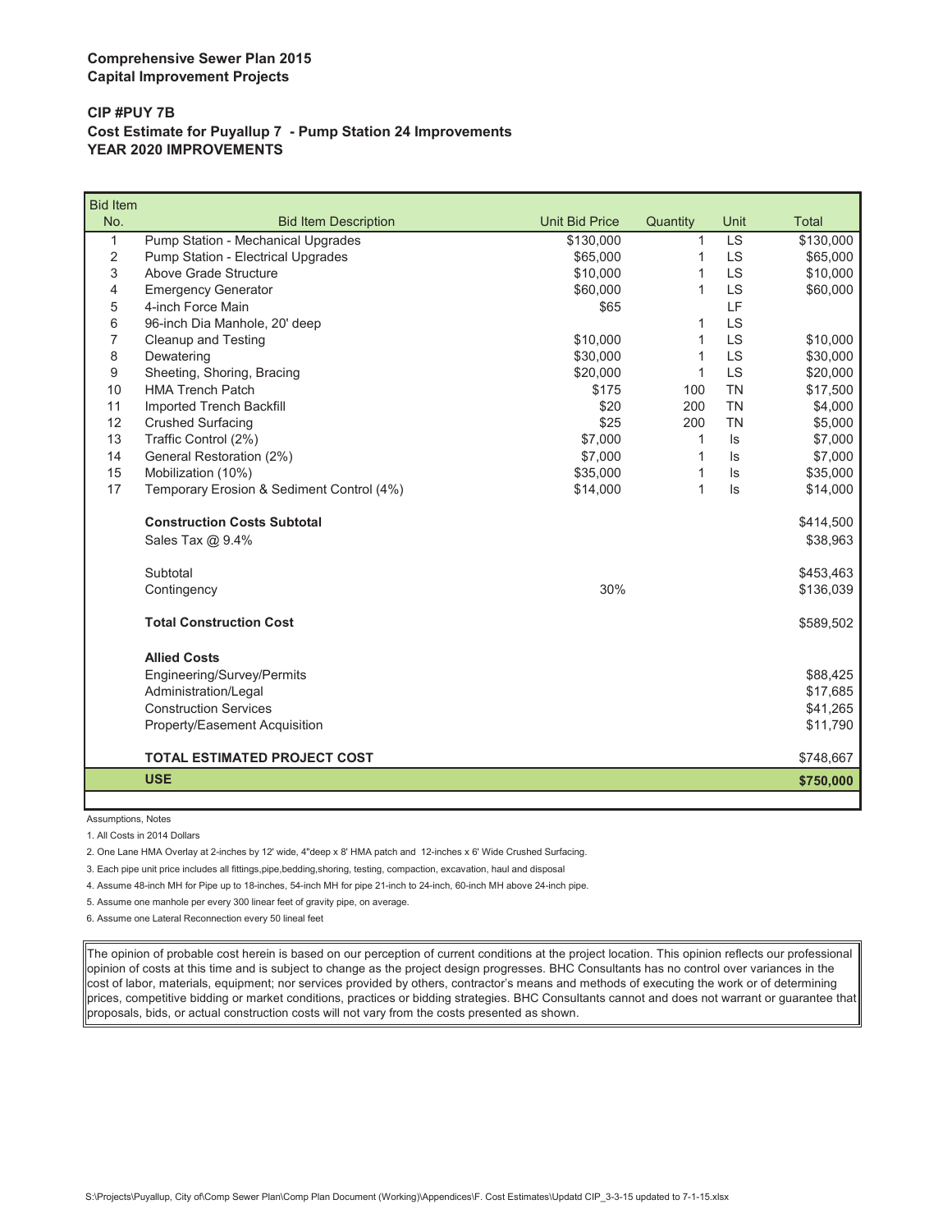**Comprehensive Sewer Plan 2015**
**Capital Improvement Projects**

**CIP #PUY 7B**
**Cost Estimate for Puyallup 7 - Pump Station 24 Improvements**
**YEAR 2020 IMPROVEMENTS**

| Bid Item No. | Bid Item Description | Unit Bid Price | Quantity | Unit | Total |
|---|---|---|---|---|---|
| 1 | Pump Station - Mechanical Upgrades | $130,000 | 1 | LS | $130,000 |
| 2 | Pump Station - Electrical Upgrades | $65,000 | 1 | LS | $65,000 |
| 3 | Above Grade Structure | $10,000 | 1 | LS | $10,000 |
| 4 | Emergency Generator | $60,000 | 1 | LS | $60,000 |
| 5 | 4-inch Force Main | $65 | | LF | |
| 6 | 96-inch Dia Manhole, 20' deep | | 1 | LS | |
| 7 | Cleanup and Testing | $10,000 | 1 | LS | $10,000 |
| 8 | Dewatering | $30,000 | 1 | LS | $30,000 |
| 9 | Sheeting, Shoring, Bracing | $20,000 | 1 | LS | $20,000 |
| 10 | HMA Trench Patch | $175 | 100 | TN | $17,500 |
| 11 | Imported Trench Backfill | $20 | 200 | TN | $4,000 |
| 12 | Crushed Surfacing | $25 | 200 | TN | $5,000 |
| 13 | Traffic Control (2%) | $7,000 | 1 | ls | $7,000 |
| 14 | General Restoration (2%) | $7,000 | 1 | ls | $7,000 |
| 15 | Mobilization (10%) | $35,000 | 1 | ls | $35,000 |
| 17 | Temporary Erosion & Sediment Control (4%) | $14,000 | 1 | ls | $14,000 |
| | **Construction Costs Subtotal** | | | | $414,500 |
| | Sales Tax @ 9.4% | | | | $38,963 |
| | Subtotal | | | | $453,463 |
| | Contingency | 30% | | | $136,039 |
| | **Total Construction Cost** | | | | $589,502 |
| | **Allied Costs** | | | | |
| | Engineering/Survey/Permits | | | | $88,425 |
| | Administration/Legal | | | | $17,685 |
| | Construction Services | | | | $41,265 |
| | Property/Easement Acquisition | | | | $11,790 |
| | **TOTAL ESTIMATED PROJECT COST** | | | | $748,667 |
| | **USE** | | | | **$750,000** |

Assumptions, Notes

1. All Costs in 2014 Dollars
2. One Lane HMA Overlay at 2-inches by 12' wide, 4"deep x 8' HMA patch and 12-inches x 6' Wide Crushed Surfacing.
3. Each pipe unit price includes all fittings,pipe,bedding,shoring, testing, compaction, excavation, haul and disposal
4. Assume 48-inch MH for Pipe up to 18-inches, 54-inch MH for pipe 21-inch to 24-inch, 60-inch MH above 24-inch pipe.
5. Assume one manhole per every 300 linear feet of gravity pipe, on average.
6. Assume one Lateral Reconnection every 50 lineal feet

The opinion of probable cost herein is based on our perception of current conditions at the project location. This opinion reflects our professional opinion of costs at this time and is subject to change as the project design progresses. BHC Consultants has no control over variances in the cost of labor, materials, equipment; nor services provided by others, contractor's means and methods of executing the work or of determining prices, competitive bidding or market conditions, practices or bidding strategies. BHC Consultants cannot and does not warrant or guarantee that proposals, bids, or actual construction costs will not vary from the costs presented as shown.

S:\Projects\Puyallup, City of\Comp Sewer Plan\Comp Plan Document (Working)\Appendices\F. Cost Estimates\Updatd CIP_3-3-15 updated to 7-1-15.xlsx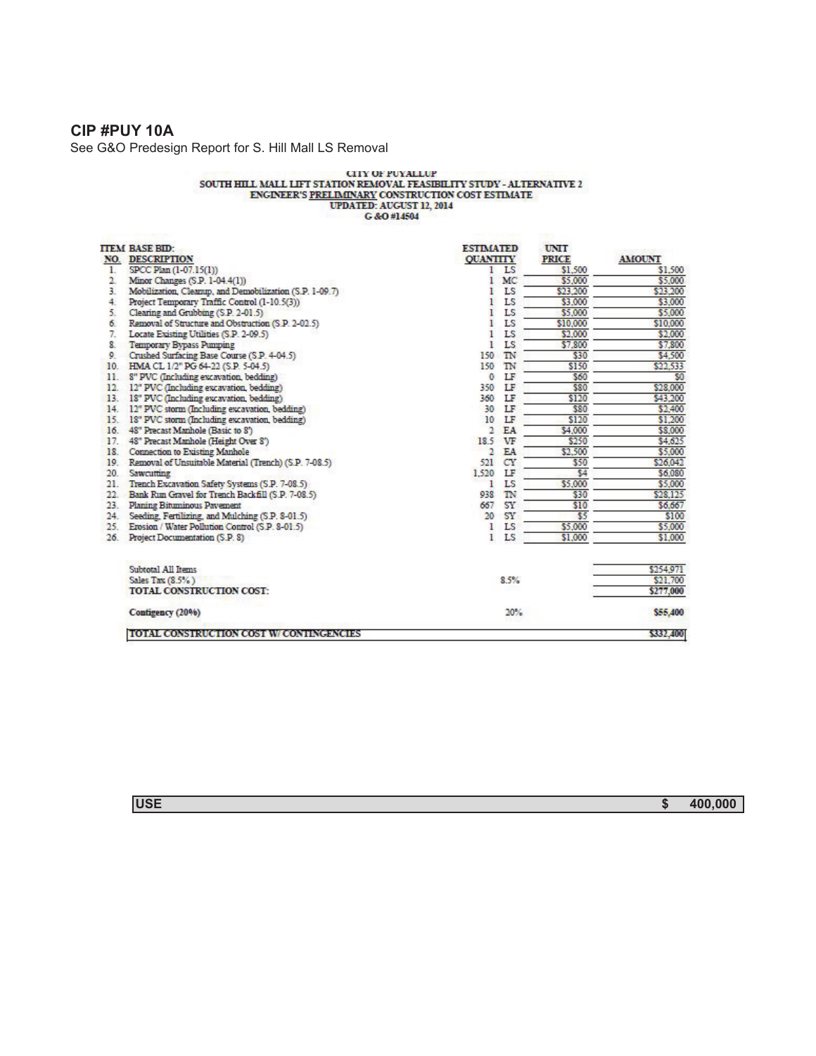## CIP #PUY 10A

See G&O Predesign Report for S. Hill Mall LS Removal

CITY OF PUYALLUP
SOUTH HILL MALL LIFT STATION REMOVAL FEASIBILITY STUDY - ALTERNATIVE 2
ENGINEER'S PRELIMINARY CONSTRUCTION COST ESTIMATE
UPDATED: AUGUST 12, 2014
G &O #14504

| ITEM NO. | BASE BID: DESCRIPTION | ESTIMATED QUANTITY | | UNIT PRICE | AMOUNT |
|---|---|---|---|---|---|
| 1. | SPCC Plan (1-07.15(1)) | 1 | LS | $1,500 | $1,500 |
| 2. | Minor Changes (S.P. 1-04.4(1)) | 1 | MC | $5,000 | $5,000 |
| 3. | Mobilization, Cleanup, and Demobilization (S.P. 1-09.7) | 1 | LS | $23,200 | $23,200 |
| 4. | Project Temporary Traffic Control (1-10.5(3)) | 1 | LS | $3,000 | $3,000 |
| 5. | Clearing and Grubbing (S.P. 2-01.5) | 1 | LS | $5,000 | $5,000 |
| 6. | Removal of Structure and Obstruction (S.P. 2-02.5) | 1 | LS | $10,000 | $10,000 |
| 7. | Locate Existing Utilities (S.P. 2-09.5) | 1 | LS | $2,000 | $2,000 |
| 8. | Temporary Bypass Pumping | 1 | LS | $7,800 | $7,800 |
| 9. | Crushed Surfacing Base Course (S.P. 4-04.5) | 150 | TN | $30 | $4,500 |
| 10. | HMA CL 1/2" PG 64-22 (S.P. 5-04.5) | 150 | TN | $150 | $22,533 |
| 11. | 8" PVC (Including excavation, bedding) | 0 | LF | $60 | $0 |
| 12. | 12" PVC (Including excavation, bedding) | 350 | LF | $80 | $28,000 |
| 13. | 18" PVC (Including excavation, bedding) | 360 | LF | $120 | $43,200 |
| 14. | 12" PVC storm (Including excavation, bedding) | 30 | LF | $80 | $2,400 |
| 15. | 18" PVC storm (Including excavation, bedding) | 10 | LF | $120 | $1,200 |
| 16. | 48" Precast Manhole (Basic to 8') | 2 | EA | $4,000 | $8,000 |
| 17. | 48" Precast Manhole (Height Over 8') | 18.5 | VF | $250 | $4,625 |
| 18. | Connection to Existing Manhole | 2 | EA | $2,500 | $5,000 |
| 19. | Removal of Unsuitable Material (Trench) (S.P. 7-08.5) | 521 | CY | $50 | $26,042 |
| 20. | Sawcutting | 1,520 | LF | $4 | $6,080 |
| 21. | Trench Excavation Safety Systems (S.P. 7-08.5) | 1 | LS | $5,000 | $5,000 |
| 22. | Bank Run Gravel for Trench Backfill (S.P. 7-08.5) | 938 | TN | $30 | $28,125 |
| 23. | Planing Bituminous Pavement | 667 | SY | $10 | $6,667 |
| 24. | Seeding, Fertilizing, and Mulching (S.P. 8-01.5) | 20 | SY | $5 | $100 |
| 25. | Erosion / Water Pollution Control (S.P. 8-01.5) | 1 | LS | $5,000 | $5,000 |
| 26. | Project Documentation (S.P. 8) | 1 | LS | $1,000 | $1,000 |
| | Subtotal All Items | | | | $254,971 |
| | Sales Tax (8.5%) | 8.5% | | | $21,700 |
| | **TOTAL CONSTRUCTION COST:** | | | | $277,000 |
| | **Contigency (20%)** | 20% | | | **$55,400** |
| | **TOTAL CONSTRUCTION COST W/ CONTINGENCIES** | | | | **$332,400** |

| USE | $ 400,000 |
|---|---|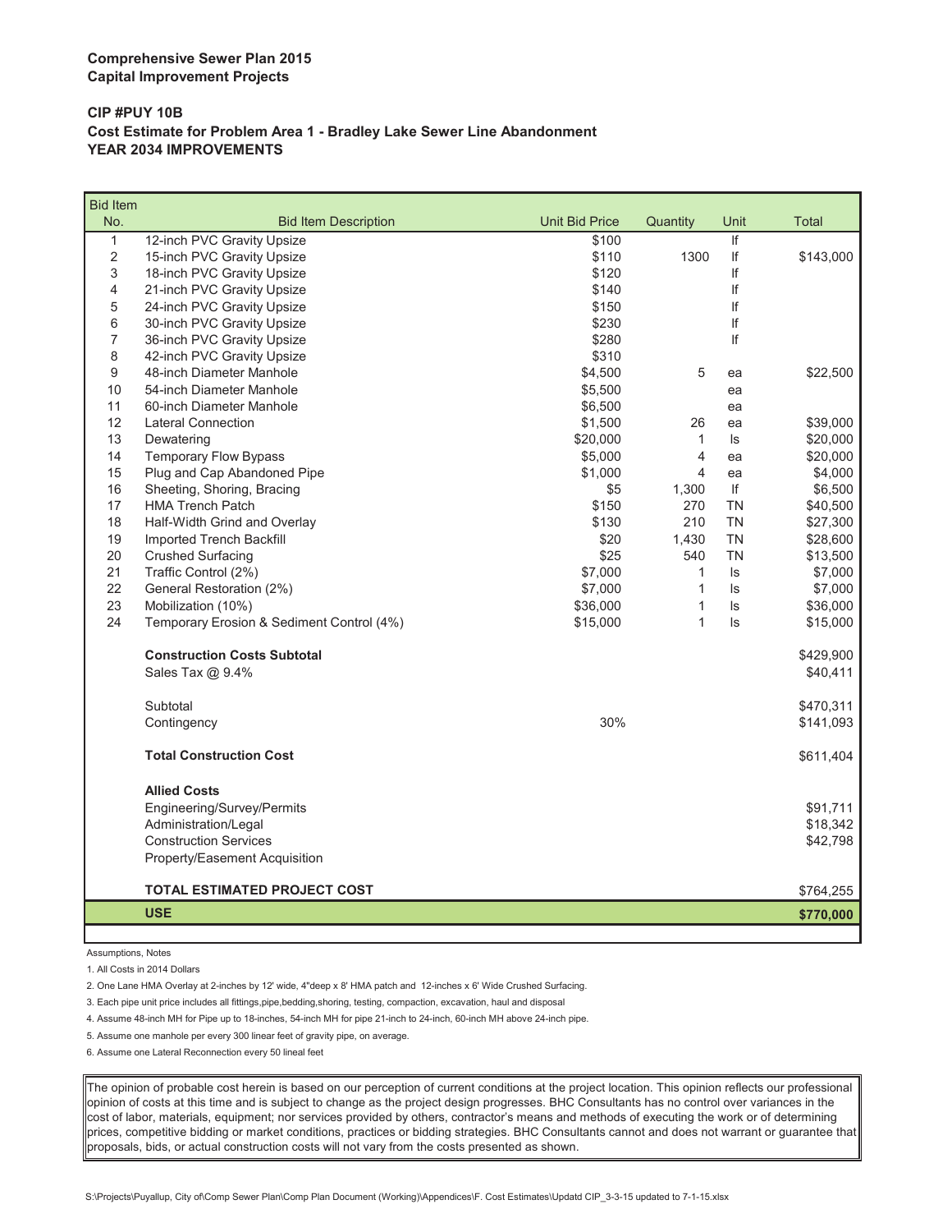**Comprehensive Sewer Plan 2015**
**Capital Improvement Projects**

**CIP #PUY 10B**
**Cost Estimate for Problem Area 1 - Bradley Lake Sewer Line Abandonment**
**YEAR 2034 IMPROVEMENTS**

| Bid Item No. | Bid Item Description | Unit Bid Price | Quantity | Unit | Total |
|---|---|---|---|---|---|
| 1 | 12-inch PVC Gravity Upsize | $100 | | lf | |
| 2 | 15-inch PVC Gravity Upsize | $110 | 1300 | lf | $143,000 |
| 3 | 18-inch PVC Gravity Upsize | $120 | | lf | |
| 4 | 21-inch PVC Gravity Upsize | $140 | | lf | |
| 5 | 24-inch PVC Gravity Upsize | $150 | | lf | |
| 6 | 30-inch PVC Gravity Upsize | $230 | | lf | |
| 7 | 36-inch PVC Gravity Upsize | $280 | | lf | |
| 8 | 42-inch PVC Gravity Upsize | $310 | | | |
| 9 | 48-inch Diameter Manhole | $4,500 | 5 | ea | $22,500 |
| 10 | 54-inch Diameter Manhole | $5,500 | | ea | |
| 11 | 60-inch Diameter Manhole | $6,500 | | ea | |
| 12 | Lateral Connection | $1,500 | 26 | ea | $39,000 |
| 13 | Dewatering | $20,000 | 1 | ls | $20,000 |
| 14 | Temporary Flow Bypass | $5,000 | 4 | ea | $20,000 |
| 15 | Plug and Cap Abandoned Pipe | $1,000 | 4 | ea | $4,000 |
| 16 | Sheeting, Shoring, Bracing | $5 | 1,300 | lf | $6,500 |
| 17 | HMA Trench Patch | $150 | 270 | TN | $40,500 |
| 18 | Half-Width Grind and Overlay | $130 | 210 | TN | $27,300 |
| 19 | Imported Trench Backfill | $20 | 1,430 | TN | $28,600 |
| 20 | Crushed Surfacing | $25 | 540 | TN | $13,500 |
| 21 | Traffic Control (2%) | $7,000 | 1 | ls | $7,000 |
| 22 | General Restoration (2%) | $7,000 | 1 | ls | $7,000 |
| 23 | Mobilization (10%) | $36,000 | 1 | ls | $36,000 |
| 24 | Temporary Erosion & Sediment Control (4%) | $15,000 | 1 | ls | $15,000 |
| | **Construction Costs Subtotal** | | | | $429,900 |
| | Sales Tax @ 9.4% | | | | $40,411 |
| | Subtotal | | | | $470,311 |
| | Contingency | 30% | | | $141,093 |
| | **Total Construction Cost** | | | | $611,404 |
| | **Allied Costs** | | | | |
| | Engineering/Survey/Permits | | | | $91,711 |
| | Administration/Legal | | | | $18,342 |
| | Construction Services | | | | $42,798 |
| | Property/Easement Acquisition | | | | |
| | **TOTAL ESTIMATED PROJECT COST** | | | | $764,255 |
| | **USE** | | | | **$770,000** |

Assumptions, Notes

1. All Costs in 2014 Dollars
2. One Lane HMA Overlay at 2-inches by 12' wide, 4"deep x 8' HMA patch and 12-inches x 6' Wide Crushed Surfacing.
3. Each pipe unit price includes all fittings,pipe,bedding,shoring, testing, compaction, excavation, haul and disposal
4. Assume 48-inch MH for Pipe up to 18-inches, 54-inch MH for pipe 21-inch to 24-inch, 60-inch MH above 24-inch pipe.
5. Assume one manhole per every 300 linear feet of gravity pipe, on average.
6. Assume one Lateral Reconnection every 50 lineal feet

The opinion of probable cost herein is based on our perception of current conditions at the project location. This opinion reflects our professional opinion of costs at this time and is subject to change as the project design progresses. BHC Consultants has no control over variances in the cost of labor, materials, equipment; nor services provided by others, contractor's means and methods of executing the work or of determining prices, competitive bidding or market conditions, practices or bidding strategies. BHC Consultants cannot and does not warrant or guarantee that proposals, bids, or actual construction costs will not vary from the costs presented as shown.

S:\Projects\Puyallup, City of\Comp Sewer Plan\Comp Plan Document (Working)\Appendices\F. Cost Estimates\Updatd CIP_3-3-15 updated to 7-1-15.xlsx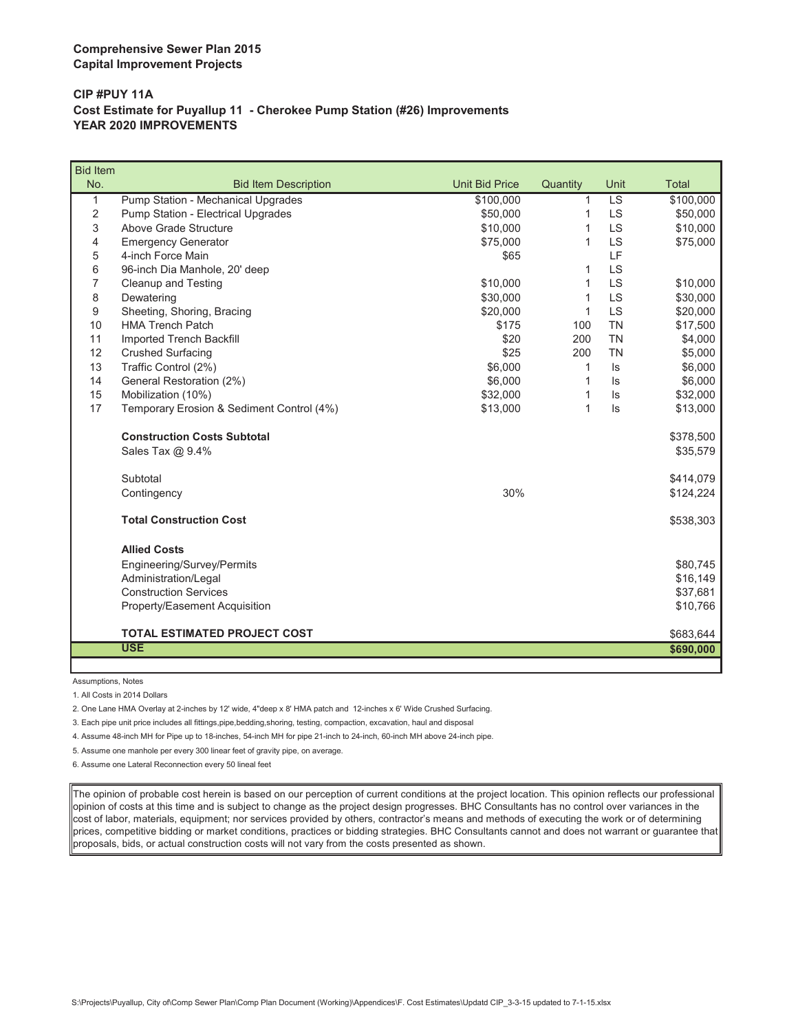**Comprehensive Sewer Plan 2015**
**Capital Improvement Projects**

**CIP #PUY 11A**
**Cost Estimate for Puyallup 11 - Cherokee Pump Station (#26) Improvements**
**YEAR 2020 IMPROVEMENTS**

| Bid Item No. | Bid Item Description | Unit Bid Price | Quantity | Unit | Total |
|---|---|---|---|---|---|
| 1 | Pump Station - Mechanical Upgrades | $100,000 | 1 | LS | $100,000 |
| 2 | Pump Station - Electrical Upgrades | $50,000 | 1 | LS | $50,000 |
| 3 | Above Grade Structure | $10,000 | 1 | LS | $10,000 |
| 4 | Emergency Generator | $75,000 | 1 | LS | $75,000 |
| 5 | 4-inch Force Main | $65 | | LF | |
| 6 | 96-inch Dia Manhole, 20' deep | | 1 | LS | |
| 7 | Cleanup and Testing | $10,000 | 1 | LS | $10,000 |
| 8 | Dewatering | $30,000 | 1 | LS | $30,000 |
| 9 | Sheeting, Shoring, Bracing | $20,000 | 1 | LS | $20,000 |
| 10 | HMA Trench Patch | $175 | 100 | TN | $17,500 |
| 11 | Imported Trench Backfill | $20 | 200 | TN | $4,000 |
| 12 | Crushed Surfacing | $25 | 200 | TN | $5,000 |
| 13 | Traffic Control (2%) | $6,000 | 1 | ls | $6,000 |
| 14 | General Restoration (2%) | $6,000 | 1 | ls | $6,000 |
| 15 | Mobilization (10%) | $32,000 | 1 | ls | $32,000 |
| 17 | Temporary Erosion & Sediment Control (4%) | $13,000 | 1 | ls | $13,000 |
| | **Construction Costs Subtotal** | | | | $378,500 |
| | Sales Tax @ 9.4% | | | | $35,579 |
| | Subtotal | | | | $414,079 |
| | Contingency | 30% | | | $124,224 |
| | **Total Construction Cost** | | | | $538,303 |
| | **Allied Costs** | | | | |
| | Engineering/Survey/Permits | | | | $80,745 |
| | Administration/Legal | | | | $16,149 |
| | Construction Services | | | | $37,681 |
| | Property/Easement Acquisition | | | | $10,766 |
| | **TOTAL ESTIMATED PROJECT COST** | | | | $683,644 |
| | **USE** | | | | **$690,000** |

Assumptions, Notes

1. All Costs in 2014 Dollars
2. One Lane HMA Overlay at 2-inches by 12' wide, 4"deep x 8' HMA patch and 12-inches x 6' Wide Crushed Surfacing.
3. Each pipe unit price includes all fittings,pipe,bedding,shoring, testing, compaction, excavation, haul and disposal
4. Assume 48-inch MH for Pipe up to 18-inches, 54-inch MH for pipe 21-inch to 24-inch, 60-inch MH above 24-inch pipe.
5. Assume one manhole per every 300 linear feet of gravity pipe, on average.
6. Assume one Lateral Reconnection every 50 lineal feet

The opinion of probable cost herein is based on our perception of current conditions at the project location. This opinion reflects our professional opinion of costs at this time and is subject to change as the project design progresses. BHC Consultants has no control over variances in the cost of labor, materials, equipment; nor services provided by others, contractor's means and methods of executing the work or of determining prices, competitive bidding or market conditions, practices or bidding strategies. BHC Consultants cannot and does not warrant or guarantee that proposals, bids, or actual construction costs will not vary from the costs presented as shown.

S:\Projects\Puyallup, City of\Comp Sewer Plan\Comp Plan Document (Working)\Appendices\F. Cost Estimates\Updatd CIP_3-3-15 updated to 7-1-15.xlsx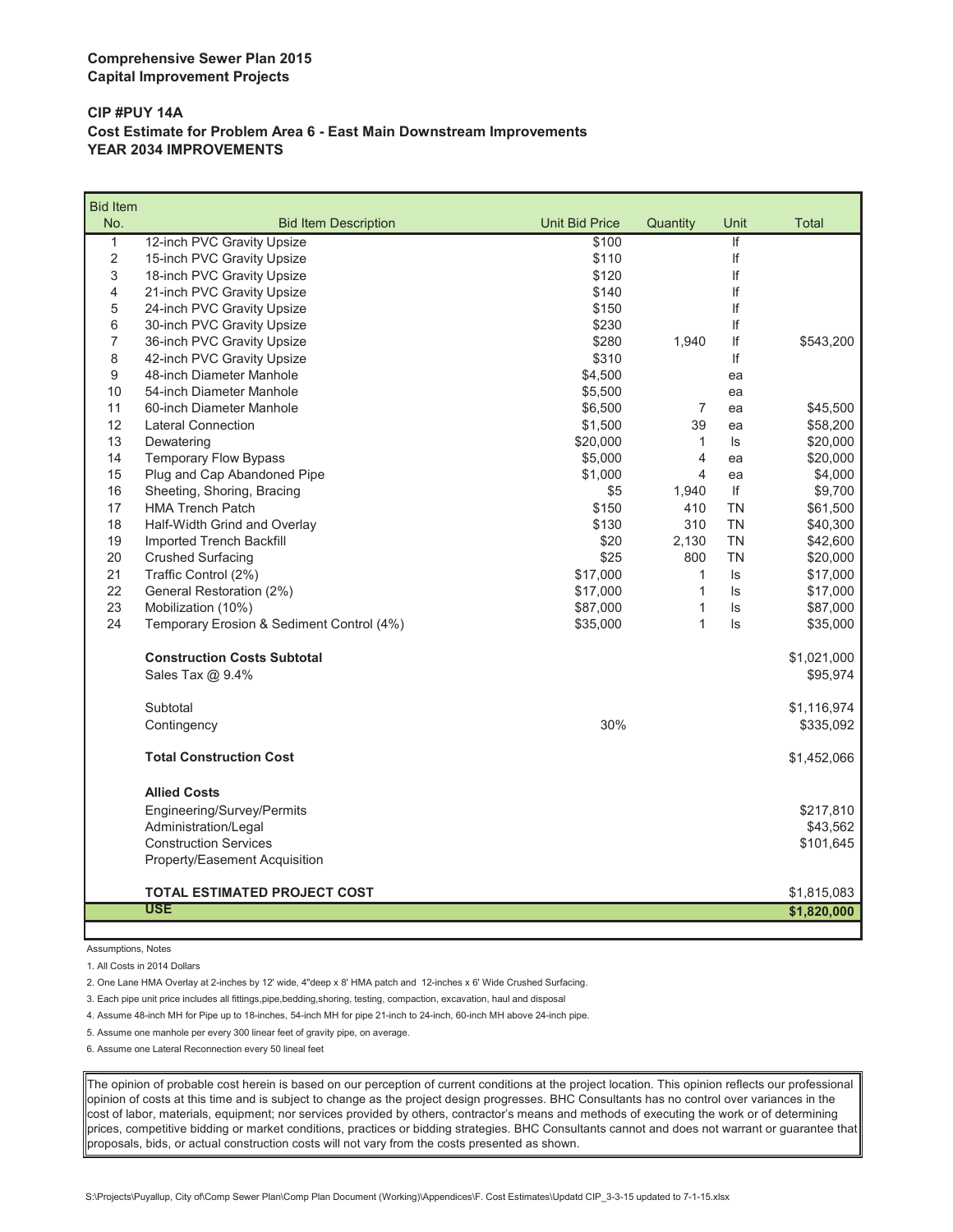**Comprehensive Sewer Plan 2015**
**Capital Improvement Projects**

**CIP #PUY 14A**
**Cost Estimate for Problem Area 6 - East Main Downstream Improvements**
**YEAR 2034 IMPROVEMENTS**

| Bid Item No. | Bid Item Description | Unit Bid Price | Quantity | Unit | Total |
|---|---|---|---|---|---|
| 1 | 12-inch PVC Gravity Upsize | $100 | | lf | |
| 2 | 15-inch PVC Gravity Upsize | $110 | | lf | |
| 3 | 18-inch PVC Gravity Upsize | $120 | | lf | |
| 4 | 21-inch PVC Gravity Upsize | $140 | | lf | |
| 5 | 24-inch PVC Gravity Upsize | $150 | | lf | |
| 6 | 30-inch PVC Gravity Upsize | $230 | | lf | |
| 7 | 36-inch PVC Gravity Upsize | $280 | 1,940 | lf | $543,200 |
| 8 | 42-inch PVC Gravity Upsize | $310 | | lf | |
| 9 | 48-inch Diameter Manhole | $4,500 | | ea | |
| 10 | 54-inch Diameter Manhole | $5,500 | | ea | |
| 11 | 60-inch Diameter Manhole | $6,500 | 7 | ea | $45,500 |
| 12 | Lateral Connection | $1,500 | 39 | ea | $58,200 |
| 13 | Dewatering | $20,000 | 1 | ls | $20,000 |
| 14 | Temporary Flow Bypass | $5,000 | 4 | ea | $20,000 |
| 15 | Plug and Cap Abandoned Pipe | $1,000 | 4 | ea | $4,000 |
| 16 | Sheeting, Shoring, Bracing | $5 | 1,940 | lf | $9,700 |
| 17 | HMA Trench Patch | $150 | 410 | TN | $61,500 |
| 18 | Half-Width Grind and Overlay | $130 | 310 | TN | $40,300 |
| 19 | Imported Trench Backfill | $20 | 2,130 | TN | $42,600 |
| 20 | Crushed Surfacing | $25 | 800 | TN | $20,000 |
| 21 | Traffic Control (2%) | $17,000 | 1 | ls | $17,000 |
| 22 | General Restoration (2%) | $17,000 | 1 | ls | $17,000 |
| 23 | Mobilization (10%) | $87,000 | 1 | ls | $87,000 |
| 24 | Temporary Erosion & Sediment Control (4%) | $35,000 | 1 | ls | $35,000 |
| | **Construction Costs Subtotal** | | | | $1,021,000 |
| | Sales Tax @ 9.4% | | | | $95,974 |
| | Subtotal | | | | $1,116,974 |
| | Contingency | 30% | | | $335,092 |
| | **Total Construction Cost** | | | | $1,452,066 |
| | **Allied Costs** | | | | |
| | Engineering/Survey/Permits | | | | $217,810 |
| | Administration/Legal | | | | $43,562 |
| | Construction Services | | | | $101,645 |
| | Property/Easement Acquisition | | | | |
| | **TOTAL ESTIMATED PROJECT COST** | | | | $1,815,083 |
| | **USE** | | | | **$1,820,000** |

Assumptions, Notes

1. All Costs in 2014 Dollars
2. One Lane HMA Overlay at 2-inches by 12' wide, 4"deep x 8' HMA patch and 12-inches x 6' Wide Crushed Surfacing.
3. Each pipe unit price includes all fittings,pipe,bedding,shoring, testing, compaction, excavation, haul and disposal
4. Assume 48-inch MH for Pipe up to 18-inches, 54-inch MH for pipe 21-inch to 24-inch, 60-inch MH above 24-inch pipe.
5. Assume one manhole per every 300 linear feet of gravity pipe, on average.
6. Assume one Lateral Reconnection every 50 lineal feet

The opinion of probable cost herein is based on our perception of current conditions at the project location. This opinion reflects our professional opinion of costs at this time and is subject to change as the project design progresses. BHC Consultants has no control over variances in the cost of labor, materials, equipment; nor services provided by others, contractor's means and methods of executing the work or of determining prices, competitive bidding or market conditions, practices or bidding strategies. BHC Consultants cannot and does not warrant or guarantee that proposals, bids, or actual construction costs will not vary from the costs presented as shown.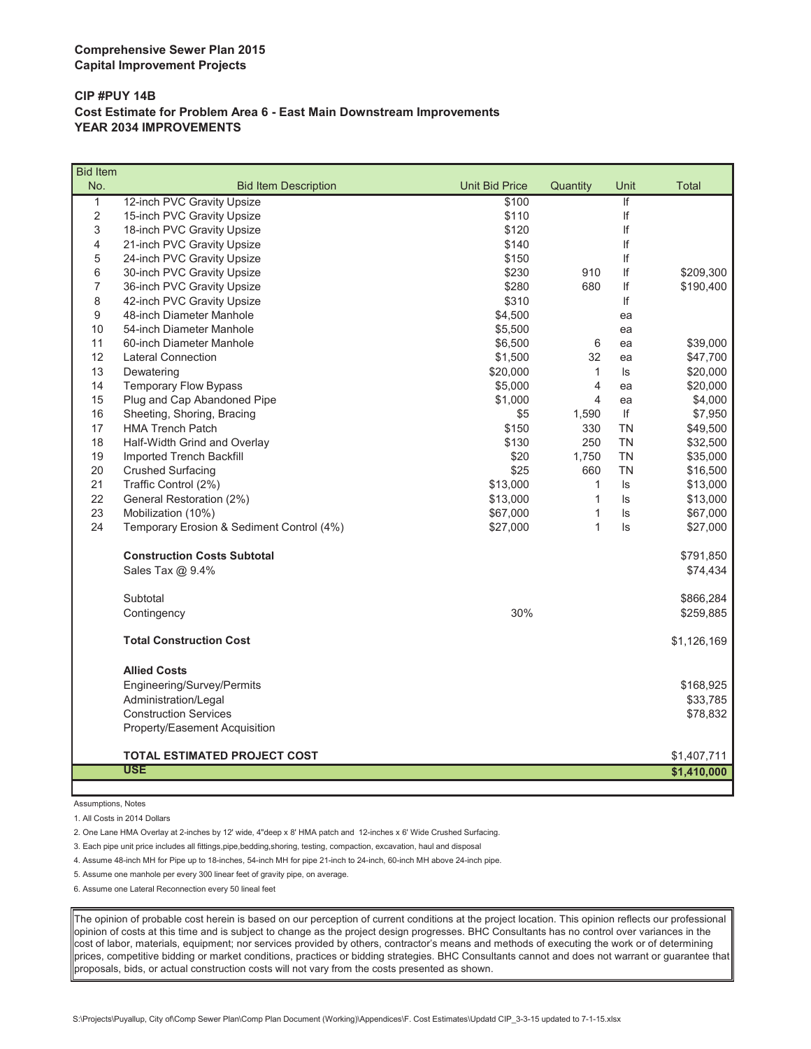**Comprehensive Sewer Plan 2015**
**Capital Improvement Projects**

**CIP #PUY 14B**
**Cost Estimate for Problem Area 6 - East Main Downstream Improvements**
**YEAR 2034 IMPROVEMENTS**

| Bid Item No. | Bid Item Description | Unit Bid Price | Quantity | Unit | Total |
|---|---|---|---|---|---|
| 1 | 12-inch PVC Gravity Upsize | $100 | | lf | |
| 2 | 15-inch PVC Gravity Upsize | $110 | | lf | |
| 3 | 18-inch PVC Gravity Upsize | $120 | | lf | |
| 4 | 21-inch PVC Gravity Upsize | $140 | | lf | |
| 5 | 24-inch PVC Gravity Upsize | $150 | | lf | |
| 6 | 30-inch PVC Gravity Upsize | $230 | 910 | lf | $209,300 |
| 7 | 36-inch PVC Gravity Upsize | $280 | 680 | lf | $190,400 |
| 8 | 42-inch PVC Gravity Upsize | $310 | | lf | |
| 9 | 48-inch Diameter Manhole | $4,500 | | ea | |
| 10 | 54-inch Diameter Manhole | $5,500 | | ea | |
| 11 | 60-inch Diameter Manhole | $6,500 | 6 | ea | $39,000 |
| 12 | Lateral Connection | $1,500 | 32 | ea | $47,700 |
| 13 | Dewatering | $20,000 | 1 | ls | $20,000 |
| 14 | Temporary Flow Bypass | $5,000 | 4 | ea | $20,000 |
| 15 | Plug and Cap Abandoned Pipe | $1,000 | 4 | ea | $4,000 |
| 16 | Sheeting, Shoring, Bracing | $5 | 1,590 | lf | $7,950 |
| 17 | HMA Trench Patch | $150 | 330 | TN | $49,500 |
| 18 | Half-Width Grind and Overlay | $130 | 250 | TN | $32,500 |
| 19 | Imported Trench Backfill | $20 | 1,750 | TN | $35,000 |
| 20 | Crushed Surfacing | $25 | 660 | TN | $16,500 |
| 21 | Traffic Control (2%) | $13,000 | 1 | ls | $13,000 |
| 22 | General Restoration (2%) | $13,000 | 1 | ls | $13,000 |
| 23 | Mobilization (10%) | $67,000 | 1 | ls | $67,000 |
| 24 | Temporary Erosion & Sediment Control (4%) | $27,000 | 1 | ls | $27,000 |
| | **Construction Costs Subtotal** | | | | $791,850 |
| | Sales Tax @ 9.4% | | | | $74,434 |
| | Subtotal | | | | $866,284 |
| | Contingency | 30% | | | $259,885 |
| | **Total Construction Cost** | | | | $1,126,169 |
| | **Allied Costs** | | | | |
| | Engineering/Survey/Permits | | | | $168,925 |
| | Administration/Legal | | | | $33,785 |
| | Construction Services | | | | $78,832 |
| | Property/Easement Acquisition | | | | |
| | **TOTAL ESTIMATED PROJECT COST** | | | | $1,407,711 |
| | **USE** | | | | **$1,410,000** |

Assumptions, Notes

1. All Costs in 2014 Dollars
2. One Lane HMA Overlay at 2-inches by 12' wide, 4"deep x 8' HMA patch and 12-inches x 6' Wide Crushed Surfacing.
3. Each pipe unit price includes all fittings,pipe,bedding,shoring, testing, compaction, excavation, haul and disposal
4. Assume 48-inch MH for Pipe up to 18-inches, 54-inch MH for pipe 21-inch to 24-inch, 60-inch MH above 24-inch pipe.
5. Assume one manhole per every 300 linear feet of gravity pipe, on average.
6. Assume one Lateral Reconnection every 50 lineal feet

The opinion of probable cost herein is based on our perception of current conditions at the project location. This opinion reflects our professional opinion of costs at this time and is subject to change as the project design progresses. BHC Consultants has no control over variances in the cost of labor, materials, equipment; nor services provided by others, contractor's means and methods of executing the work or of determining prices, competitive bidding or market conditions, practices or bidding strategies. BHC Consultants cannot and does not warrant or guarantee that proposals, bids, or actual construction costs will not vary from the costs presented as shown.

S:\Projects\Puyallup, City of\Comp Sewer Plan\Comp Plan Document (Working)\Appendices\F. Cost Estimates\Updatd CIP_3-3-15 updated to 7-1-15.xlsx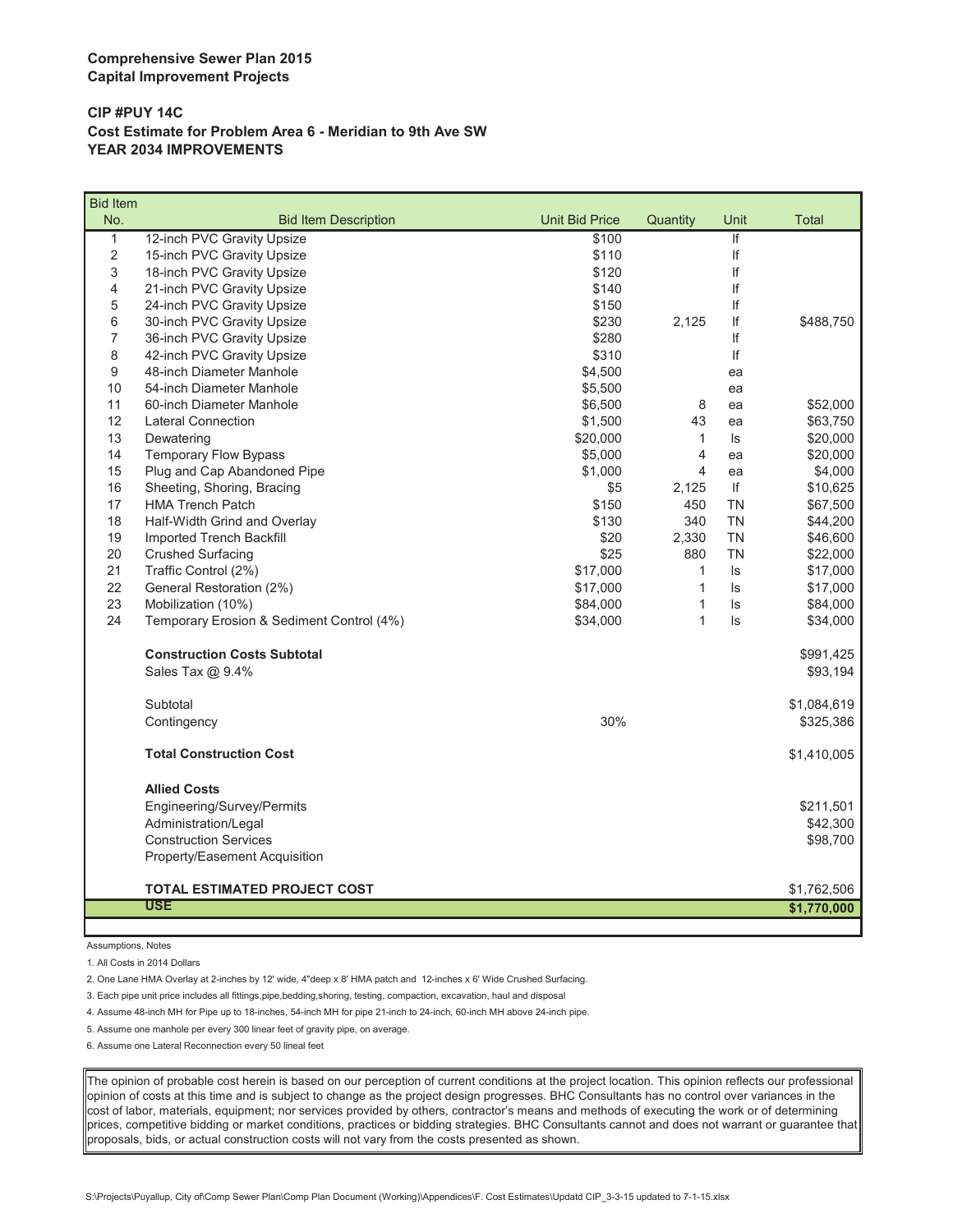**Comprehensive Sewer Plan 2015**
**Capital Improvement Projects**

**CIP #PUY 14C**
**Cost Estimate for Problem Area 6 - Meridian to 9th Ave SW**
**YEAR 2034 IMPROVEMENTS**

| Bid Item No. | Bid Item Description | Unit Bid Price | Quantity | Unit | Total |
|---|---|---|---|---|---|
| 1 | 12-inch PVC Gravity Upsize | $100 | | lf | |
| 2 | 15-inch PVC Gravity Upsize | $110 | | lf | |
| 3 | 18-inch PVC Gravity Upsize | $120 | | lf | |
| 4 | 21-inch PVC Gravity Upsize | $140 | | lf | |
| 5 | 24-inch PVC Gravity Upsize | $150 | | lf | |
| 6 | 30-inch PVC Gravity Upsize | $230 | 2,125 | lf | $488,750 |
| 7 | 36-inch PVC Gravity Upsize | $280 | | lf | |
| 8 | 42-inch PVC Gravity Upsize | $310 | | lf | |
| 9 | 48-inch Diameter Manhole | $4,500 | | ea | |
| 10 | 54-inch Diameter Manhole | $5,500 | | ea | |
| 11 | 60-inch Diameter Manhole | $6,500 | 8 | ea | $52,000 |
| 12 | Lateral Connection | $1,500 | 43 | ea | $63,750 |
| 13 | Dewatering | $20,000 | 1 | ls | $20,000 |
| 14 | Temporary Flow Bypass | $5,000 | 4 | ea | $20,000 |
| 15 | Plug and Cap Abandoned Pipe | $1,000 | 4 | ea | $4,000 |
| 16 | Sheeting, Shoring, Bracing | $5 | 2,125 | lf | $10,625 |
| 17 | HMA Trench Patch | $150 | 450 | TN | $67,500 |
| 18 | Half-Width Grind and Overlay | $130 | 340 | TN | $44,200 |
| 19 | Imported Trench Backfill | $20 | 2,330 | TN | $46,600 |
| 20 | Crushed Surfacing | $25 | 880 | TN | $22,000 |
| 21 | Traffic Control (2%) | $17,000 | 1 | ls | $17,000 |
| 22 | General Restoration (2%) | $17,000 | 1 | ls | $17,000 |
| 23 | Mobilization (10%) | $84,000 | 1 | ls | $84,000 |
| 24 | Temporary Erosion & Sediment Control (4%) | $34,000 | 1 | ls | $34,000 |
| | **Construction Costs Subtotal** | | | | $991,425 |
| | Sales Tax @ 9.4% | | | | $93,194 |
| | Subtotal | | | | $1,084,619 |
| | Contingency | 30% | | | $325,386 |
| | **Total Construction Cost** | | | | $1,410,005 |
| | **Allied Costs** | | | | |
| | Engineering/Survey/Permits | | | | $211,501 |
| | Administration/Legal | | | | $42,300 |
| | Construction Services | | | | $98,700 |
| | Property/Easement Acquisition | | | | |
| | **TOTAL ESTIMATED PROJECT COST** | | | | $1,762,506 |
| | **USE** | | | | **$1,770,000** |

Assumptions, Notes

1. All Costs in 2014 Dollars
2. One Lane HMA Overlay at 2-inches by 12' wide, 4"deep x 8' HMA patch and 12-inches x 6' Wide Crushed Surfacing.
3. Each pipe unit price includes all fittings,pipe,bedding,shoring, testing, compaction, excavation, haul and disposal
4. Assume 48-inch MH for Pipe up to 18-inches, 54-inch MH for pipe 21-inch to 24-inch, 60-inch MH above 24-inch pipe.
5. Assume one manhole per every 300 linear feet of gravity pipe, on average.
6. Assume one Lateral Reconnection every 50 lineal feet

The opinion of probable cost herein is based on our perception of current conditions at the project location. This opinion reflects our professional opinion of costs at this time and is subject to change as the project design progresses. BHC Consultants has no control over variances in the cost of labor, materials, equipment; nor services provided by others, contractor's means and methods of executing the work or of determining prices, competitive bidding or market conditions, practices or bidding strategies. BHC Consultants cannot and does not warrant or guarantee that proposals, bids, or actual construction costs will not vary from the costs presented as shown.

S:\Projects\Puyallup, City of\Comp Sewer Plan\Comp Plan Document (Working)\Appendices\F. Cost Estimates\Updatd CIP_3-3-15 updated to 7-1-15.xlsx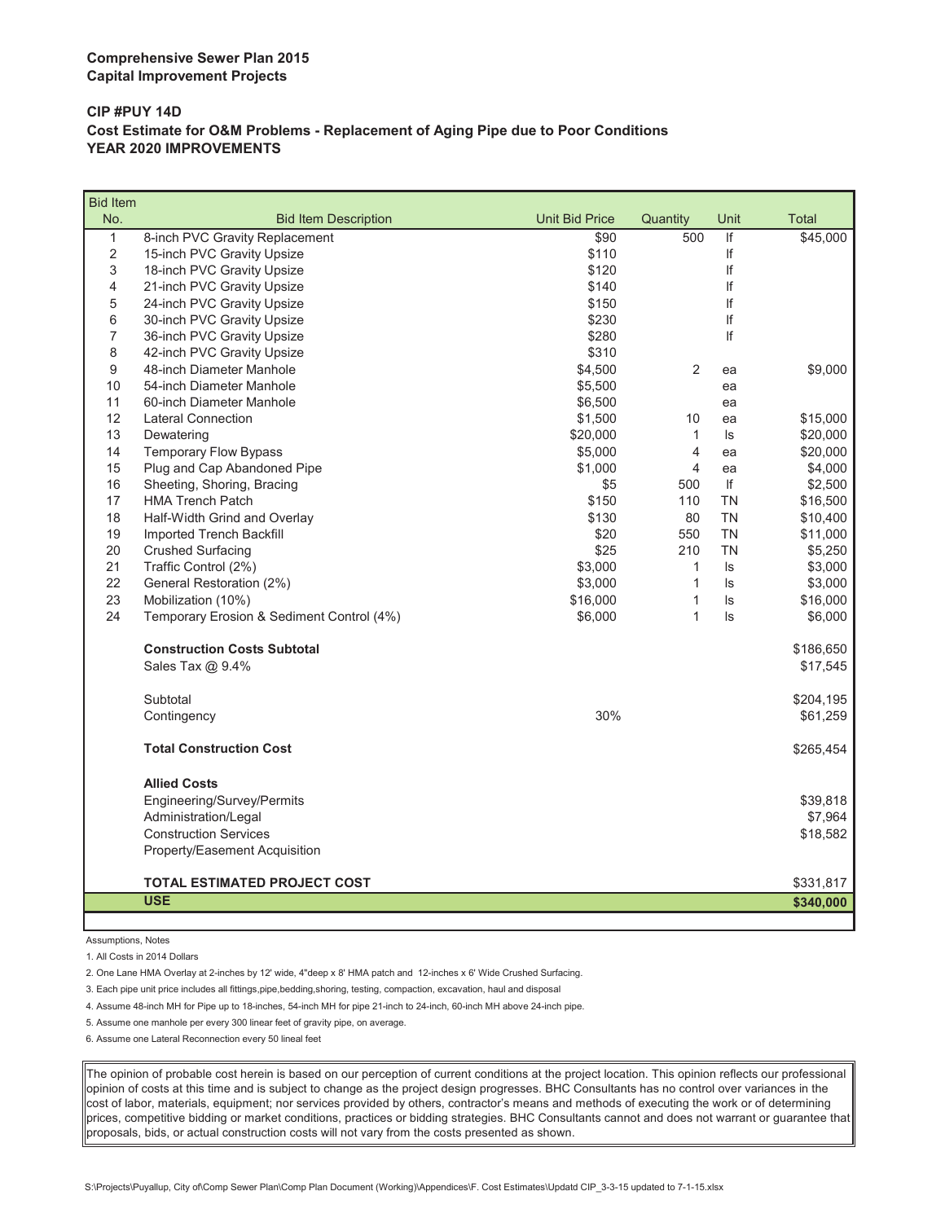**Comprehensive Sewer Plan 2015**
**Capital Improvement Projects**

**CIP #PUY 14D**
**Cost Estimate for O&M Problems - Replacement of Aging Pipe due to Poor Conditions**
**YEAR 2020 IMPROVEMENTS**

| Bid Item No. | Bid Item Description | Unit Bid Price | Quantity | Unit | Total |
|---|---|---|---|---|---|
| 1 | 8-inch PVC Gravity Replacement | $90 | 500 | lf | $45,000 |
| 2 | 15-inch PVC Gravity Upsize | $110 | | lf | |
| 3 | 18-inch PVC Gravity Upsize | $120 | | lf | |
| 4 | 21-inch PVC Gravity Upsize | $140 | | lf | |
| 5 | 24-inch PVC Gravity Upsize | $150 | | lf | |
| 6 | 30-inch PVC Gravity Upsize | $230 | | lf | |
| 7 | 36-inch PVC Gravity Upsize | $280 | | lf | |
| 8 | 42-inch PVC Gravity Upsize | $310 | | | |
| 9 | 48-inch Diameter Manhole | $4,500 | 2 | ea | $9,000 |
| 10 | 54-inch Diameter Manhole | $5,500 | | ea | |
| 11 | 60-inch Diameter Manhole | $6,500 | | ea | |
| 12 | Lateral Connection | $1,500 | 10 | ea | $15,000 |
| 13 | Dewatering | $20,000 | 1 | ls | $20,000 |
| 14 | Temporary Flow Bypass | $5,000 | 4 | ea | $20,000 |
| 15 | Plug and Cap Abandoned Pipe | $1,000 | 4 | ea | $4,000 |
| 16 | Sheeting, Shoring, Bracing | $5 | 500 | lf | $2,500 |
| 17 | HMA Trench Patch | $150 | 110 | TN | $16,500 |
| 18 | Half-Width Grind and Overlay | $130 | 80 | TN | $10,400 |
| 19 | Imported Trench Backfill | $20 | 550 | TN | $11,000 |
| 20 | Crushed Surfacing | $25 | 210 | TN | $5,250 |
| 21 | Traffic Control (2%) | $3,000 | 1 | ls | $3,000 |
| 22 | General Restoration (2%) | $3,000 | 1 | ls | $3,000 |
| 23 | Mobilization (10%) | $16,000 | 1 | ls | $16,000 |
| 24 | Temporary Erosion & Sediment Control (4%) | $6,000 | 1 | ls | $6,000 |
| | **Construction Costs Subtotal** | | | | $186,650 |
| | Sales Tax @ 9.4% | | | | $17,545 |
| | Subtotal | | | | $204,195 |
| | Contingency | 30% | | | $61,259 |
| | **Total Construction Cost** | | | | $265,454 |
| | **Allied Costs** | | | | |
| | Engineering/Survey/Permits | | | | $39,818 |
| | Administration/Legal | | | | $7,964 |
| | Construction Services | | | | $18,582 |
| | Property/Easement Acquisition | | | | |
| | **TOTAL ESTIMATED PROJECT COST** | | | | $331,817 |
| | **USE** | | | | **$340,000** |

Assumptions, Notes

1. All Costs in 2014 Dollars
2. One Lane HMA Overlay at 2-inches by 12' wide, 4"deep x 8' HMA patch and 12-inches x 6' Wide Crushed Surfacing.
3. Each pipe unit price includes all fittings,pipe,bedding,shoring, testing, compaction, excavation, haul and disposal
4. Assume 48-inch MH for Pipe up to 18-inches, 54-inch MH for pipe 21-inch to 24-inch, 60-inch MH above 24-inch pipe.
5. Assume one manhole per every 300 linear feet of gravity pipe, on average.
6. Assume one Lateral Reconnection every 50 lineal feet

The opinion of probable cost herein is based on our perception of current conditions at the project location. This opinion reflects our professional opinion of costs at this time and is subject to change as the project design progresses. BHC Consultants has no control over variances in the cost of labor, materials, equipment; nor services provided by others, contractor's means and methods of executing the work or of determining prices, competitive bidding or market conditions, practices or bidding strategies. BHC Consultants cannot and does not warrant or guarantee that proposals, bids, or actual construction costs will not vary from the costs presented as shown.

S:\Projects\Puyallup, City of\Comp Sewer Plan\Comp Plan Document (Working)\Appendices\F. Cost Estimates\Updatd CIP_3-3-15 updated to 7-1-15.xlsx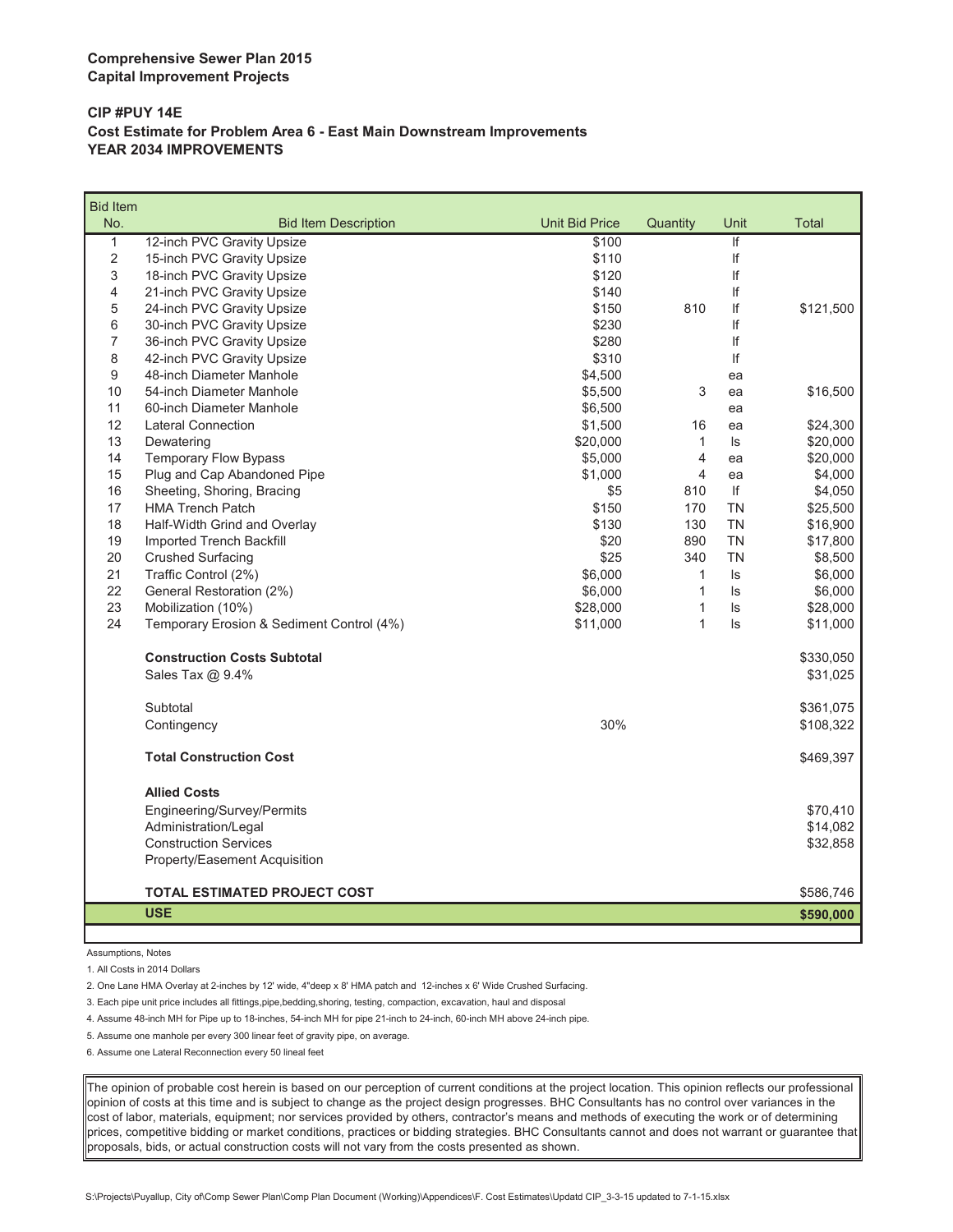**Comprehensive Sewer Plan 2015**
**Capital Improvement Projects**

**CIP #PUY 14E**
**Cost Estimate for Problem Area 6 - East Main Downstream Improvements**
**YEAR 2034 IMPROVEMENTS**

| Bid Item No. | Bid Item Description | Unit Bid Price | Quantity | Unit | Total |
|---|---|---|---|---|---|
| 1 | 12-inch PVC Gravity Upsize | $100 | | lf | |
| 2 | 15-inch PVC Gravity Upsize | $110 | | lf | |
| 3 | 18-inch PVC Gravity Upsize | $120 | | lf | |
| 4 | 21-inch PVC Gravity Upsize | $140 | | lf | |
| 5 | 24-inch PVC Gravity Upsize | $150 | 810 | lf | $121,500 |
| 6 | 30-inch PVC Gravity Upsize | $230 | | lf | |
| 7 | 36-inch PVC Gravity Upsize | $280 | | lf | |
| 8 | 42-inch PVC Gravity Upsize | $310 | | lf | |
| 9 | 48-inch Diameter Manhole | $4,500 | | ea | |
| 10 | 54-inch Diameter Manhole | $5,500 | 3 | ea | $16,500 |
| 11 | 60-inch Diameter Manhole | $6,500 | | ea | |
| 12 | Lateral Connection | $1,500 | 16 | ea | $24,300 |
| 13 | Dewatering | $20,000 | 1 | ls | $20,000 |
| 14 | Temporary Flow Bypass | $5,000 | 4 | ea | $20,000 |
| 15 | Plug and Cap Abandoned Pipe | $1,000 | 4 | ea | $4,000 |
| 16 | Sheeting, Shoring, Bracing | $5 | 810 | lf | $4,050 |
| 17 | HMA Trench Patch | $150 | 170 | TN | $25,500 |
| 18 | Half-Width Grind and Overlay | $130 | 130 | TN | $16,900 |
| 19 | Imported Trench Backfill | $20 | 890 | TN | $17,800 |
| 20 | Crushed Surfacing | $25 | 340 | TN | $8,500 |
| 21 | Traffic Control (2%) | $6,000 | 1 | ls | $6,000 |
| 22 | General Restoration (2%) | $6,000 | 1 | ls | $6,000 |
| 23 | Mobilization (10%) | $28,000 | 1 | ls | $28,000 |
| 24 | Temporary Erosion & Sediment Control (4%) | $11,000 | 1 | ls | $11,000 |
| | **Construction Costs Subtotal** | | | | $330,050 |
| | Sales Tax @ 9.4% | | | | $31,025 |
| | Subtotal | | | | $361,075 |
| | Contingency | 30% | | | $108,322 |
| | **Total Construction Cost** | | | | $469,397 |
| | **Allied Costs** | | | | |
| | Engineering/Survey/Permits | | | | $70,410 |
| | Administration/Legal | | | | $14,082 |
| | Construction Services | | | | $32,858 |
| | Property/Easement Acquisition | | | | |
| | **TOTAL ESTIMATED PROJECT COST** | | | | $586,746 |
| | **USE** | | | | **$590,000** |

Assumptions, Notes

1. All Costs in 2014 Dollars
2. One Lane HMA Overlay at 2-inches by 12' wide, 4"deep x 8' HMA patch and 12-inches x 6' Wide Crushed Surfacing.
3. Each pipe unit price includes all fittings,pipe,bedding,shoring, testing, compaction, excavation, haul and disposal
4. Assume 48-inch MH for Pipe up to 18-inches, 54-inch MH for pipe 21-inch to 24-inch, 60-inch MH above 24-inch pipe.
5. Assume one manhole per every 300 linear feet of gravity pipe, on average.
6. Assume one Lateral Reconnection every 50 lineal feet

The opinion of probable cost herein is based on our perception of current conditions at the project location. This opinion reflects our professional opinion of costs at this time and is subject to change as the project design progresses. BHC Consultants has no control over variances in the cost of labor, materials, equipment; nor services provided by others, contractor's means and methods of executing the work or of determining prices, competitive bidding or market conditions, practices or bidding strategies. BHC Consultants cannot and does not warrant or guarantee that proposals, bids, or actual construction costs will not vary from the costs presented as shown.

S:\Projects\Puyallup, City of\Comp Sewer Plan\Comp Plan Document (Working)\Appendices\F. Cost Estimates\Updatd CIP_3-3-15 updated to 7-1-15.xlsx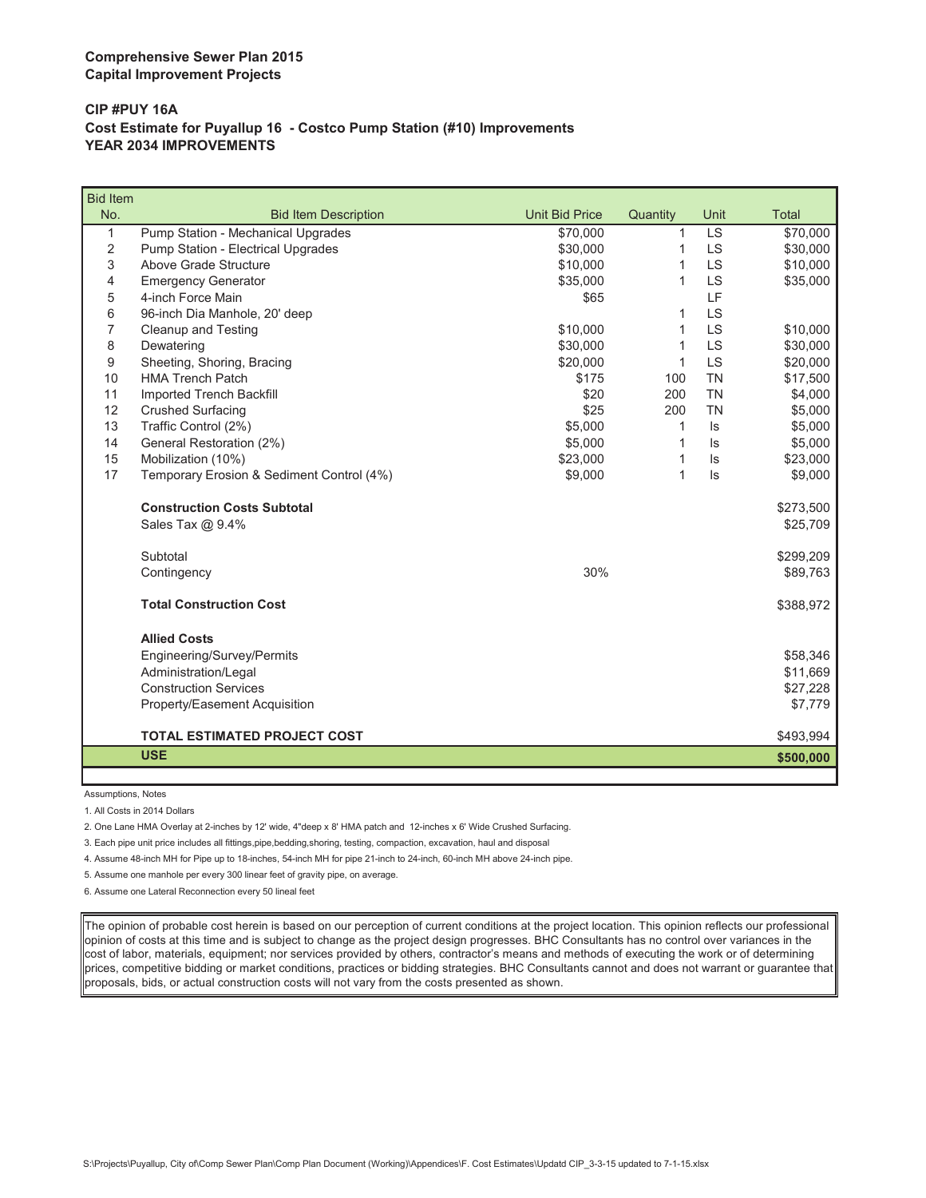**Comprehensive Sewer Plan 2015**
**Capital Improvement Projects**

**CIP #PUY 16A**
**Cost Estimate for Puyallup 16 - Costco Pump Station (#10) Improvements**
**YEAR 2034 IMPROVEMENTS**

| Bid Item No. | Bid Item Description | Unit Bid Price | Quantity | Unit | Total |
|---|---|---|---|---|---|
| 1 | Pump Station - Mechanical Upgrades | $70,000 | 1 | LS | $70,000 |
| 2 | Pump Station - Electrical Upgrades | $30,000 | 1 | LS | $30,000 |
| 3 | Above Grade Structure | $10,000 | 1 | LS | $10,000 |
| 4 | Emergency Generator | $35,000 | 1 | LS | $35,000 |
| 5 | 4-inch Force Main | $65 | | LF | |
| 6 | 96-inch Dia Manhole, 20' deep | | 1 | LS | |
| 7 | Cleanup and Testing | $10,000 | 1 | LS | $10,000 |
| 8 | Dewatering | $30,000 | 1 | LS | $30,000 |
| 9 | Sheeting, Shoring, Bracing | $20,000 | 1 | LS | $20,000 |
| 10 | HMA Trench Patch | $175 | 100 | TN | $17,500 |
| 11 | Imported Trench Backfill | $20 | 200 | TN | $4,000 |
| 12 | Crushed Surfacing | $25 | 200 | TN | $5,000 |
| 13 | Traffic Control (2%) | $5,000 | 1 | ls | $5,000 |
| 14 | General Restoration (2%) | $5,000 | 1 | ls | $5,000 |
| 15 | Mobilization (10%) | $23,000 | 1 | ls | $23,000 |
| 17 | Temporary Erosion & Sediment Control (4%) | $9,000 | 1 | ls | $9,000 |
| | **Construction Costs Subtotal** | | | | $273,500 |
| | Sales Tax @ 9.4% | | | | $25,709 |
| | Subtotal | | | | $299,209 |
| | Contingency | 30% | | | $89,763 |
| | **Total Construction Cost** | | | | $388,972 |
| | **Allied Costs** | | | | |
| | Engineering/Survey/Permits | | | | $58,346 |
| | Administration/Legal | | | | $11,669 |
| | Construction Services | | | | $27,228 |
| | Property/Easement Acquisition | | | | $7,779 |
| | **TOTAL ESTIMATED PROJECT COST** | | | | $493,994 |
| | **USE** | | | | **$500,000** |

Assumptions, Notes

1. All Costs in 2014 Dollars
2. One Lane HMA Overlay at 2-inches by 12' wide, 4"deep x 8' HMA patch and 12-inches x 6' Wide Crushed Surfacing.
3. Each pipe unit price includes all fittings,pipe,bedding,shoring, testing, compaction, excavation, haul and disposal
4. Assume 48-inch MH for Pipe up to 18-inches, 54-inch MH for pipe 21-inch to 24-inch, 60-inch MH above 24-inch pipe.
5. Assume one manhole per every 300 linear feet of gravity pipe, on average.
6. Assume one Lateral Reconnection every 50 lineal feet

The opinion of probable cost herein is based on our perception of current conditions at the project location. This opinion reflects our professional opinion of costs at this time and is subject to change as the project design progresses. BHC Consultants has no control over variances in the cost of labor, materials, equipment; nor services provided by others, contractor's means and methods of executing the work or of determining prices, competitive bidding or market conditions, practices or bidding strategies. BHC Consultants cannot and does not warrant or guarantee that proposals, bids, or actual construction costs will not vary from the costs presented as shown.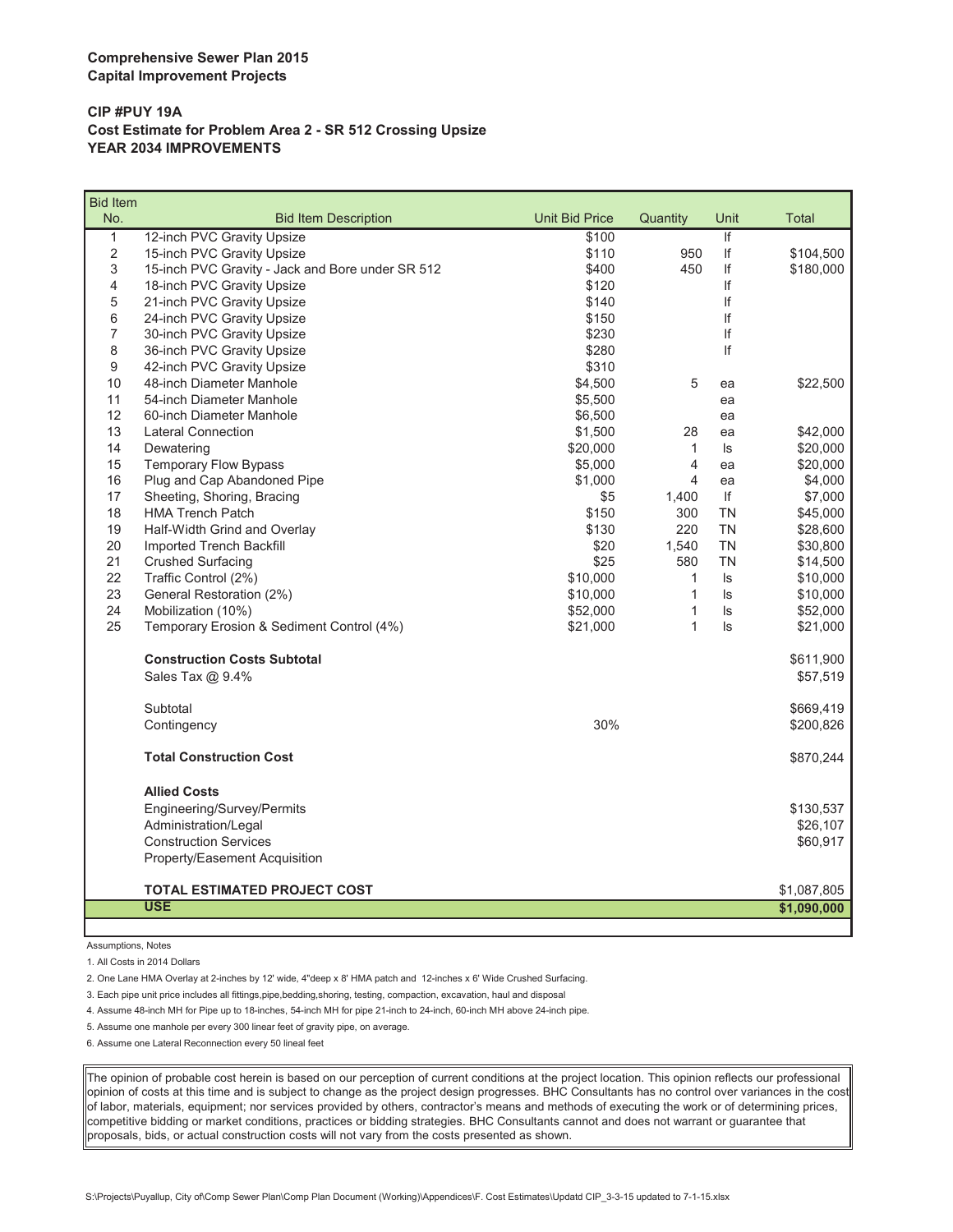**Comprehensive Sewer Plan 2015**
**Capital Improvement Projects**

**CIP #PUY 19A**
**Cost Estimate for Problem Area 2 - SR 512 Crossing Upsize**
**YEAR 2034 IMPROVEMENTS**

| Bid Item No. | Bid Item Description | Unit Bid Price | Quantity | Unit | Total |
|---|---|---|---|---|---|
| 1 | 12-inch PVC Gravity Upsize | $100 | | lf | |
| 2 | 15-inch PVC Gravity Upsize | $110 | 950 | lf | $104,500 |
| 3 | 15-inch PVC Gravity - Jack and Bore under SR 512 | $400 | 450 | lf | $180,000 |
| 4 | 18-inch PVC Gravity Upsize | $120 | | lf | |
| 5 | 21-inch PVC Gravity Upsize | $140 | | lf | |
| 6 | 24-inch PVC Gravity Upsize | $150 | | lf | |
| 7 | 30-inch PVC Gravity Upsize | $230 | | lf | |
| 8 | 36-inch PVC Gravity Upsize | $280 | | lf | |
| 9 | 42-inch PVC Gravity Upsize | $310 | | | |
| 10 | 48-inch Diameter Manhole | $4,500 | 5 | ea | $22,500 |
| 11 | 54-inch Diameter Manhole | $5,500 | | ea | |
| 12 | 60-inch Diameter Manhole | $6,500 | | ea | |
| 13 | Lateral Connection | $1,500 | 28 | ea | $42,000 |
| 14 | Dewatering | $20,000 | 1 | ls | $20,000 |
| 15 | Temporary Flow Bypass | $5,000 | 4 | ea | $20,000 |
| 16 | Plug and Cap Abandoned Pipe | $1,000 | 4 | ea | $4,000 |
| 17 | Sheeting, Shoring, Bracing | $5 | 1,400 | lf | $7,000 |
| 18 | HMA Trench Patch | $150 | 300 | TN | $45,000 |
| 19 | Half-Width Grind and Overlay | $130 | 220 | TN | $28,600 |
| 20 | Imported Trench Backfill | $20 | 1,540 | TN | $30,800 |
| 21 | Crushed Surfacing | $25 | 580 | TN | $14,500 |
| 22 | Traffic Control (2%) | $10,000 | 1 | ls | $10,000 |
| 23 | General Restoration (2%) | $10,000 | 1 | ls | $10,000 |
| 24 | Mobilization (10%) | $52,000 | 1 | ls | $52,000 |
| 25 | Temporary Erosion & Sediment Control (4%) | $21,000 | 1 | ls | $21,000 |
| | **Construction Costs Subtotal** | | | | $611,900 |
| | Sales Tax @ 9.4% | | | | $57,519 |
| | Subtotal | | | | $669,419 |
| | Contingency | 30% | | | $200,826 |
| | **Total Construction Cost** | | | | $870,244 |
| | **Allied Costs** | | | | |
| | Engineering/Survey/Permits | | | | $130,537 |
| | Administration/Legal | | | | $26,107 |
| | Construction Services | | | | $60,917 |
| | Property/Easement Acquisition | | | | |
| | **TOTAL ESTIMATED PROJECT COST** | | | | $1,087,805 |
| | **USE** | | | | **$1,090,000** |

Assumptions, Notes

1. All Costs in 2014 Dollars
2. One Lane HMA Overlay at 2-inches by 12' wide, 4"deep x 8' HMA patch and 12-inches x 6' Wide Crushed Surfacing.
3. Each pipe unit price includes all fittings,pipe,bedding,shoring, testing, compaction, excavation, haul and disposal
4. Assume 48-inch MH for Pipe up to 18-inches, 54-inch MH for pipe 21-inch to 24-inch, 60-inch MH above 24-inch pipe.
5. Assume one manhole per every 300 linear feet of gravity pipe, on average.
6. Assume one Lateral Reconnection every 50 lineal feet

The opinion of probable cost herein is based on our perception of current conditions at the project location. This opinion reflects our professional opinion of costs at this time and is subject to change as the project design progresses. BHC Consultants has no control over variances in the cost of labor, materials, equipment; nor services provided by others, contractor's means and methods of executing the work or of determining prices, competitive bidding or market conditions, practices or bidding strategies. BHC Consultants cannot and does not warrant or guarantee that proposals, bids, or actual construction costs will not vary from the costs presented as shown.

S:\Projects\Puyallup, City of\Comp Sewer Plan\Comp Plan Document (Working)\Appendices\F. Cost Estimates\Updatd CIP_3-3-15 updated to 7-1-15.xlsx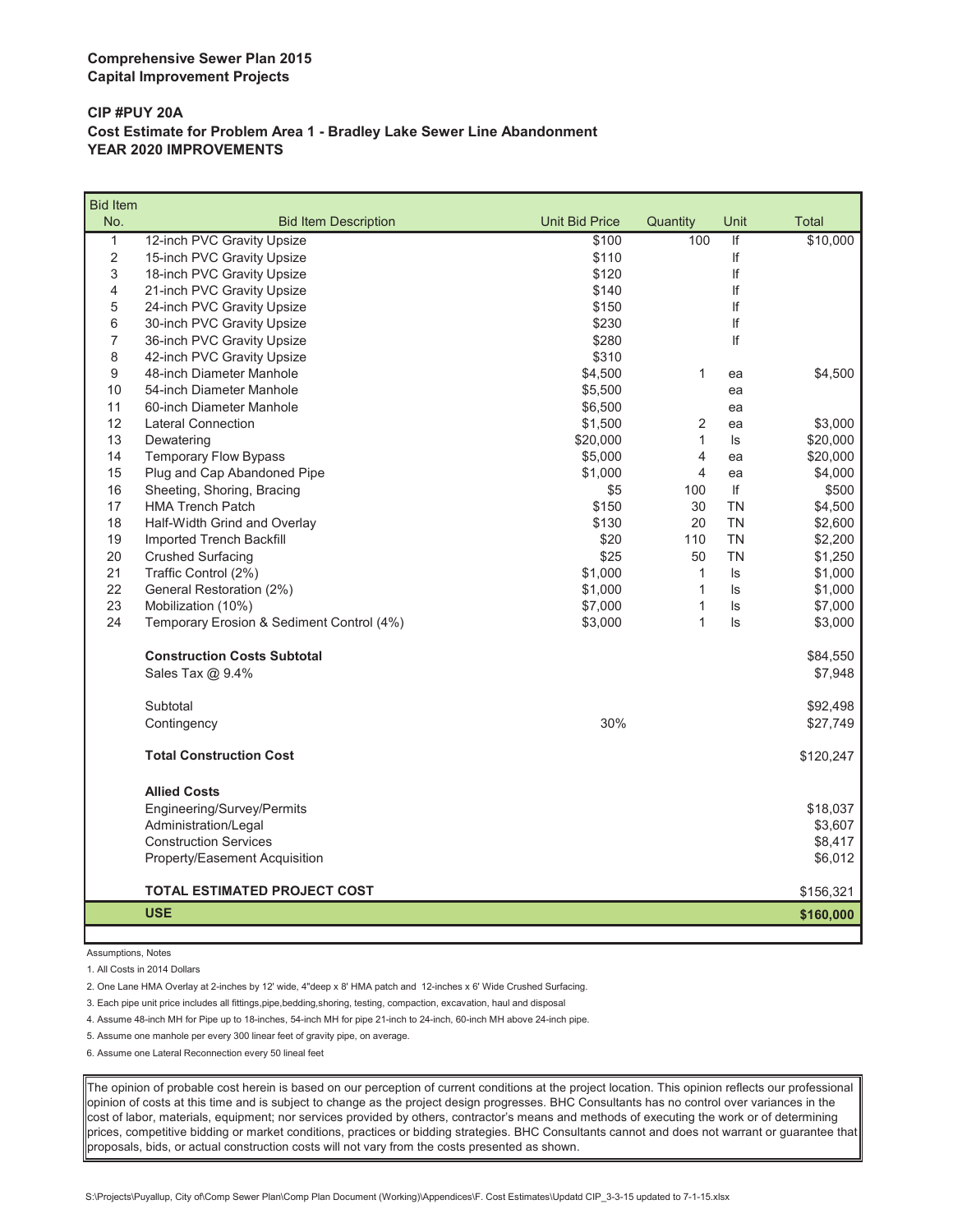**Comprehensive Sewer Plan 2015**
**Capital Improvement Projects**

**CIP #PUY 20A**
**Cost Estimate for Problem Area 1 - Bradley Lake Sewer Line Abandonment**
**YEAR 2020 IMPROVEMENTS**

| Bid Item No. | Bid Item Description | Unit Bid Price | Quantity | Unit | Total |
|---|---|---|---|---|---|
| 1 | 12-inch PVC Gravity Upsize | $100 | 100 | lf | $10,000 |
| 2 | 15-inch PVC Gravity Upsize | $110 | | lf | |
| 3 | 18-inch PVC Gravity Upsize | $120 | | lf | |
| 4 | 21-inch PVC Gravity Upsize | $140 | | lf | |
| 5 | 24-inch PVC Gravity Upsize | $150 | | lf | |
| 6 | 30-inch PVC Gravity Upsize | $230 | | lf | |
| 7 | 36-inch PVC Gravity Upsize | $280 | | lf | |
| 8 | 42-inch PVC Gravity Upsize | $310 | | | |
| 9 | 48-inch Diameter Manhole | $4,500 | 1 | ea | $4,500 |
| 10 | 54-inch Diameter Manhole | $5,500 | | ea | |
| 11 | 60-inch Diameter Manhole | $6,500 | | ea | |
| 12 | Lateral Connection | $1,500 | 2 | ea | $3,000 |
| 13 | Dewatering | $20,000 | 1 | ls | $20,000 |
| 14 | Temporary Flow Bypass | $5,000 | 4 | ea | $20,000 |
| 15 | Plug and Cap Abandoned Pipe | $1,000 | 4 | ea | $4,000 |
| 16 | Sheeting, Shoring, Bracing | $5 | 100 | lf | $500 |
| 17 | HMA Trench Patch | $150 | 30 | TN | $4,500 |
| 18 | Half-Width Grind and Overlay | $130 | 20 | TN | $2,600 |
| 19 | Imported Trench Backfill | $20 | 110 | TN | $2,200 |
| 20 | Crushed Surfacing | $25 | 50 | TN | $1,250 |
| 21 | Traffic Control (2%) | $1,000 | 1 | ls | $1,000 |
| 22 | General Restoration (2%) | $1,000 | 1 | ls | $1,000 |
| 23 | Mobilization (10%) | $7,000 | 1 | ls | $7,000 |
| 24 | Temporary Erosion & Sediment Control (4%) | $3,000 | 1 | ls | $3,000 |
| | **Construction Costs Subtotal** | | | | $84,550 |
| | Sales Tax @ 9.4% | | | | $7,948 |
| | Subtotal | | | | $92,498 |
| | Contingency | 30% | | | $27,749 |
| | **Total Construction Cost** | | | | $120,247 |
| | **Allied Costs** | | | | |
| | Engineering/Survey/Permits | | | | $18,037 |
| | Administration/Legal | | | | $3,607 |
| | Construction Services | | | | $8,417 |
| | Property/Easement Acquisition | | | | $6,012 |
| | **TOTAL ESTIMATED PROJECT COST** | | | | $156,321 |
| | **USE** | | | | **$160,000** |

Assumptions, Notes

1. All Costs in 2014 Dollars
2. One Lane HMA Overlay at 2-inches by 12' wide, 4"deep x 8' HMA patch and 12-inches x 6' Wide Crushed Surfacing.
3. Each pipe unit price includes all fittings,pipe,bedding,shoring, testing, compaction, excavation, haul and disposal
4. Assume 48-inch MH for Pipe up to 18-inches, 54-inch MH for pipe 21-inch to 24-inch, 60-inch MH above 24-inch pipe.
5. Assume one manhole per every 300 linear feet of gravity pipe, on average.
6. Assume one Lateral Reconnection every 50 lineal feet

The opinion of probable cost herein is based on our perception of current conditions at the project location. This opinion reflects our professional opinion of costs at this time and is subject to change as the project design progresses. BHC Consultants has no control over variances in the cost of labor, materials, equipment; nor services provided by others, contractor's means and methods of executing the work or of determining prices, competitive bidding or market conditions, practices or bidding strategies. BHC Consultants cannot and does not warrant or guarantee that proposals, bids, or actual construction costs will not vary from the costs presented as shown.

S:\Projects\Puyallup, City of\Comp Sewer Plan\Comp Plan Document (Working)\Appendices\F. Cost Estimates\Updatd CIP_3-3-15 updated to 7-1-15.xlsx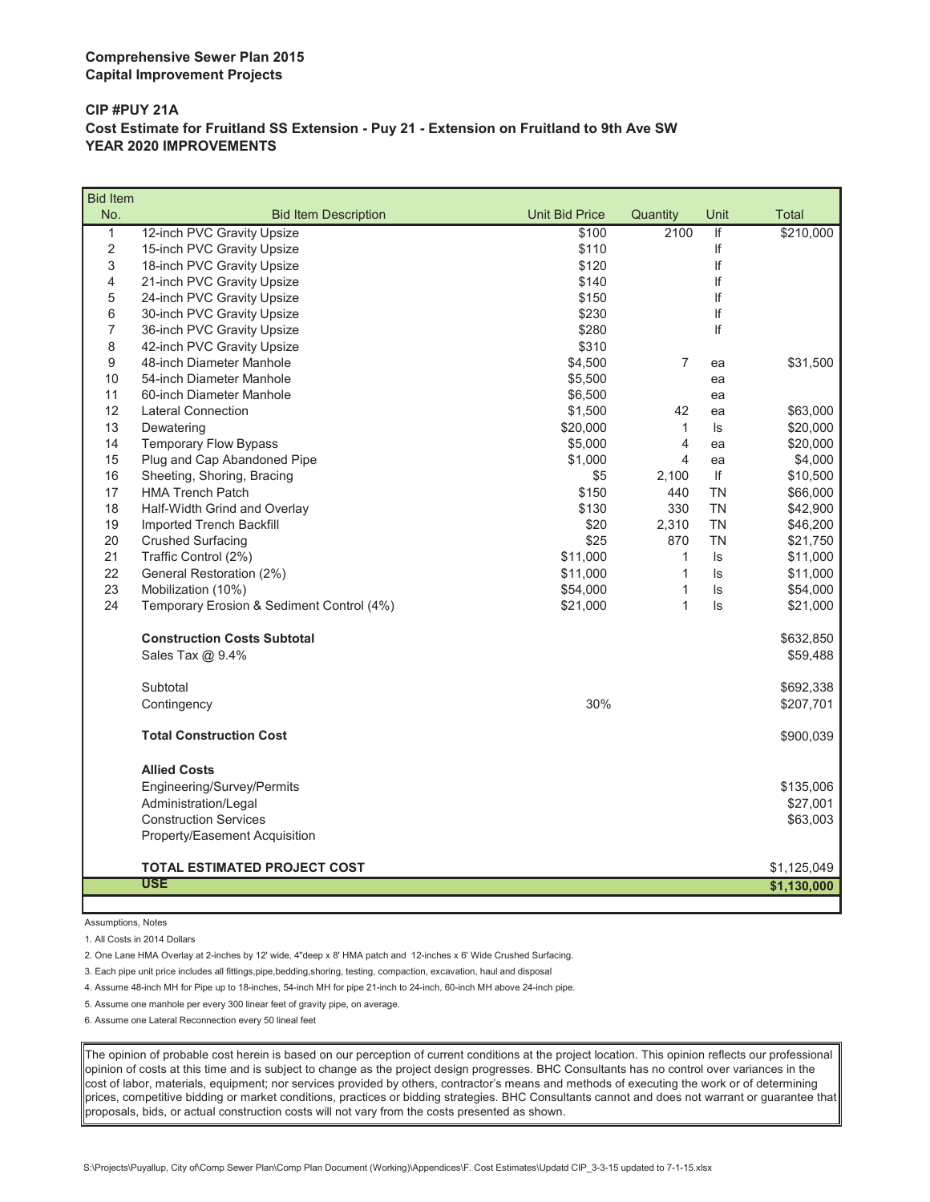**Comprehensive Sewer Plan 2015**
**Capital Improvement Projects**

**CIP #PUY 21A**
**Cost Estimate for Fruitland SS Extension - Puy 21 - Extension on Fruitland to 9th Ave SW**
**YEAR 2020 IMPROVEMENTS**

| Bid Item No. | Bid Item Description | Unit Bid Price | Quantity | Unit | Total |
|---|---|---|---|---|---|
| 1 | 12-inch PVC Gravity Upsize | $100 | 2100 | lf | $210,000 |
| 2 | 15-inch PVC Gravity Upsize | $110 | | lf | |
| 3 | 18-inch PVC Gravity Upsize | $120 | | lf | |
| 4 | 21-inch PVC Gravity Upsize | $140 | | lf | |
| 5 | 24-inch PVC Gravity Upsize | $150 | | lf | |
| 6 | 30-inch PVC Gravity Upsize | $230 | | lf | |
| 7 | 36-inch PVC Gravity Upsize | $280 | | lf | |
| 8 | 42-inch PVC Gravity Upsize | $310 | | | |
| 9 | 48-inch Diameter Manhole | $4,500 | 7 | ea | $31,500 |
| 10 | 54-inch Diameter Manhole | $5,500 | | ea | |
| 11 | 60-inch Diameter Manhole | $6,500 | | ea | |
| 12 | Lateral Connection | $1,500 | 42 | ea | $63,000 |
| 13 | Dewatering | $20,000 | 1 | ls | $20,000 |
| 14 | Temporary Flow Bypass | $5,000 | 4 | ea | $20,000 |
| 15 | Plug and Cap Abandoned Pipe | $1,000 | 4 | ea | $4,000 |
| 16 | Sheeting, Shoring, Bracing | $5 | 2,100 | lf | $10,500 |
| 17 | HMA Trench Patch | $150 | 440 | TN | $66,000 |
| 18 | Half-Width Grind and Overlay | $130 | 330 | TN | $42,900 |
| 19 | Imported Trench Backfill | $20 | 2,310 | TN | $46,200 |
| 20 | Crushed Surfacing | $25 | 870 | TN | $21,750 |
| 21 | Traffic Control (2%) | $11,000 | 1 | ls | $11,000 |
| 22 | General Restoration (2%) | $11,000 | 1 | ls | $11,000 |
| 23 | Mobilization (10%) | $54,000 | 1 | ls | $54,000 |
| 24 | Temporary Erosion & Sediment Control (4%) | $21,000 | 1 | ls | $21,000 |
| | **Construction Costs Subtotal** | | | | $632,850 |
| | Sales Tax @ 9.4% | | | | $59,488 |
| | Subtotal | | | | $692,338 |
| | Contingency | 30% | | | $207,701 |
| | **Total Construction Cost** | | | | $900,039 |
| | **Allied Costs** | | | | |
| | Engineering/Survey/Permits | | | | $135,006 |
| | Administration/Legal | | | | $27,001 |
| | Construction Services | | | | $63,003 |
| | Property/Easement Acquisition | | | | |
| | **TOTAL ESTIMATED PROJECT COST** | | | | $1,125,049 |
| | **USE** | | | | **$1,130,000** |

Assumptions, Notes

1. All Costs in 2014 Dollars
2. One Lane HMA Overlay at 2-inches by 12' wide, 4"deep x 8' HMA patch and 12-inches x 6' Wide Crushed Surfacing.
3. Each pipe unit price includes all fittings,pipe,bedding,shoring, testing, compaction, excavation, haul and disposal
4. Assume 48-inch MH for Pipe up to 18-inches, 54-inch MH for pipe 21-inch to 24-inch, 60-inch MH above 24-inch pipe.
5. Assume one manhole per every 300 linear feet of gravity pipe, on average.
6. Assume one Lateral Reconnection every 50 lineal feet

The opinion of probable cost herein is based on our perception of current conditions at the project location. This opinion reflects our professional opinion of costs at this time and is subject to change as the project design progresses. BHC Consultants has no control over variances in the cost of labor, materials, equipment; nor services provided by others, contractor's means and methods of executing the work or of determining prices, competitive bidding or market conditions, practices or bidding strategies. BHC Consultants cannot and does not warrant or guarantee that proposals, bids, or actual construction costs will not vary from the costs presented as shown.

S:\Projects\Puyallup, City of\Comp Sewer Plan\Comp Plan Document (Working)\Appendices\F. Cost Estimates\Updatd CIP_3-3-15 updated to 7-1-15.xlsx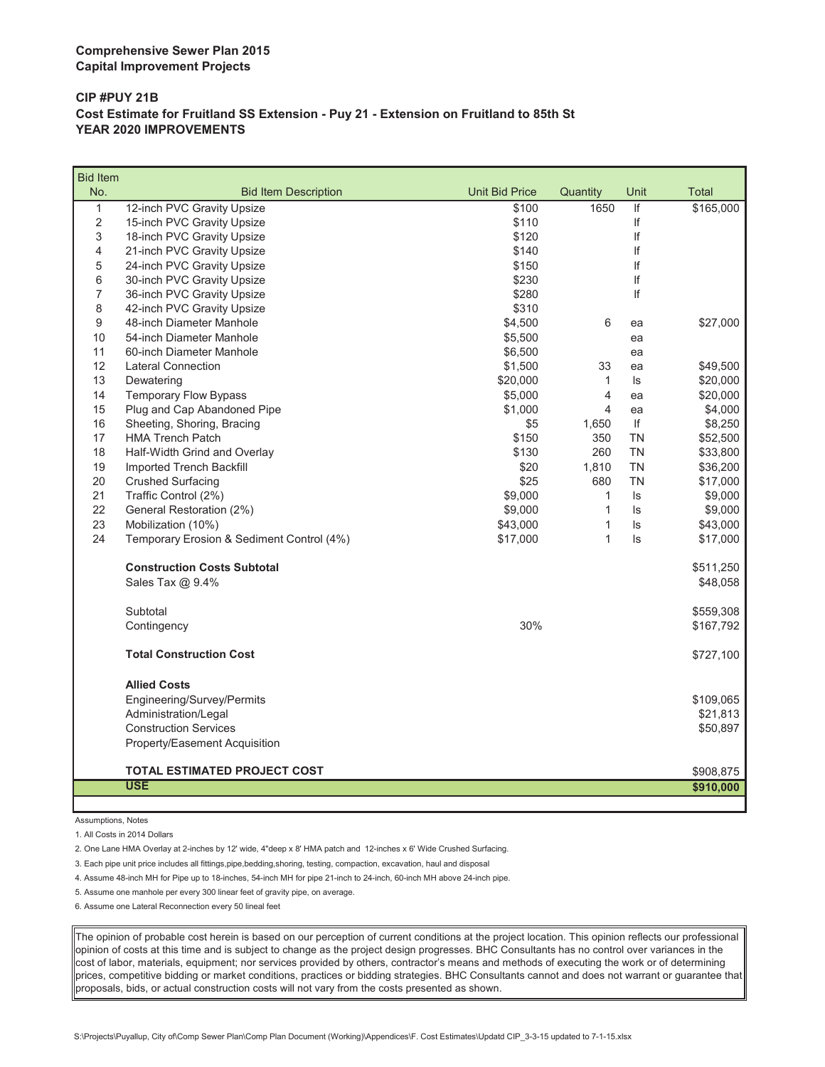**Comprehensive Sewer Plan 2015**
**Capital Improvement Projects**

**CIP #PUY 21B**
**Cost Estimate for Fruitland SS Extension - Puy 21 - Extension on Fruitland to 85th St**
**YEAR 2020 IMPROVEMENTS**

| Bid Item No. | Bid Item Description | Unit Bid Price | Quantity | Unit | Total |
|---|---|---|---|---|---|
| 1 | 12-inch PVC Gravity Upsize | $100 | 1650 | lf | $165,000 |
| 2 | 15-inch PVC Gravity Upsize | $110 | | lf | |
| 3 | 18-inch PVC Gravity Upsize | $120 | | lf | |
| 4 | 21-inch PVC Gravity Upsize | $140 | | lf | |
| 5 | 24-inch PVC Gravity Upsize | $150 | | lf | |
| 6 | 30-inch PVC Gravity Upsize | $230 | | lf | |
| 7 | 36-inch PVC Gravity Upsize | $280 | | lf | |
| 8 | 42-inch PVC Gravity Upsize | $310 | | | |
| 9 | 48-inch Diameter Manhole | $4,500 | 6 | ea | $27,000 |
| 10 | 54-inch Diameter Manhole | $5,500 | | ea | |
| 11 | 60-inch Diameter Manhole | $6,500 | | ea | |
| 12 | Lateral Connection | $1,500 | 33 | ea | $49,500 |
| 13 | Dewatering | $20,000 | 1 | ls | $20,000 |
| 14 | Temporary Flow Bypass | $5,000 | 4 | ea | $20,000 |
| 15 | Plug and Cap Abandoned Pipe | $1,000 | 4 | ea | $4,000 |
| 16 | Sheeting, Shoring, Bracing | $5 | 1,650 | lf | $8,250 |
| 17 | HMA Trench Patch | $150 | 350 | TN | $52,500 |
| 18 | Half-Width Grind and Overlay | $130 | 260 | TN | $33,800 |
| 19 | Imported Trench Backfill | $20 | 1,810 | TN | $36,200 |
| 20 | Crushed Surfacing | $25 | 680 | TN | $17,000 |
| 21 | Traffic Control (2%) | $9,000 | 1 | ls | $9,000 |
| 22 | General Restoration (2%) | $9,000 | 1 | ls | $9,000 |
| 23 | Mobilization (10%) | $43,000 | 1 | ls | $43,000 |
| 24 | Temporary Erosion & Sediment Control (4%) | $17,000 | 1 | ls | $17,000 |
| | **Construction Costs Subtotal** | | | | $511,250 |
| | Sales Tax @ 9.4% | | | | $48,058 |
| | Subtotal | | | | $559,308 |
| | Contingency | 30% | | | $167,792 |
| | **Total Construction Cost** | | | | $727,100 |
| | **Allied Costs** | | | | |
| | Engineering/Survey/Permits | | | | $109,065 |
| | Administration/Legal | | | | $21,813 |
| | Construction Services | | | | $50,897 |
| | Property/Easement Acquisition | | | | |
| | **TOTAL ESTIMATED PROJECT COST** | | | | $908,875 |
| | **USE** | | | | **$910,000** |

Assumptions, Notes

1. All Costs in 2014 Dollars
2. One Lane HMA Overlay at 2-inches by 12' wide, 4"deep x 8' HMA patch and 12-inches x 6' Wide Crushed Surfacing.
3. Each pipe unit price includes all fittings,pipe,bedding,shoring, testing, compaction, excavation, haul and disposal
4. Assume 48-inch MH for Pipe up to 18-inches, 54-inch MH for pipe 21-inch to 24-inch, 60-inch MH above 24-inch pipe.
5. Assume one manhole per every 300 linear feet of gravity pipe, on average.
6. Assume one Lateral Reconnection every 50 lineal feet

The opinion of probable cost herein is based on our perception of current conditions at the project location. This opinion reflects our professional opinion of costs at this time and is subject to change as the project design progresses. BHC Consultants has no control over variances in the cost of labor, materials, equipment; nor services provided by others, contractor's means and methods of executing the work or of determining prices, competitive bidding or market conditions, practices or bidding strategies. BHC Consultants cannot and does not warrant or guarantee that proposals, bids, or actual construction costs will not vary from the costs presented as shown.

S:\Projects\Puyallup, City of\Comp Sewer Plan\Comp Plan Document (Working)\Appendices\F. Cost Estimates\Updatd CIP_3-3-15 updated to 7-1-15.xlsx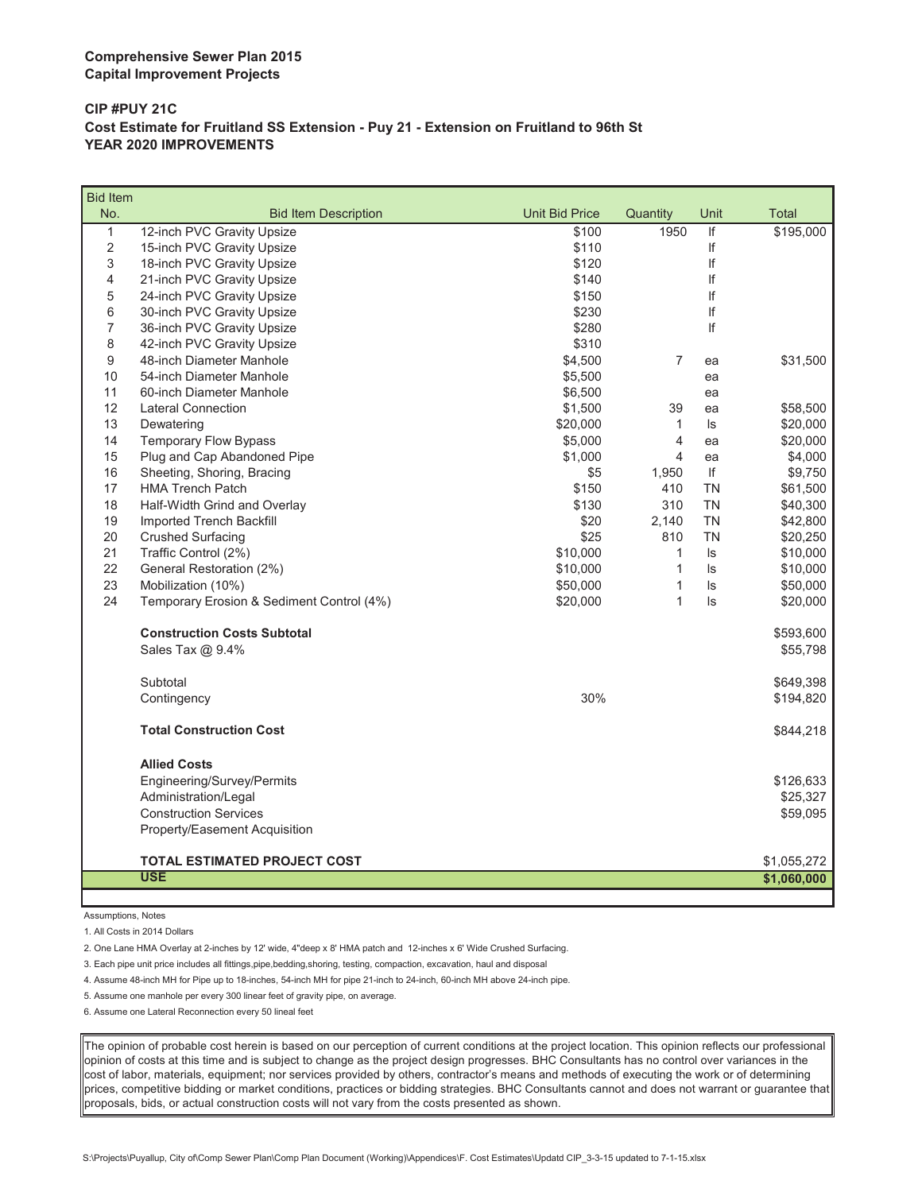**Comprehensive Sewer Plan 2015**
**Capital Improvement Projects**

**CIP #PUY 21C**
**Cost Estimate for Fruitland SS Extension - Puy 21 - Extension on Fruitland to 96th St**
**YEAR 2020 IMPROVEMENTS**

| Bid Item No. | Bid Item Description | Unit Bid Price | Quantity | Unit | Total |
|---|---|---|---|---|---|
| 1 | 12-inch PVC Gravity Upsize | $100 | 1950 | lf | $195,000 |
| 2 | 15-inch PVC Gravity Upsize | $110 | | lf | |
| 3 | 18-inch PVC Gravity Upsize | $120 | | lf | |
| 4 | 21-inch PVC Gravity Upsize | $140 | | lf | |
| 5 | 24-inch PVC Gravity Upsize | $150 | | lf | |
| 6 | 30-inch PVC Gravity Upsize | $230 | | lf | |
| 7 | 36-inch PVC Gravity Upsize | $280 | | lf | |
| 8 | 42-inch PVC Gravity Upsize | $310 | | | |
| 9 | 48-inch Diameter Manhole | $4,500 | 7 | ea | $31,500 |
| 10 | 54-inch Diameter Manhole | $5,500 | | ea | |
| 11 | 60-inch Diameter Manhole | $6,500 | | ea | |
| 12 | Lateral Connection | $1,500 | 39 | ea | $58,500 |
| 13 | Dewatering | $20,000 | 1 | ls | $20,000 |
| 14 | Temporary Flow Bypass | $5,000 | 4 | ea | $20,000 |
| 15 | Plug and Cap Abandoned Pipe | $1,000 | 4 | ea | $4,000 |
| 16 | Sheeting, Shoring, Bracing | $5 | 1,950 | lf | $9,750 |
| 17 | HMA Trench Patch | $150 | 410 | TN | $61,500 |
| 18 | Half-Width Grind and Overlay | $130 | 310 | TN | $40,300 |
| 19 | Imported Trench Backfill | $20 | 2,140 | TN | $42,800 |
| 20 | Crushed Surfacing | $25 | 810 | TN | $20,250 |
| 21 | Traffic Control (2%) | $10,000 | 1 | ls | $10,000 |
| 22 | General Restoration (2%) | $10,000 | 1 | ls | $10,000 |
| 23 | Mobilization (10%) | $50,000 | 1 | ls | $50,000 |
| 24 | Temporary Erosion & Sediment Control (4%) | $20,000 | 1 | ls | $20,000 |
| | **Construction Costs Subtotal** | | | | $593,600 |
| | Sales Tax @ 9.4% | | | | $55,798 |
| | Subtotal | | | | $649,398 |
| | Contingency | 30% | | | $194,820 |
| | **Total Construction Cost** | | | | $844,218 |
| | **Allied Costs** | | | | |
| | Engineering/Survey/Permits | | | | $126,633 |
| | Administration/Legal | | | | $25,327 |
| | Construction Services | | | | $59,095 |
| | Property/Easement Acquisition | | | | |
| | **TOTAL ESTIMATED PROJECT COST** | | | | $1,055,272 |
| | **USE** | | | | **$1,060,000** |

Assumptions, Notes

1. All Costs in 2014 Dollars
2. One Lane HMA Overlay at 2-inches by 12' wide, 4"deep x 8' HMA patch and 12-inches x 6' Wide Crushed Surfacing.
3. Each pipe unit price includes all fittings,pipe,bedding,shoring, testing, compaction, excavation, haul and disposal
4. Assume 48-inch MH for Pipe up to 18-inches, 54-inch MH for pipe 21-inch to 24-inch, 60-inch MH above 24-inch pipe.
5. Assume one manhole per every 300 linear feet of gravity pipe, on average.
6. Assume one Lateral Reconnection every 50 lineal feet

The opinion of probable cost herein is based on our perception of current conditions at the project location. This opinion reflects our professional opinion of costs at this time and is subject to change as the project design progresses. BHC Consultants has no control over variances in the cost of labor, materials, equipment; nor services provided by others, contractor's means and methods of executing the work or of determining prices, competitive bidding or market conditions, practices or bidding strategies. BHC Consultants cannot and does not warrant or guarantee that proposals, bids, or actual construction costs will not vary from the costs presented as shown.

S:\Projects\Puyallup, City of\Comp Sewer Plan\Comp Plan Document (Working)\Appendices\F. Cost Estimates\Updatd CIP_3-3-15 updated to 7-1-15.xlsx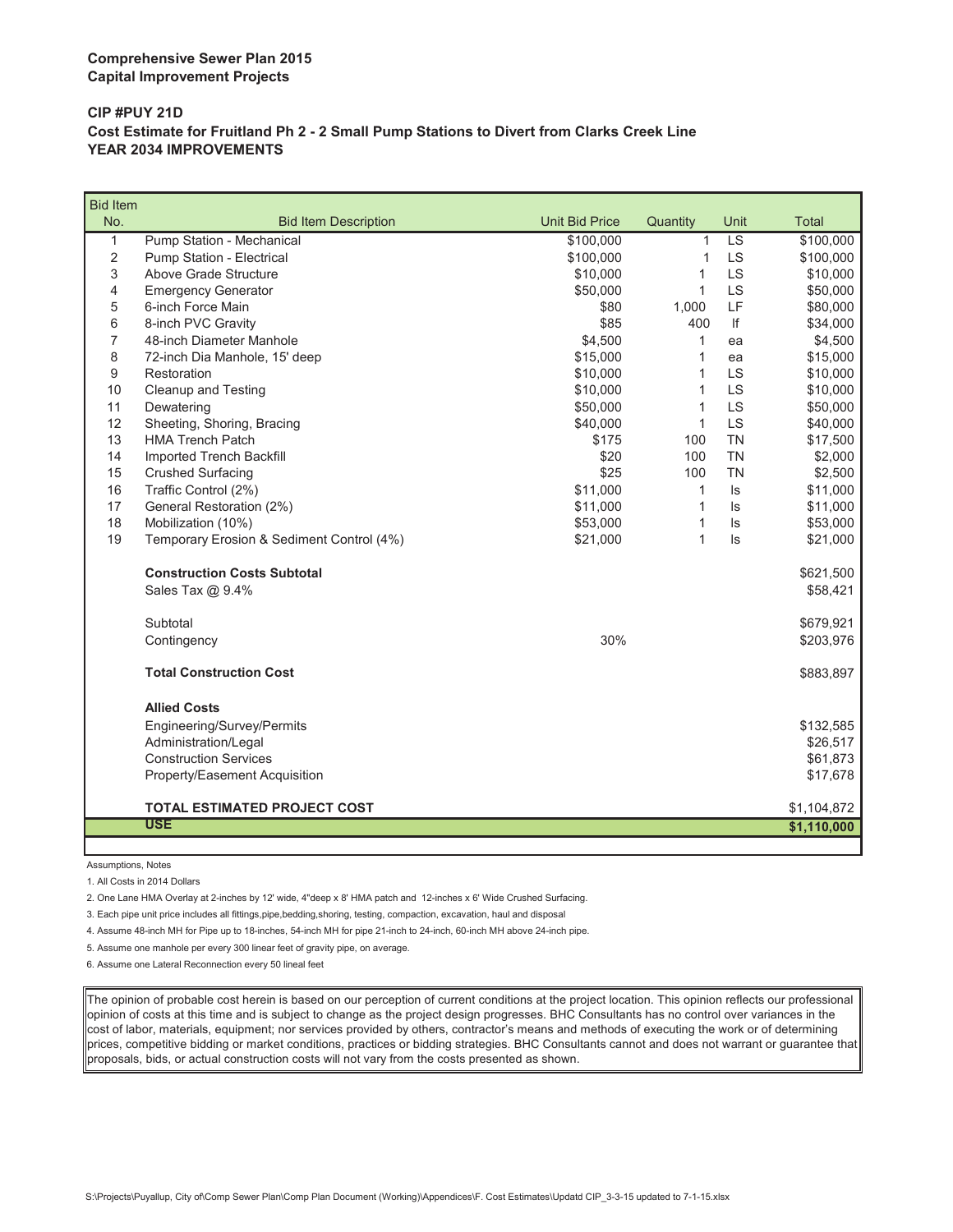**Comprehensive Sewer Plan 2015**
**Capital Improvement Projects**

**CIP #PUY 21D**
**Cost Estimate for Fruitland Ph 2 - 2 Small Pump Stations to Divert from Clarks Creek Line**
**YEAR 2034 IMPROVEMENTS**

| Bid Item No. | Bid Item Description | Unit Bid Price | Quantity | Unit | Total |
|---|---|---|---|---|---|
| 1 | Pump Station - Mechanical | $100,000 | 1 | LS | $100,000 |
| 2 | Pump Station - Electrical | $100,000 | 1 | LS | $100,000 |
| 3 | Above Grade Structure | $10,000 | 1 | LS | $10,000 |
| 4 | Emergency Generator | $50,000 | 1 | LS | $50,000 |
| 5 | 6-inch Force Main | $80 | 1,000 | LF | $80,000 |
| 6 | 8-inch PVC Gravity | $85 | 400 | lf | $34,000 |
| 7 | 48-inch Diameter Manhole | $4,500 | 1 | ea | $4,500 |
| 8 | 72-inch Dia Manhole, 15' deep | $15,000 | 1 | ea | $15,000 |
| 9 | Restoration | $10,000 | 1 | LS | $10,000 |
| 10 | Cleanup and Testing | $10,000 | 1 | LS | $10,000 |
| 11 | Dewatering | $50,000 | 1 | LS | $50,000 |
| 12 | Sheeting, Shoring, Bracing | $40,000 | 1 | LS | $40,000 |
| 13 | HMA Trench Patch | $175 | 100 | TN | $17,500 |
| 14 | Imported Trench Backfill | $20 | 100 | TN | $2,000 |
| 15 | Crushed Surfacing | $25 | 100 | TN | $2,500 |
| 16 | Traffic Control (2%) | $11,000 | 1 | ls | $11,000 |
| 17 | General Restoration (2%) | $11,000 | 1 | ls | $11,000 |
| 18 | Mobilization (10%) | $53,000 | 1 | ls | $53,000 |
| 19 | Temporary Erosion & Sediment Control (4%) | $21,000 | 1 | ls | $21,000 |
| | **Construction Costs Subtotal** | | | | $621,500 |
| | Sales Tax @ 9.4% | | | | $58,421 |
| | Subtotal | | | | $679,921 |
| | Contingency | 30% | | | $203,976 |
| | **Total Construction Cost** | | | | $883,897 |
| | **Allied Costs** | | | | |
| | Engineering/Survey/Permits | | | | $132,585 |
| | Administration/Legal | | | | $26,517 |
| | Construction Services | | | | $61,873 |
| | Property/Easement Acquisition | | | | $17,678 |
| | **TOTAL ESTIMATED PROJECT COST** | | | | $1,104,872 |
| | **USE** | | | | **$1,110,000** |

Assumptions, Notes

1. All Costs in 2014 Dollars
2. One Lane HMA Overlay at 2-inches by 12' wide, 4"deep x 8' HMA patch and 12-inches x 6' Wide Crushed Surfacing.
3. Each pipe unit price includes all fittings,pipe,bedding,shoring, testing, compaction, excavation, haul and disposal
4. Assume 48-inch MH for Pipe up to 18-inches, 54-inch MH for pipe 21-inch to 24-inch, 60-inch MH above 24-inch pipe.
5. Assume one manhole per every 300 linear feet of gravity pipe, on average.
6. Assume one Lateral Reconnection every 50 lineal feet

The opinion of probable cost herein is based on our perception of current conditions at the project location. This opinion reflects our professional opinion of costs at this time and is subject to change as the project design progresses. BHC Consultants has no control over variances in the cost of labor, materials, equipment; nor services provided by others, contractor's means and methods of executing the work or of determining prices, competitive bidding or market conditions, practices or bidding strategies. BHC Consultants cannot and does not warrant or guarantee that proposals, bids, or actual construction costs will not vary from the costs presented as shown.

S:\Projects\Puyallup, City of\Comp Sewer Plan\Comp Plan Document (Working)\Appendices\F. Cost Estimates\Updatd CIP_3-3-15 updated to 7-1-15.xlsx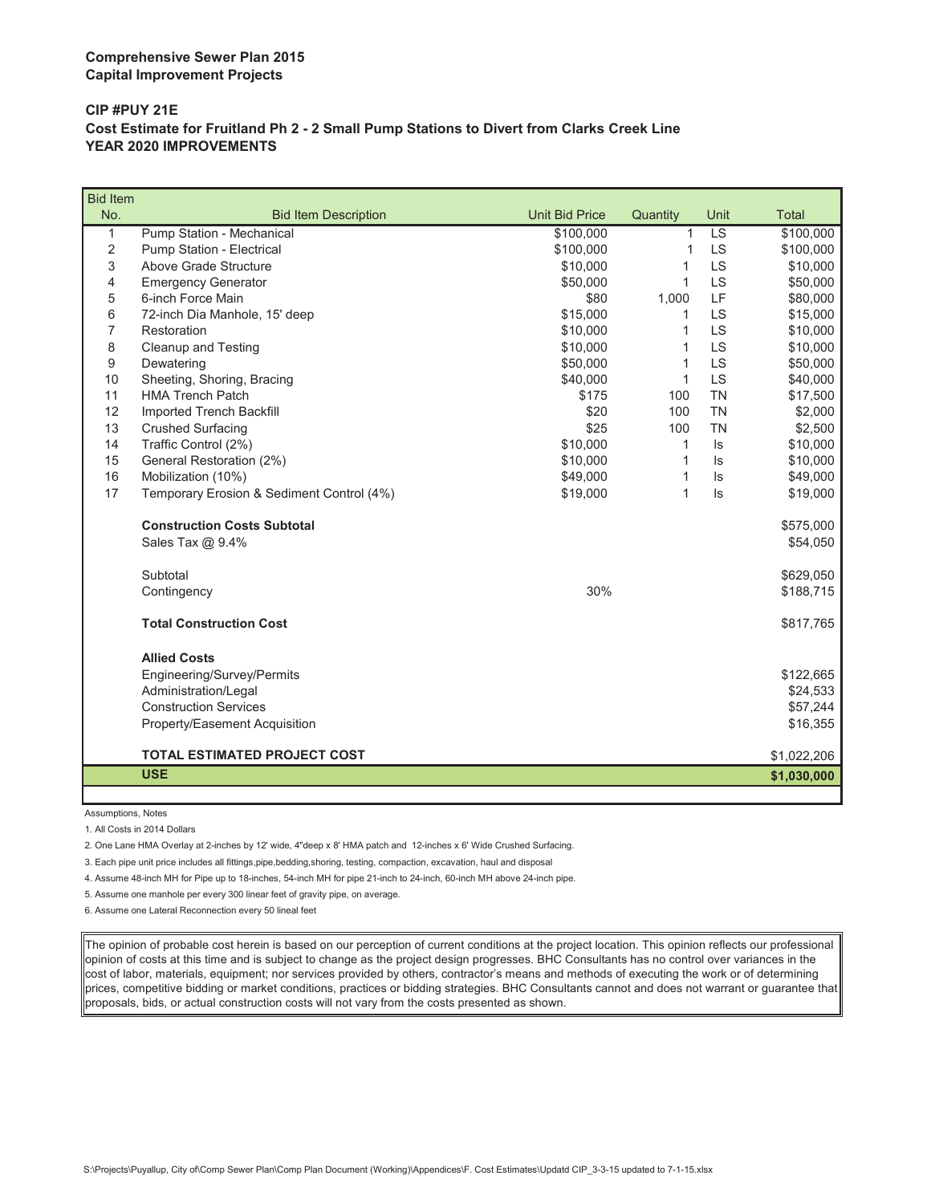**Comprehensive Sewer Plan 2015**
**Capital Improvement Projects**

**CIP #PUY 21E**
**Cost Estimate for Fruitland Ph 2 - 2 Small Pump Stations to Divert from Clarks Creek Line**
**YEAR 2020 IMPROVEMENTS**

| Bid Item No. | Bid Item Description | Unit Bid Price | Quantity | Unit | Total |
|---|---|---|---|---|---|
| 1 | Pump Station - Mechanical | $100,000 | 1 | LS | $100,000 |
| 2 | Pump Station - Electrical | $100,000 | 1 | LS | $100,000 |
| 3 | Above Grade Structure | $10,000 | 1 | LS | $10,000 |
| 4 | Emergency Generator | $50,000 | 1 | LS | $50,000 |
| 5 | 6-inch Force Main | $80 | 1,000 | LF | $80,000 |
| 6 | 72-inch Dia Manhole, 15' deep | $15,000 | 1 | LS | $15,000 |
| 7 | Restoration | $10,000 | 1 | LS | $10,000 |
| 8 | Cleanup and Testing | $10,000 | 1 | LS | $10,000 |
| 9 | Dewatering | $50,000 | 1 | LS | $50,000 |
| 10 | Sheeting, Shoring, Bracing | $40,000 | 1 | LS | $40,000 |
| 11 | HMA Trench Patch | $175 | 100 | TN | $17,500 |
| 12 | Imported Trench Backfill | $20 | 100 | TN | $2,000 |
| 13 | Crushed Surfacing | $25 | 100 | TN | $2,500 |
| 14 | Traffic Control (2%) | $10,000 | 1 | ls | $10,000 |
| 15 | General Restoration (2%) | $10,000 | 1 | ls | $10,000 |
| 16 | Mobilization (10%) | $49,000 | 1 | ls | $49,000 |
| 17 | Temporary Erosion & Sediment Control (4%) | $19,000 | 1 | ls | $19,000 |
| | **Construction Costs Subtotal** | | | | $575,000 |
| | Sales Tax @ 9.4% | | | | $54,050 |
| | Subtotal | | | | $629,050 |
| | Contingency | 30% | | | $188,715 |
| | **Total Construction Cost** | | | | $817,765 |
| | **Allied Costs** | | | | |
| | Engineering/Survey/Permits | | | | $122,665 |
| | Administration/Legal | | | | $24,533 |
| | Construction Services | | | | $57,244 |
| | Property/Easement Acquisition | | | | $16,355 |
| | **TOTAL ESTIMATED PROJECT COST** | | | | $1,022,206 |
| | **USE** | | | | **$1,030,000** |

Assumptions, Notes

1. All Costs in 2014 Dollars
2. One Lane HMA Overlay at 2-inches by 12' wide, 4"deep x 8' HMA patch and 12-inches x 6' Wide Crushed Surfacing.
3. Each pipe unit price includes all fittings,pipe,bedding,shoring, testing, compaction, excavation, haul and disposal
4. Assume 48-inch MH for Pipe up to 18-inches, 54-inch MH for pipe 21-inch to 24-inch, 60-inch MH above 24-inch pipe.
5. Assume one manhole per every 300 linear feet of gravity pipe, on average.
6. Assume one Lateral Reconnection every 50 lineal feet

The opinion of probable cost herein is based on our perception of current conditions at the project location. This opinion reflects our professional opinion of costs at this time and is subject to change as the project design progresses. BHC Consultants has no control over variances in the cost of labor, materials, equipment; nor services provided by others, contractor's means and methods of executing the work or of determining prices, competitive bidding or market conditions, practices or bidding strategies. BHC Consultants cannot and does not warrant or guarantee that proposals, bids, or actual construction costs will not vary from the costs presented as shown.

S:\Projects\Puyallup, City of\Comp Sewer Plan\Comp Plan Document (Working)\Appendices\F. Cost Estimates\Updatd CIP_3-3-15 updated to 7-1-15.xlsx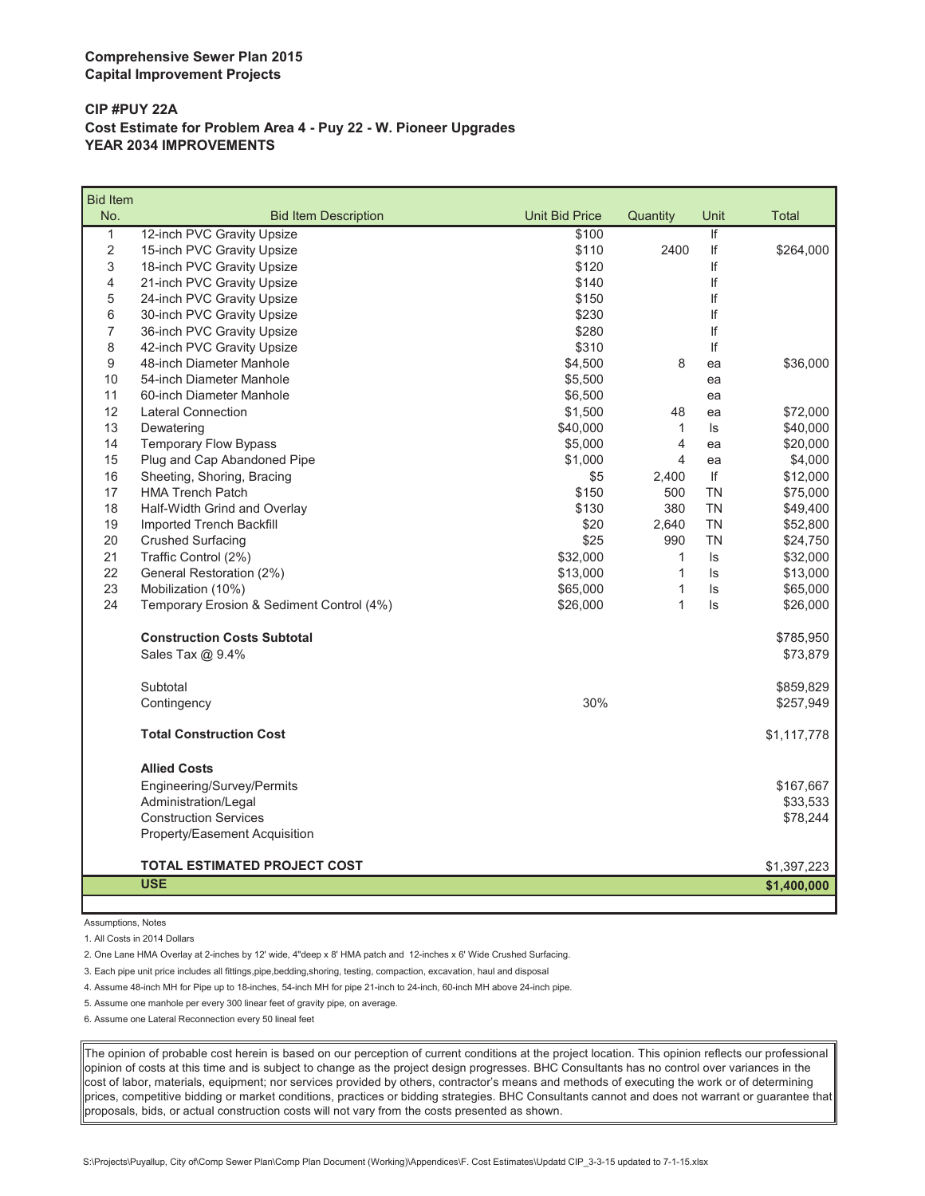**Comprehensive Sewer Plan 2015**
**Capital Improvement Projects**

**CIP #PUY 22A**
**Cost Estimate for Problem Area 4 - Puy 22 - W. Pioneer Upgrades**
**YEAR 2034 IMPROVEMENTS**

| Bid Item No. | Bid Item Description | Unit Bid Price | Quantity | Unit | Total |
|---|---|---|---|---|---|
| 1 | 12-inch PVC Gravity Upsize | $100 | | lf | |
| 2 | 15-inch PVC Gravity Upsize | $110 | 2400 | lf | $264,000 |
| 3 | 18-inch PVC Gravity Upsize | $120 | | lf | |
| 4 | 21-inch PVC Gravity Upsize | $140 | | lf | |
| 5 | 24-inch PVC Gravity Upsize | $150 | | lf | |
| 6 | 30-inch PVC Gravity Upsize | $230 | | lf | |
| 7 | 36-inch PVC Gravity Upsize | $280 | | lf | |
| 8 | 42-inch PVC Gravity Upsize | $310 | | lf | |
| 9 | 48-inch Diameter Manhole | $4,500 | 8 | ea | $36,000 |
| 10 | 54-inch Diameter Manhole | $5,500 | | ea | |
| 11 | 60-inch Diameter Manhole | $6,500 | | ea | |
| 12 | Lateral Connection | $1,500 | 48 | ea | $72,000 |
| 13 | Dewatering | $40,000 | 1 | ls | $40,000 |
| 14 | Temporary Flow Bypass | $5,000 | 4 | ea | $20,000 |
| 15 | Plug and Cap Abandoned Pipe | $1,000 | 4 | ea | $4,000 |
| 16 | Sheeting, Shoring, Bracing | $5 | 2,400 | lf | $12,000 |
| 17 | HMA Trench Patch | $150 | 500 | TN | $75,000 |
| 18 | Half-Width Grind and Overlay | $130 | 380 | TN | $49,400 |
| 19 | Imported Trench Backfill | $20 | 2,640 | TN | $52,800 |
| 20 | Crushed Surfacing | $25 | 990 | TN | $24,750 |
| 21 | Traffic Control (2%) | $32,000 | 1 | ls | $32,000 |
| 22 | General Restoration (2%) | $13,000 | 1 | ls | $13,000 |
| 23 | Mobilization (10%) | $65,000 | 1 | ls | $65,000 |
| 24 | Temporary Erosion & Sediment Control (4%) | $26,000 | 1 | ls | $26,000 |
| | **Construction Costs Subtotal** | | | | $785,950 |
| | Sales Tax @ 9.4% | | | | $73,879 |
| | Subtotal | | | | $859,829 |
| | Contingency | 30% | | | $257,949 |
| | **Total Construction Cost** | | | | $1,117,778 |
| | **Allied Costs** | | | | |
| | Engineering/Survey/Permits | | | | $167,667 |
| | Administration/Legal | | | | $33,533 |
| | Construction Services | | | | $78,244 |
| | Property/Easement Acquisition | | | | |
| | **TOTAL ESTIMATED PROJECT COST** | | | | $1,397,223 |
| | **USE** | | | | **$1,400,000** |

Assumptions, Notes

1. All Costs in 2014 Dollars
2. One Lane HMA Overlay at 2-inches by 12' wide, 4"deep x 8' HMA patch and 12-inches x 6' Wide Crushed Surfacing.
3. Each pipe unit price includes all fittings,pipe,bedding,shoring, testing, compaction, excavation, haul and disposal
4. Assume 48-inch MH for Pipe up to 18-inches, 54-inch MH for pipe 21-inch to 24-inch, 60-inch MH above 24-inch pipe.
5. Assume one manhole per every 300 linear feet of gravity pipe, on average.
6. Assume one Lateral Reconnection every 50 lineal feet

The opinion of probable cost herein is based on our perception of current conditions at the project location. This opinion reflects our professional opinion of costs at this time and is subject to change as the project design progresses. BHC Consultants has no control over variances in the cost of labor, materials, equipment; nor services provided by others, contractor's means and methods of executing the work or of determining prices, competitive bidding or market conditions, practices or bidding strategies. BHC Consultants cannot and does not warrant or guarantee that proposals, bids, or actual construction costs will not vary from the costs presented as shown.

S:\Projects\Puyallup, City of\Comp Sewer Plan\Comp Plan Document (Working)\Appendices\F. Cost Estimates\Updatd CIP_3-3-15 updated to 7-1-15.xlsx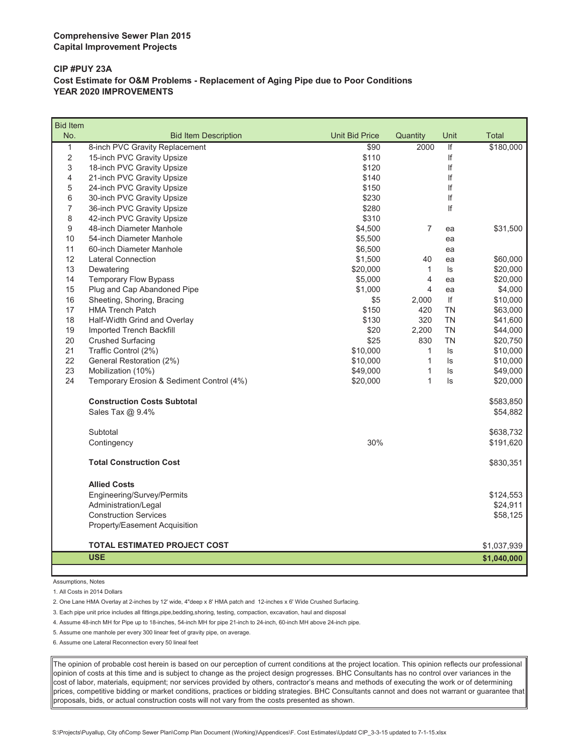**Comprehensive Sewer Plan 2015**
**Capital Improvement Projects**

**CIP #PUY 23A**
**Cost Estimate for O&M Problems - Replacement of Aging Pipe due to Poor Conditions**
**YEAR 2020 IMPROVEMENTS**

| Bid Item No. | Bid Item Description | Unit Bid Price | Quantity | Unit | Total |
|---|---|---|---|---|---|
| 1 | 8-inch PVC Gravity Replacement | $90 | 2000 | lf | $180,000 |
| 2 | 15-inch PVC Gravity Upsize | $110 | | lf | |
| 3 | 18-inch PVC Gravity Upsize | $120 | | lf | |
| 4 | 21-inch PVC Gravity Upsize | $140 | | lf | |
| 5 | 24-inch PVC Gravity Upsize | $150 | | lf | |
| 6 | 30-inch PVC Gravity Upsize | $230 | | lf | |
| 7 | 36-inch PVC Gravity Upsize | $280 | | lf | |
| 8 | 42-inch PVC Gravity Upsize | $310 | | | |
| 9 | 48-inch Diameter Manhole | $4,500 | 7 | ea | $31,500 |
| 10 | 54-inch Diameter Manhole | $5,500 | | ea | |
| 11 | 60-inch Diameter Manhole | $6,500 | | ea | |
| 12 | Lateral Connection | $1,500 | 40 | ea | $60,000 |
| 13 | Dewatering | $20,000 | 1 | ls | $20,000 |
| 14 | Temporary Flow Bypass | $5,000 | 4 | ea | $20,000 |
| 15 | Plug and Cap Abandoned Pipe | $1,000 | 4 | ea | $4,000 |
| 16 | Sheeting, Shoring, Bracing | $5 | 2,000 | lf | $10,000 |
| 17 | HMA Trench Patch | $150 | 420 | TN | $63,000 |
| 18 | Half-Width Grind and Overlay | $130 | 320 | TN | $41,600 |
| 19 | Imported Trench Backfill | $20 | 2,200 | TN | $44,000 |
| 20 | Crushed Surfacing | $25 | 830 | TN | $20,750 |
| 21 | Traffic Control (2%) | $10,000 | 1 | ls | $10,000 |
| 22 | General Restoration (2%) | $10,000 | 1 | ls | $10,000 |
| 23 | Mobilization (10%) | $49,000 | 1 | ls | $49,000 |
| 24 | Temporary Erosion & Sediment Control (4%) | $20,000 | 1 | ls | $20,000 |
| | **Construction Costs Subtotal** | | | | $583,850 |
| | Sales Tax @ 9.4% | | | | $54,882 |
| | Subtotal | | | | $638,732 |
| | Contingency | 30% | | | $191,620 |
| | **Total Construction Cost** | | | | $830,351 |
| | **Allied Costs** | | | | |
| | Engineering/Survey/Permits | | | | $124,553 |
| | Administration/Legal | | | | $24,911 |
| | Construction Services | | | | $58,125 |
| | Property/Easement Acquisition | | | | |
| | **TOTAL ESTIMATED PROJECT COST** | | | | $1,037,939 |
| | **USE** | | | | **$1,040,000** |

Assumptions, Notes

1. All Costs in 2014 Dollars
2. One Lane HMA Overlay at 2-inches by 12' wide, 4"deep x 8' HMA patch and 12-inches x 6' Wide Crushed Surfacing.
3. Each pipe unit price includes all fittings,pipe,bedding,shoring, testing, compaction, excavation, haul and disposal
4. Assume 48-inch MH for Pipe up to 18-inches, 54-inch MH for pipe 21-inch to 24-inch, 60-inch MH above 24-inch pipe.
5. Assume one manhole per every 300 linear feet of gravity pipe, on average.
6. Assume one Lateral Reconnection every 50 lineal feet

The opinion of probable cost herein is based on our perception of current conditions at the project location. This opinion reflects our professional opinion of costs at this time and is subject to change as the project design progresses. BHC Consultants has no control over variances in the cost of labor, materials, equipment; nor services provided by others, contractor's means and methods of executing the work or of determining prices, competitive bidding or market conditions, practices or bidding strategies. BHC Consultants cannot and does not warrant or guarantee that proposals, bids, or actual construction costs will not vary from the costs presented as shown.

S:\Projects\Puyallup, City of\Comp Sewer Plan\Comp Plan Document (Working)\Appendices\F. Cost Estimates\Updatd CIP_3-3-15 updated to 7-1-15.xlsx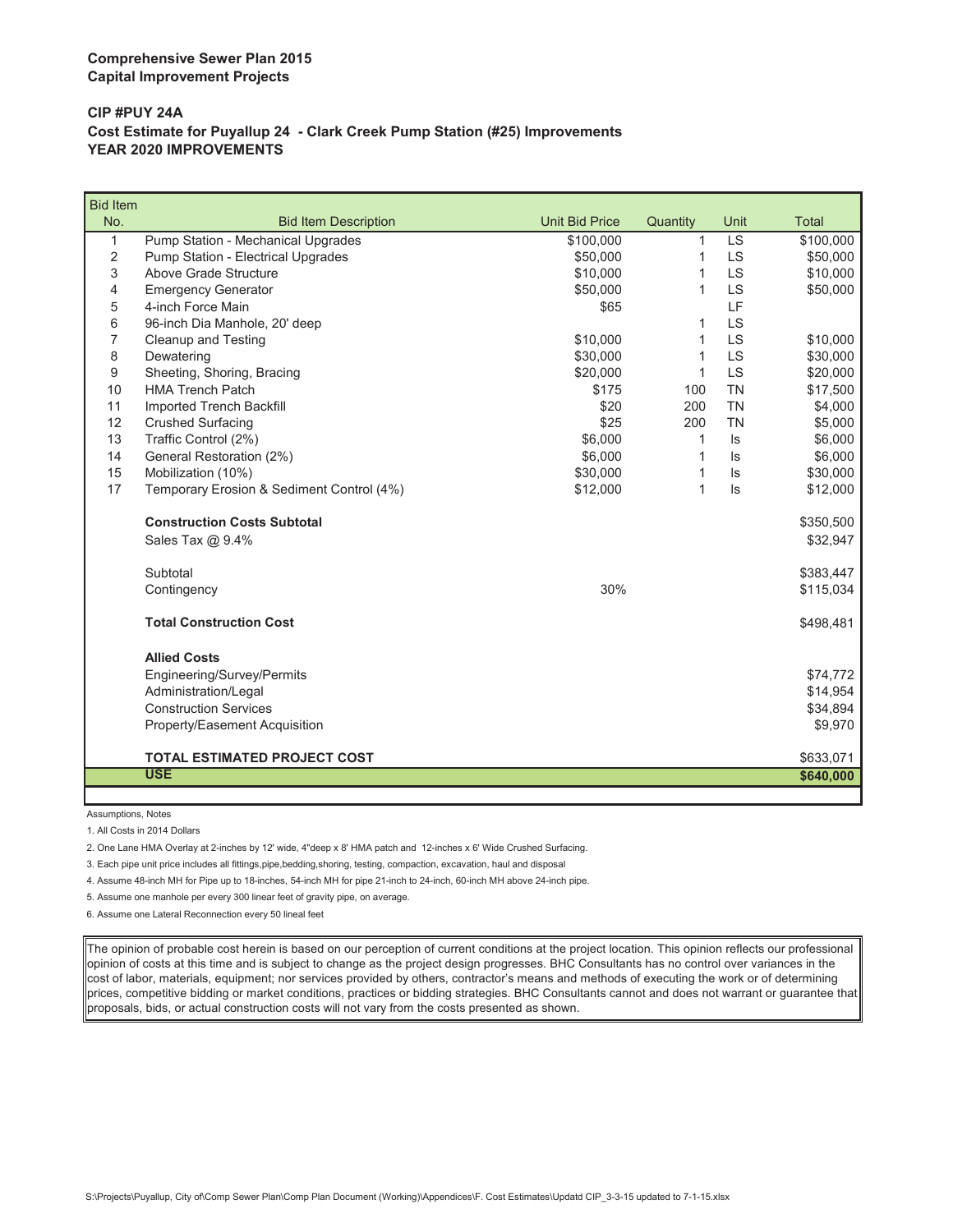**Comprehensive Sewer Plan 2015**
**Capital Improvement Projects**

**CIP #PUY 24A**
**Cost Estimate for Puyallup 24 - Clark Creek Pump Station (#25) Improvements**
**YEAR 2020 IMPROVEMENTS**

| Bid Item No. | Bid Item Description | Unit Bid Price | Quantity | Unit | Total |
|---|---|---|---|---|---|
| 1 | Pump Station - Mechanical Upgrades | $100,000 | 1 | LS | $100,000 |
| 2 | Pump Station - Electrical Upgrades | $50,000 | 1 | LS | $50,000 |
| 3 | Above Grade Structure | $10,000 | 1 | LS | $10,000 |
| 4 | Emergency Generator | $50,000 | 1 | LS | $50,000 |
| 5 | 4-inch Force Main | $65 | | LF | |
| 6 | 96-inch Dia Manhole, 20' deep | | 1 | LS | |
| 7 | Cleanup and Testing | $10,000 | 1 | LS | $10,000 |
| 8 | Dewatering | $30,000 | 1 | LS | $30,000 |
| 9 | Sheeting, Shoring, Bracing | $20,000 | 1 | LS | $20,000 |
| 10 | HMA Trench Patch | $175 | 100 | TN | $17,500 |
| 11 | Imported Trench Backfill | $20 | 200 | TN | $4,000 |
| 12 | Crushed Surfacing | $25 | 200 | TN | $5,000 |
| 13 | Traffic Control (2%) | $6,000 | 1 | ls | $6,000 |
| 14 | General Restoration (2%) | $6,000 | 1 | ls | $6,000 |
| 15 | Mobilization (10%) | $30,000 | 1 | ls | $30,000 |
| 17 | Temporary Erosion & Sediment Control (4%) | $12,000 | 1 | ls | $12,000 |
| | **Construction Costs Subtotal** | | | | $350,500 |
| | Sales Tax @ 9.4% | | | | $32,947 |
| | Subtotal | | | | $383,447 |
| | Contingency | 30% | | | $115,034 |
| | **Total Construction Cost** | | | | $498,481 |
| | **Allied Costs** | | | | |
| | Engineering/Survey/Permits | | | | $74,772 |
| | Administration/Legal | | | | $14,954 |
| | Construction Services | | | | $34,894 |
| | Property/Easement Acquisition | | | | $9,970 |
| | **TOTAL ESTIMATED PROJECT COST** | | | | $633,071 |
| | **USE** | | | | **$640,000** |

Assumptions, Notes

1. All Costs in 2014 Dollars
2. One Lane HMA Overlay at 2-inches by 12' wide, 4"deep x 8' HMA patch and 12-inches x 6' Wide Crushed Surfacing.
3. Each pipe unit price includes all fittings,pipe,bedding,shoring, testing, compaction, excavation, haul and disposal
4. Assume 48-inch MH for Pipe up to 18-inches, 54-inch MH for pipe 21-inch to 24-inch, 60-inch MH above 24-inch pipe.
5. Assume one manhole per every 300 linear feet of gravity pipe, on average.
6. Assume one Lateral Reconnection every 50 lineal feet

The opinion of probable cost herein is based on our perception of current conditions at the project location. This opinion reflects our professional opinion of costs at this time and is subject to change as the project design progresses. BHC Consultants has no control over variances in the cost of labor, materials, equipment; nor services provided by others, contractor's means and methods of executing the work or of determining prices, competitive bidding or market conditions, practices or bidding strategies. BHC Consultants cannot and does not warrant or guarantee that proposals, bids, or actual construction costs will not vary from the costs presented as shown.

S:\Projects\Puyallup, City of\Comp Sewer Plan\Comp Plan Document (Working)\Appendices\F. Cost Estimates\Updatd CIP_3-3-15 updated to 7-1-15.xlsx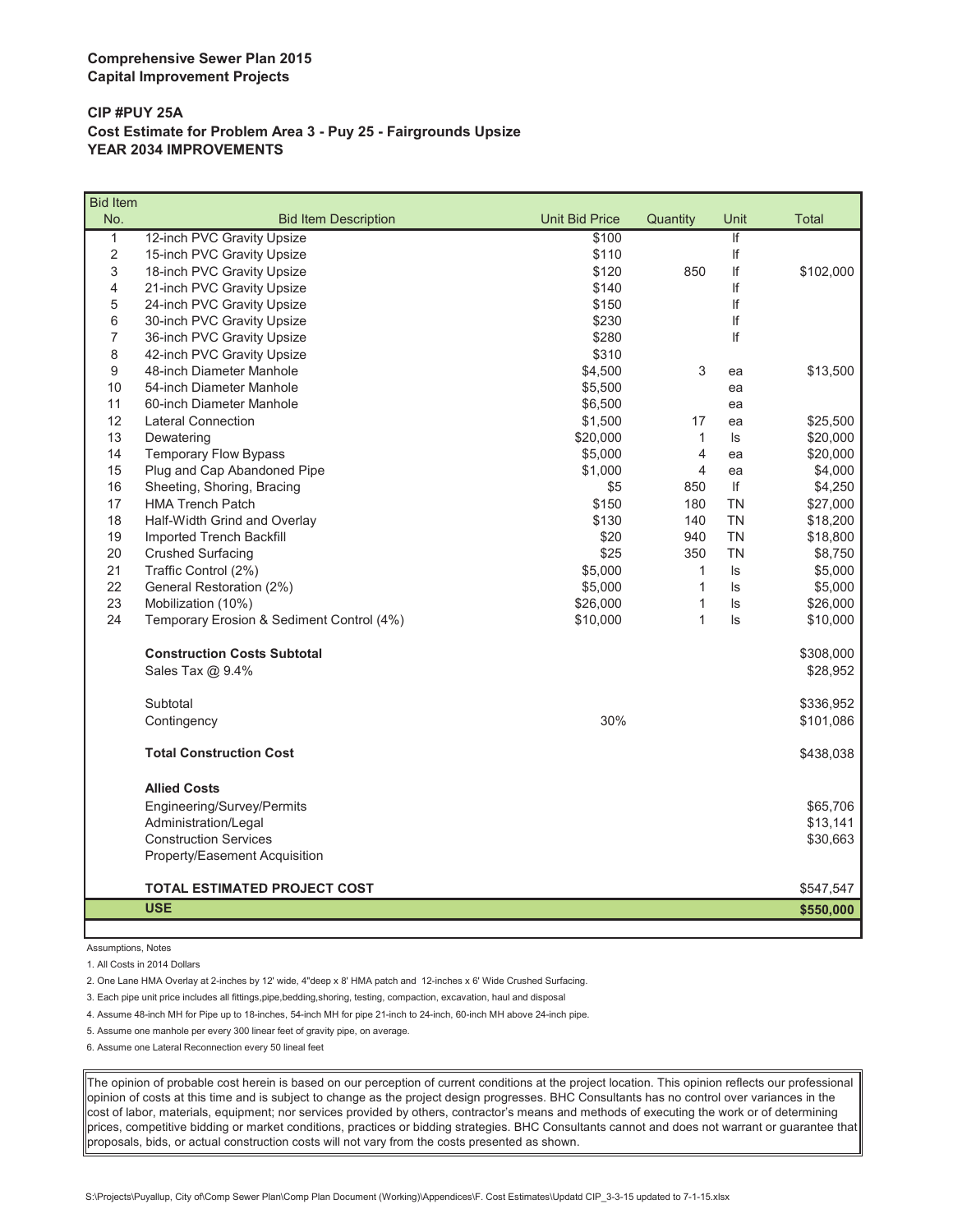**Comprehensive Sewer Plan 2015**
**Capital Improvement Projects**

**CIP #PUY 25A**
**Cost Estimate for Problem Area 3 - Puy 25 - Fairgrounds Upsize**
**YEAR 2034 IMPROVEMENTS**

| Bid Item No. | Bid Item Description | Unit Bid Price | Quantity | Unit | Total |
|---|---|---|---|---|---|
| 1 | 12-inch PVC Gravity Upsize | $100 | | lf | |
| 2 | 15-inch PVC Gravity Upsize | $110 | | lf | |
| 3 | 18-inch PVC Gravity Upsize | $120 | 850 | lf | $102,000 |
| 4 | 21-inch PVC Gravity Upsize | $140 | | lf | |
| 5 | 24-inch PVC Gravity Upsize | $150 | | lf | |
| 6 | 30-inch PVC Gravity Upsize | $230 | | lf | |
| 7 | 36-inch PVC Gravity Upsize | $280 | | lf | |
| 8 | 42-inch PVC Gravity Upsize | $310 | | | |
| 9 | 48-inch Diameter Manhole | $4,500 | 3 | ea | $13,500 |
| 10 | 54-inch Diameter Manhole | $5,500 | | ea | |
| 11 | 60-inch Diameter Manhole | $6,500 | | ea | |
| 12 | Lateral Connection | $1,500 | 17 | ea | $25,500 |
| 13 | Dewatering | $20,000 | 1 | ls | $20,000 |
| 14 | Temporary Flow Bypass | $5,000 | 4 | ea | $20,000 |
| 15 | Plug and Cap Abandoned Pipe | $1,000 | 4 | ea | $4,000 |
| 16 | Sheeting, Shoring, Bracing | $5 | 850 | lf | $4,250 |
| 17 | HMA Trench Patch | $150 | 180 | TN | $27,000 |
| 18 | Half-Width Grind and Overlay | $130 | 140 | TN | $18,200 |
| 19 | Imported Trench Backfill | $20 | 940 | TN | $18,800 |
| 20 | Crushed Surfacing | $25 | 350 | TN | $8,750 |
| 21 | Traffic Control (2%) | $5,000 | 1 | ls | $5,000 |
| 22 | General Restoration (2%) | $5,000 | 1 | ls | $5,000 |
| 23 | Mobilization (10%) | $26,000 | 1 | ls | $26,000 |
| 24 | Temporary Erosion & Sediment Control (4%) | $10,000 | 1 | ls | $10,000 |
| | **Construction Costs Subtotal** | | | | $308,000 |
| | Sales Tax @ 9.4% | | | | $28,952 |
| | Subtotal | | | | $336,952 |
| | Contingency | 30% | | | $101,086 |
| | **Total Construction Cost** | | | | $438,038 |
| | **Allied Costs** | | | | |
| | Engineering/Survey/Permits | | | | $65,706 |
| | Administration/Legal | | | | $13,141 |
| | Construction Services | | | | $30,663 |
| | Property/Easement Acquisition | | | | |
| | **TOTAL ESTIMATED PROJECT COST** | | | | $547,547 |
| | **USE** | | | | **$550,000** |

Assumptions, Notes

1. All Costs in 2014 Dollars
2. One Lane HMA Overlay at 2-inches by 12' wide, 4"deep x 8' HMA patch and 12-inches x 6' Wide Crushed Surfacing.
3. Each pipe unit price includes all fittings,pipe,bedding,shoring, testing, compaction, excavation, haul and disposal
4. Assume 48-inch MH for Pipe up to 18-inches, 54-inch MH for pipe 21-inch to 24-inch, 60-inch MH above 24-inch pipe.
5. Assume one manhole per every 300 linear feet of gravity pipe, on average.
6. Assume one Lateral Reconnection every 50 lineal feet

The opinion of probable cost herein is based on our perception of current conditions at the project location. This opinion reflects our professional opinion of costs at this time and is subject to change as the project design progresses. BHC Consultants has no control over variances in the cost of labor, materials, equipment; nor services provided by others, contractor's means and methods of executing the work or of determining prices, competitive bidding or market conditions, practices or bidding strategies. BHC Consultants cannot and does not warrant or guarantee that proposals, bids, or actual construction costs will not vary from the costs presented as shown.

S:\Projects\Puyallup, City of\Comp Sewer Plan\Comp Plan Document (Working)\Appendices\F. Cost Estimates\Updatd CIP_3-3-15 updated to 7-1-15.xlsx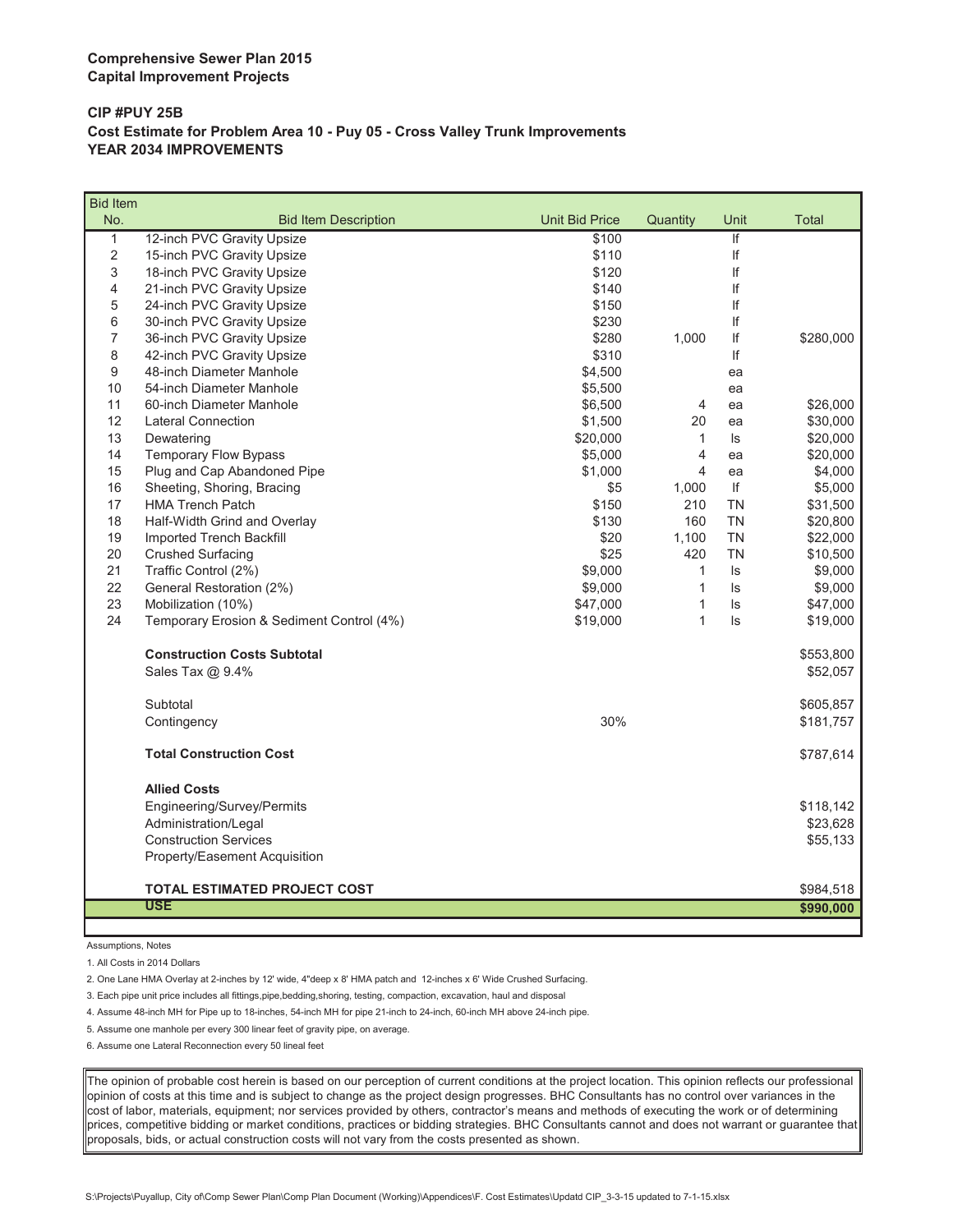**Comprehensive Sewer Plan 2015**
**Capital Improvement Projects**

**CIP #PUY 25B**
**Cost Estimate for Problem Area 10 - Puy 05 - Cross Valley Trunk Improvements**
**YEAR 2034 IMPROVEMENTS**

| Bid Item No. | Bid Item Description | Unit Bid Price | Quantity | Unit | Total |
|---|---|---|---|---|---|
| 1 | 12-inch PVC Gravity Upsize | $100 | | lf | |
| 2 | 15-inch PVC Gravity Upsize | $110 | | lf | |
| 3 | 18-inch PVC Gravity Upsize | $120 | | lf | |
| 4 | 21-inch PVC Gravity Upsize | $140 | | lf | |
| 5 | 24-inch PVC Gravity Upsize | $150 | | lf | |
| 6 | 30-inch PVC Gravity Upsize | $230 | | lf | |
| 7 | 36-inch PVC Gravity Upsize | $280 | 1,000 | lf | $280,000 |
| 8 | 42-inch PVC Gravity Upsize | $310 | | lf | |
| 9 | 48-inch Diameter Manhole | $4,500 | | ea | |
| 10 | 54-inch Diameter Manhole | $5,500 | | ea | |
| 11 | 60-inch Diameter Manhole | $6,500 | 4 | ea | $26,000 |
| 12 | Lateral Connection | $1,500 | 20 | ea | $30,000 |
| 13 | Dewatering | $20,000 | 1 | ls | $20,000 |
| 14 | Temporary Flow Bypass | $5,000 | 4 | ea | $20,000 |
| 15 | Plug and Cap Abandoned Pipe | $1,000 | 4 | ea | $4,000 |
| 16 | Sheeting, Shoring, Bracing | $5 | 1,000 | lf | $5,000 |
| 17 | HMA Trench Patch | $150 | 210 | TN | $31,500 |
| 18 | Half-Width Grind and Overlay | $130 | 160 | TN | $20,800 |
| 19 | Imported Trench Backfill | $20 | 1,100 | TN | $22,000 |
| 20 | Crushed Surfacing | $25 | 420 | TN | $10,500 |
| 21 | Traffic Control (2%) | $9,000 | 1 | ls | $9,000 |
| 22 | General Restoration (2%) | $9,000 | 1 | ls | $9,000 |
| 23 | Mobilization (10%) | $47,000 | 1 | ls | $47,000 |
| 24 | Temporary Erosion & Sediment Control (4%) | $19,000 | 1 | ls | $19,000 |
| | **Construction Costs Subtotal** | | | | $553,800 |
| | Sales Tax @ 9.4% | | | | $52,057 |
| | Subtotal | | | | $605,857 |
| | Contingency | 30% | | | $181,757 |
| | **Total Construction Cost** | | | | $787,614 |
| | **Allied Costs** | | | | |
| | Engineering/Survey/Permits | | | | $118,142 |
| | Administration/Legal | | | | $23,628 |
| | Construction Services | | | | $55,133 |
| | Property/Easement Acquisition | | | | |
| | **TOTAL ESTIMATED PROJECT COST** | | | | $984,518 |
| | **USE** | | | | **$990,000** |

Assumptions, Notes

1. All Costs in 2014 Dollars
2. One Lane HMA Overlay at 2-inches by 12' wide, 4"deep x 8' HMA patch and 12-inches x 6' Wide Crushed Surfacing.
3. Each pipe unit price includes all fittings,pipe,bedding,shoring, testing, compaction, excavation, haul and disposal
4. Assume 48-inch MH for Pipe up to 18-inches, 54-inch MH for pipe 21-inch to 24-inch, 60-inch MH above 24-inch pipe.
5. Assume one manhole per every 300 linear feet of gravity pipe, on average.
6. Assume one Lateral Reconnection every 50 lineal feet

The opinion of probable cost herein is based on our perception of current conditions at the project location. This opinion reflects our professional opinion of costs at this time and is subject to change as the project design progresses. BHC Consultants has no control over variances in the cost of labor, materials, equipment; nor services provided by others, contractor's means and methods of executing the work or of determining prices, competitive bidding or market conditions, practices or bidding strategies. BHC Consultants cannot and does not warrant or guarantee that proposals, bids, or actual construction costs will not vary from the costs presented as shown.

S:\Projects\Puyallup, City of\Comp Sewer Plan\Comp Plan Document (Working)\Appendices\F. Cost Estimates\Updatd CIP_3-3-15 updated to 7-1-15.xlsx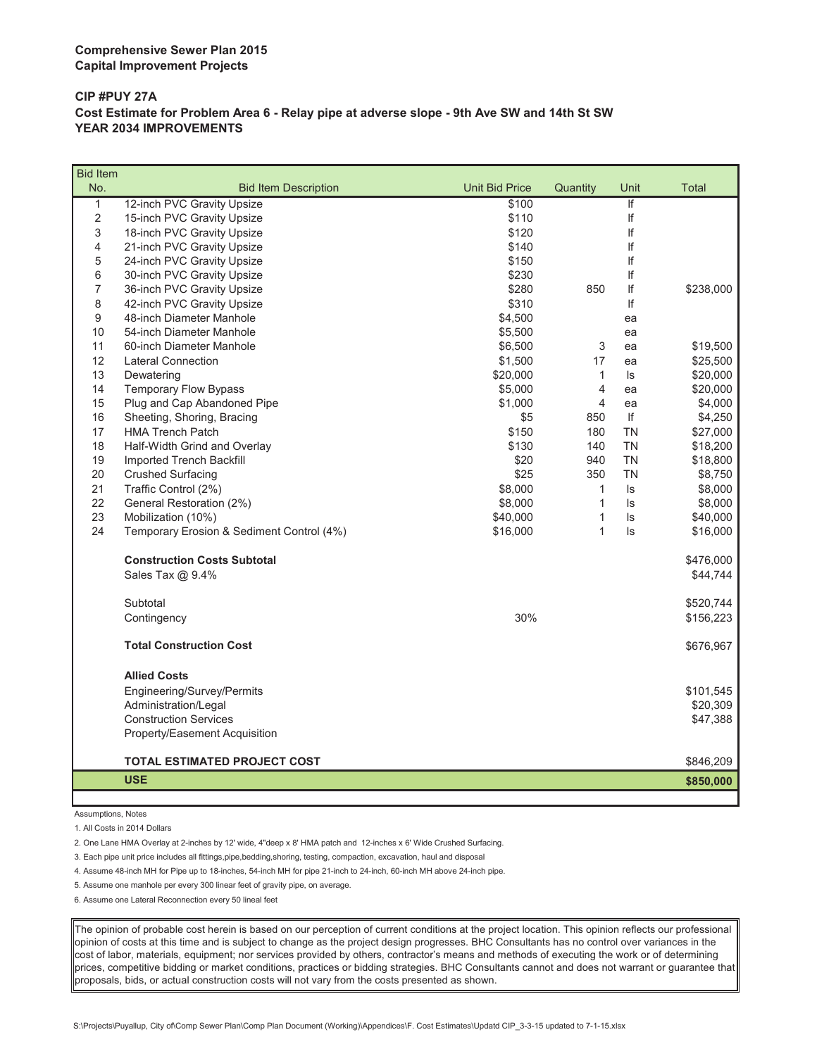**Comprehensive Sewer Plan 2015**
**Capital Improvement Projects**

**CIP #PUY 27A**
**Cost Estimate for Problem Area 6 - Relay pipe at adverse slope - 9th Ave SW and 14th St SW**
**YEAR 2034 IMPROVEMENTS**

| Bid Item No. | Bid Item Description | Unit Bid Price | Quantity | Unit | Total |
|---|---|---|---|---|---|
| 1 | 12-inch PVC Gravity Upsize | $100 | | lf | |
| 2 | 15-inch PVC Gravity Upsize | $110 | | lf | |
| 3 | 18-inch PVC Gravity Upsize | $120 | | lf | |
| 4 | 21-inch PVC Gravity Upsize | $140 | | lf | |
| 5 | 24-inch PVC Gravity Upsize | $150 | | lf | |
| 6 | 30-inch PVC Gravity Upsize | $230 | | lf | |
| 7 | 36-inch PVC Gravity Upsize | $280 | 850 | lf | $238,000 |
| 8 | 42-inch PVC Gravity Upsize | $310 | | lf | |
| 9 | 48-inch Diameter Manhole | $4,500 | | ea | |
| 10 | 54-inch Diameter Manhole | $5,500 | | ea | |
| 11 | 60-inch Diameter Manhole | $6,500 | 3 | ea | $19,500 |
| 12 | Lateral Connection | $1,500 | 17 | ea | $25,500 |
| 13 | Dewatering | $20,000 | 1 | ls | $20,000 |
| 14 | Temporary Flow Bypass | $5,000 | 4 | ea | $20,000 |
| 15 | Plug and Cap Abandoned Pipe | $1,000 | 4 | ea | $4,000 |
| 16 | Sheeting, Shoring, Bracing | $5 | 850 | lf | $4,250 |
| 17 | HMA Trench Patch | $150 | 180 | TN | $27,000 |
| 18 | Half-Width Grind and Overlay | $130 | 140 | TN | $18,200 |
| 19 | Imported Trench Backfill | $20 | 940 | TN | $18,800 |
| 20 | Crushed Surfacing | $25 | 350 | TN | $8,750 |
| 21 | Traffic Control (2%) | $8,000 | 1 | ls | $8,000 |
| 22 | General Restoration (2%) | $8,000 | 1 | ls | $8,000 |
| 23 | Mobilization (10%) | $40,000 | 1 | ls | $40,000 |
| 24 | Temporary Erosion & Sediment Control (4%) | $16,000 | 1 | ls | $16,000 |
| | **Construction Costs Subtotal** | | | | $476,000 |
| | Sales Tax @ 9.4% | | | | $44,744 |
| | Subtotal | | | | $520,744 |
| | Contingency | 30% | | | $156,223 |
| | **Total Construction Cost** | | | | $676,967 |
| | **Allied Costs** | | | | |
| | Engineering/Survey/Permits | | | | $101,545 |
| | Administration/Legal | | | | $20,309 |
| | Construction Services | | | | $47,388 |
| | Property/Easement Acquisition | | | | |
| | **TOTAL ESTIMATED PROJECT COST** | | | | $846,209 |
| | **USE** | | | | **$850,000** |

Assumptions, Notes

1. All Costs in 2014 Dollars
2. One Lane HMA Overlay at 2-inches by 12' wide, 4"deep x 8' HMA patch and 12-inches x 6' Wide Crushed Surfacing.
3. Each pipe unit price includes all fittings,pipe,bedding,shoring, testing, compaction, excavation, haul and disposal
4. Assume 48-inch MH for Pipe up to 18-inches, 54-inch MH for pipe 21-inch to 24-inch, 60-inch MH above 24-inch pipe.
5. Assume one manhole per every 300 linear feet of gravity pipe, on average.
6. Assume one Lateral Reconnection every 50 lineal feet

The opinion of probable cost herein is based on our perception of current conditions at the project location. This opinion reflects our professional opinion of costs at this time and is subject to change as the project design progresses. BHC Consultants has no control over variances in the cost of labor, materials, equipment; nor services provided by others, contractor's means and methods of executing the work or of determining prices, competitive bidding or market conditions, practices or bidding strategies. BHC Consultants cannot and does not warrant or guarantee that proposals, bids, or actual construction costs will not vary from the costs presented as shown.

S:\Projects\Puyallup, City of\Comp Sewer Plan\Comp Plan Document (Working)\Appendices\F. Cost Estimates\Updatd CIP_3-3-15 updated to 7-1-15.xlsx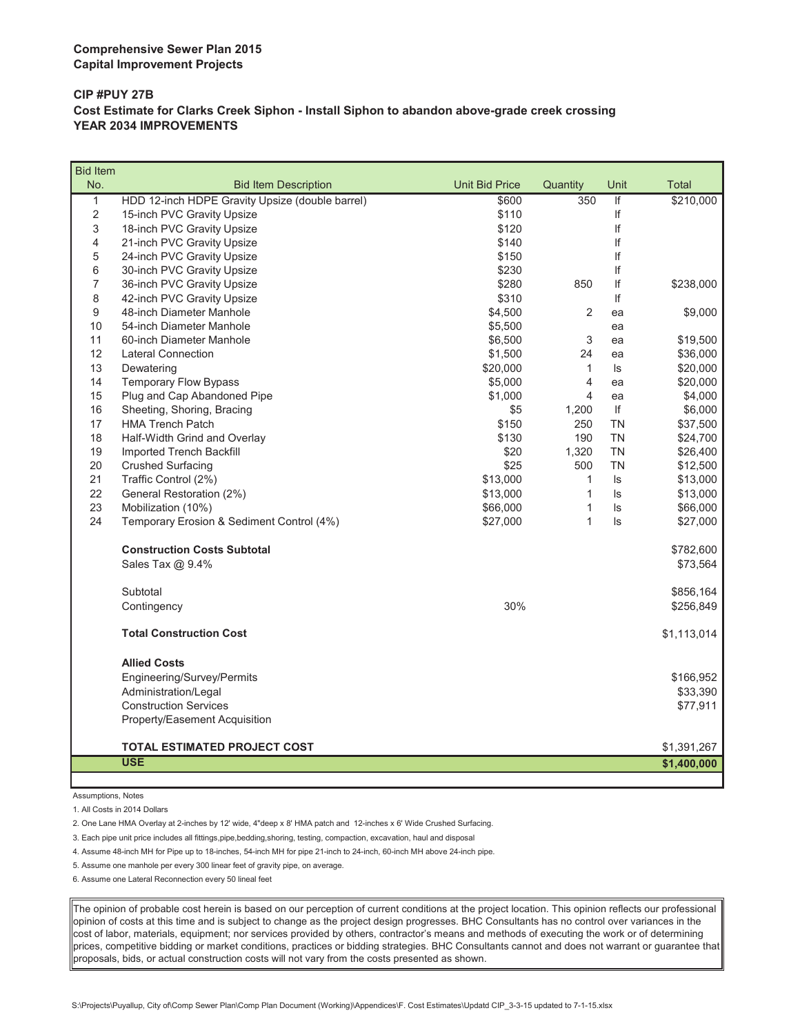**Comprehensive Sewer Plan 2015**
**Capital Improvement Projects**

**CIP #PUY 27B**
**Cost Estimate for Clarks Creek Siphon - Install Siphon to abandon above-grade creek crossing**
**YEAR 2034 IMPROVEMENTS**

| Bid Item No. | Bid Item Description | Unit Bid Price | Quantity | Unit | Total |
|---|---|---|---|---|---|
| 1 | HDD 12-inch HDPE Gravity Upsize (double barrel) | $600 | 350 | lf | $210,000 |
| 2 | 15-inch PVC Gravity Upsize | $110 | | lf | |
| 3 | 18-inch PVC Gravity Upsize | $120 | | lf | |
| 4 | 21-inch PVC Gravity Upsize | $140 | | lf | |
| 5 | 24-inch PVC Gravity Upsize | $150 | | lf | |
| 6 | 30-inch PVC Gravity Upsize | $230 | | lf | |
| 7 | 36-inch PVC Gravity Upsize | $280 | 850 | lf | $238,000 |
| 8 | 42-inch PVC Gravity Upsize | $310 | | lf | |
| 9 | 48-inch Diameter Manhole | $4,500 | 2 | ea | $9,000 |
| 10 | 54-inch Diameter Manhole | $5,500 | | ea | |
| 11 | 60-inch Diameter Manhole | $6,500 | 3 | ea | $19,500 |
| 12 | Lateral Connection | $1,500 | 24 | ea | $36,000 |
| 13 | Dewatering | $20,000 | 1 | ls | $20,000 |
| 14 | Temporary Flow Bypass | $5,000 | 4 | ea | $20,000 |
| 15 | Plug and Cap Abandoned Pipe | $1,000 | 4 | ea | $4,000 |
| 16 | Sheeting, Shoring, Bracing | $5 | 1,200 | lf | $6,000 |
| 17 | HMA Trench Patch | $150 | 250 | TN | $37,500 |
| 18 | Half-Width Grind and Overlay | $130 | 190 | TN | $24,700 |
| 19 | Imported Trench Backfill | $20 | 1,320 | TN | $26,400 |
| 20 | Crushed Surfacing | $25 | 500 | TN | $12,500 |
| 21 | Traffic Control (2%) | $13,000 | 1 | ls | $13,000 |
| 22 | General Restoration (2%) | $13,000 | 1 | ls | $13,000 |
| 23 | Mobilization (10%) | $66,000 | 1 | ls | $66,000 |
| 24 | Temporary Erosion & Sediment Control (4%) | $27,000 | 1 | ls | $27,000 |
| | **Construction Costs Subtotal** | | | | $782,600 |
| | Sales Tax @ 9.4% | | | | $73,564 |
| | Subtotal | | | | $856,164 |
| | Contingency | 30% | | | $256,849 |
| | **Total Construction Cost** | | | | $1,113,014 |
| | **Allied Costs** | | | | |
| | Engineering/Survey/Permits | | | | $166,952 |
| | Administration/Legal | | | | $33,390 |
| | Construction Services | | | | $77,911 |
| | Property/Easement Acquisition | | | | |
| | **TOTAL ESTIMATED PROJECT COST** | | | | $1,391,267 |
| | **USE** | | | | **$1,400,000** |

Assumptions, Notes

1. All Costs in 2014 Dollars
2. One Lane HMA Overlay at 2-inches by 12' wide, 4"deep x 8' HMA patch and 12-inches x 6' Wide Crushed Surfacing.
3. Each pipe unit price includes all fittings,pipe,bedding,shoring, testing, compaction, excavation, haul and disposal
4. Assume 48-inch MH for Pipe up to 18-inches, 54-inch MH for pipe 21-inch to 24-inch, 60-inch MH above 24-inch pipe.
5. Assume one manhole per every 300 linear feet of gravity pipe, on average.
6. Assume one Lateral Reconnection every 50 lineal feet

The opinion of probable cost herein is based on our perception of current conditions at the project location. This opinion reflects our professional opinion of costs at this time and is subject to change as the project design progresses. BHC Consultants has no control over variances in the cost of labor, materials, equipment; nor services provided by others, contractor's means and methods of executing the work or of determining prices, competitive bidding or market conditions, practices or bidding strategies. BHC Consultants cannot and does not warrant or guarantee that proposals, bids, or actual construction costs will not vary from the costs presented as shown.

S:\Projects\Puyallup, City of\Comp Sewer Plan\Comp Plan Document (Working)\Appendices\F. Cost Estimates\Updatd CIP_3-3-15 updated to 7-1-15.xlsx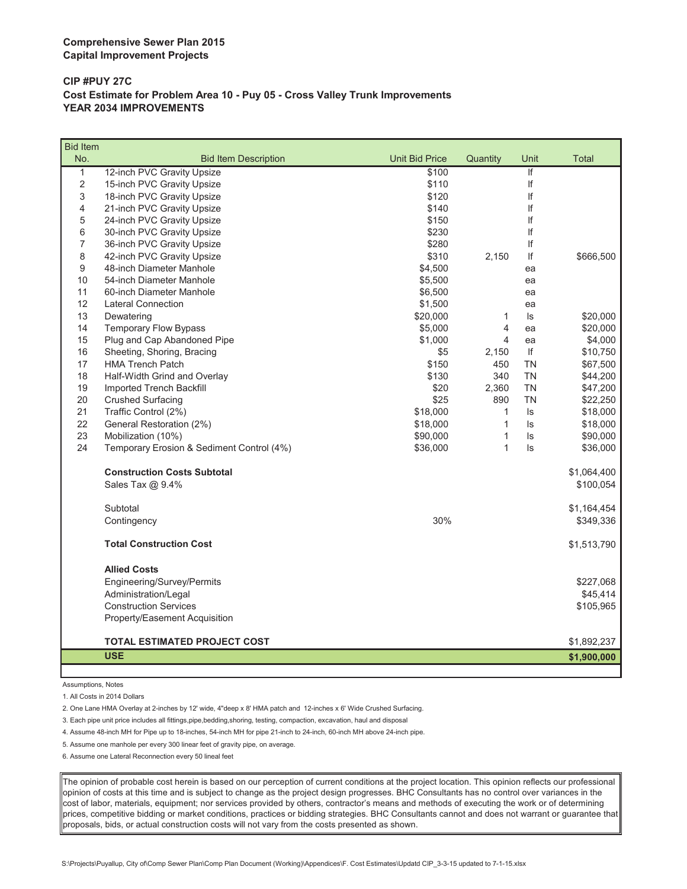**Comprehensive Sewer Plan 2015**
**Capital Improvement Projects**

**CIP #PUY 27C**
**Cost Estimate for Problem Area 10 - Puy 05 - Cross Valley Trunk Improvements**
**YEAR 2034 IMPROVEMENTS**

| Bid Item No. | Bid Item Description | Unit Bid Price | Quantity | Unit | Total |
|---|---|---|---|---|---|
| 1 | 12-inch PVC Gravity Upsize | $100 | | lf | |
| 2 | 15-inch PVC Gravity Upsize | $110 | | lf | |
| 3 | 18-inch PVC Gravity Upsize | $120 | | lf | |
| 4 | 21-inch PVC Gravity Upsize | $140 | | lf | |
| 5 | 24-inch PVC Gravity Upsize | $150 | | lf | |
| 6 | 30-inch PVC Gravity Upsize | $230 | | lf | |
| 7 | 36-inch PVC Gravity Upsize | $280 | | lf | |
| 8 | 42-inch PVC Gravity Upsize | $310 | 2,150 | lf | $666,500 |
| 9 | 48-inch Diameter Manhole | $4,500 | | ea | |
| 10 | 54-inch Diameter Manhole | $5,500 | | ea | |
| 11 | 60-inch Diameter Manhole | $6,500 | | ea | |
| 12 | Lateral Connection | $1,500 | | ea | |
| 13 | Dewatering | $20,000 | 1 | ls | $20,000 |
| 14 | Temporary Flow Bypass | $5,000 | 4 | ea | $20,000 |
| 15 | Plug and Cap Abandoned Pipe | $1,000 | 4 | ea | $4,000 |
| 16 | Sheeting, Shoring, Bracing | $5 | 2,150 | lf | $10,750 |
| 17 | HMA Trench Patch | $150 | 450 | TN | $67,500 |
| 18 | Half-Width Grind and Overlay | $130 | 340 | TN | $44,200 |
| 19 | Imported Trench Backfill | $20 | 2,360 | TN | $47,200 |
| 20 | Crushed Surfacing | $25 | 890 | TN | $22,250 |
| 21 | Traffic Control (2%) | $18,000 | 1 | ls | $18,000 |
| 22 | General Restoration (2%) | $18,000 | 1 | ls | $18,000 |
| 23 | Mobilization (10%) | $90,000 | 1 | ls | $90,000 |
| 24 | Temporary Erosion & Sediment Control (4%) | $36,000 | 1 | ls | $36,000 |
| | **Construction Costs Subtotal** | | | | $1,064,400 |
| | Sales Tax @ 9.4% | | | | $100,054 |
| | Subtotal | | | | $1,164,454 |
| | Contingency | 30% | | | $349,336 |
| | **Total Construction Cost** | | | | $1,513,790 |
| | **Allied Costs** | | | | |
| | Engineering/Survey/Permits | | | | $227,068 |
| | Administration/Legal | | | | $45,414 |
| | Construction Services | | | | $105,965 |
| | Property/Easement Acquisition | | | | |
| | **TOTAL ESTIMATED PROJECT COST** | | | | $1,892,237 |
| | **USE** | | | | **$1,900,000** |

Assumptions, Notes

1. All Costs in 2014 Dollars
2. One Lane HMA Overlay at 2-inches by 12' wide, 4"deep x 8' HMA patch and 12-inches x 6' Wide Crushed Surfacing.
3. Each pipe unit price includes all fittings,pipe,bedding,shoring, testing, compaction, excavation, haul and disposal
4. Assume 48-inch MH for Pipe up to 18-inches, 54-inch MH for pipe 21-inch to 24-inch, 60-inch MH above 24-inch pipe.
5. Assume one manhole per every 300 linear feet of gravity pipe, on average.
6. Assume one Lateral Reconnection every 50 lineal feet

The opinion of probable cost herein is based on our perception of current conditions at the project location. This opinion reflects our professional opinion of costs at this time and is subject to change as the project design progresses. BHC Consultants has no control over variances in the cost of labor, materials, equipment; nor services provided by others, contractor's means and methods of executing the work or of determining prices, competitive bidding or market conditions, practices or bidding strategies. BHC Consultants cannot and does not warrant or guarantee that proposals, bids, or actual construction costs will not vary from the costs presented as shown.

S:\Projects\Puyallup, City of\Comp Sewer Plan\Comp Plan Document (Working)\Appendices\F. Cost Estimates\Updatd CIP_3-3-15 updated to 7-1-15.xlsx